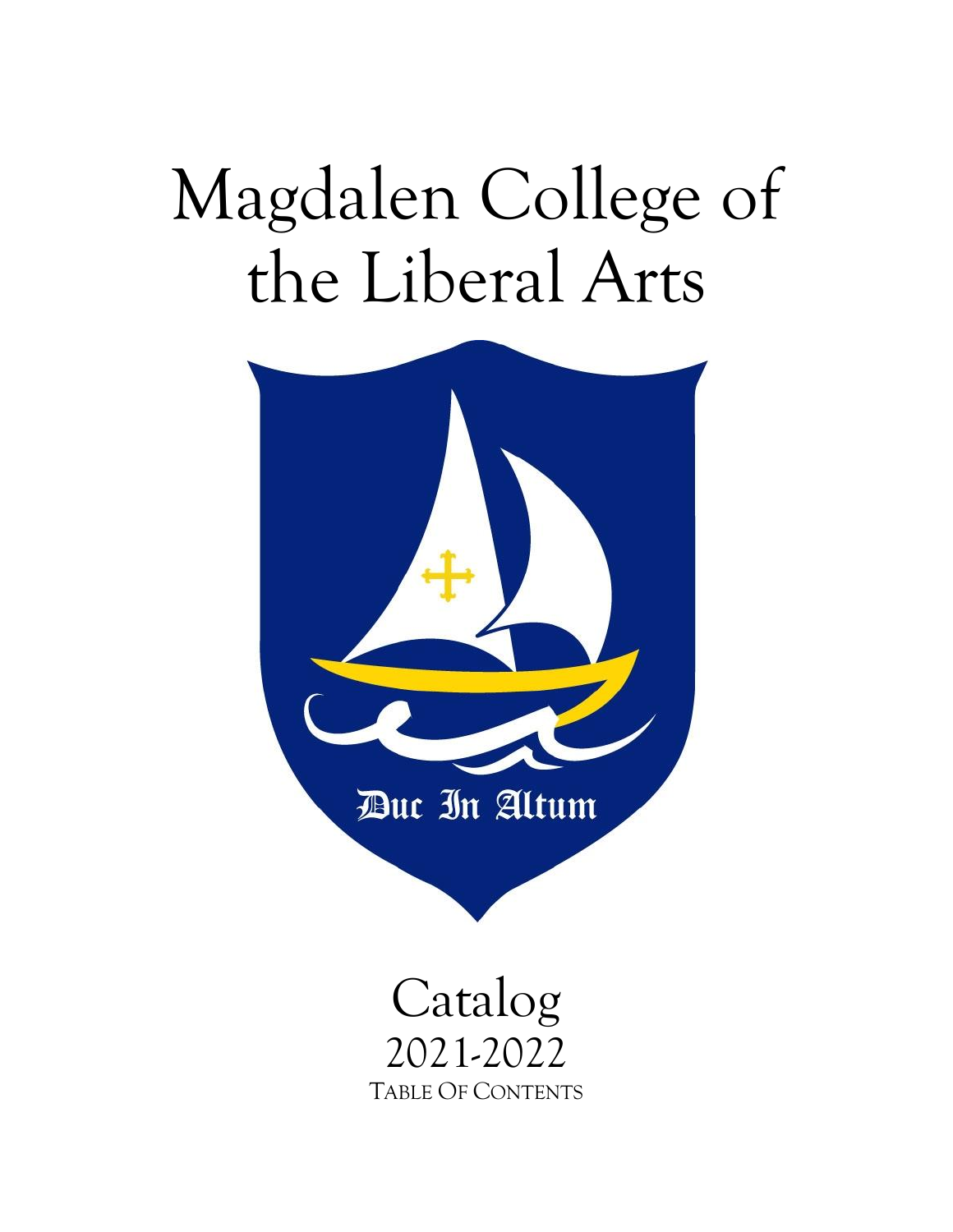# Magdalen College of the Liberal Arts

Duc In Altum

Catalog
2021-2022
TABLE OF CONTENTS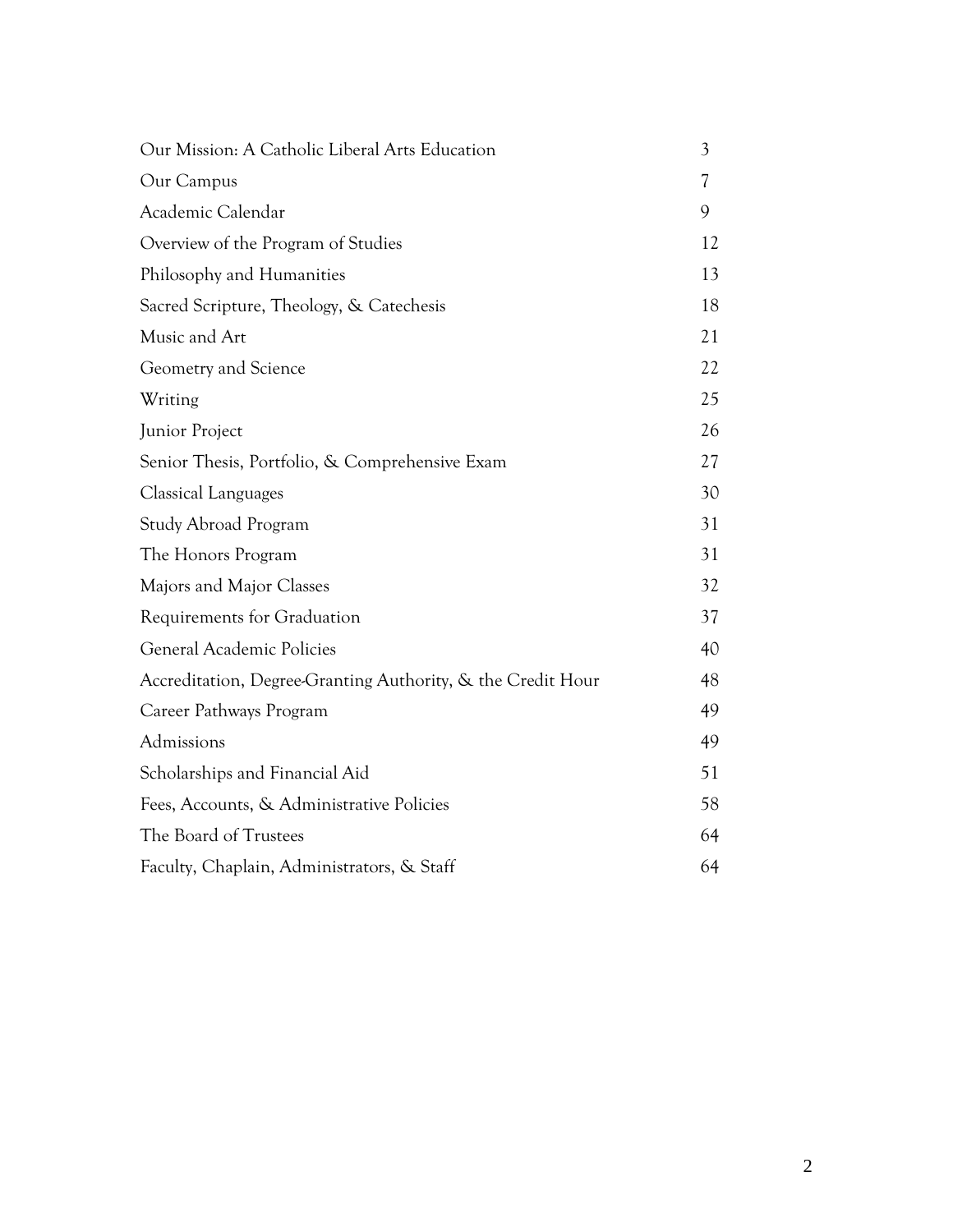| | |
|---|---|
| Our Mission: A Catholic Liberal Arts Education | 3 |
| Our Campus | 7 |
| Academic Calendar | 9 |
| Overview of the Program of Studies | 12 |
| Philosophy and Humanities | 13 |
| Sacred Scripture, Theology, & Catechesis | 18 |
| Music and Art | 21 |
| Geometry and Science | 22 |
| Writing | 25 |
| Junior Project | 26 |
| Senior Thesis, Portfolio, & Comprehensive Exam | 27 |
| Classical Languages | 30 |
| Study Abroad Program | 31 |
| The Honors Program | 31 |
| Majors and Major Classes | 32 |
| Requirements for Graduation | 37 |
| General Academic Policies | 40 |
| Accreditation, Degree-Granting Authority, & the Credit Hour | 48 |
| Career Pathways Program | 49 |
| Admissions | 49 |
| Scholarships and Financial Aid | 51 |
| Fees, Accounts, & Administrative Policies | 58 |
| The Board of Trustees | 64 |
| Faculty, Chaplain, Administrators, & Staff | 64 |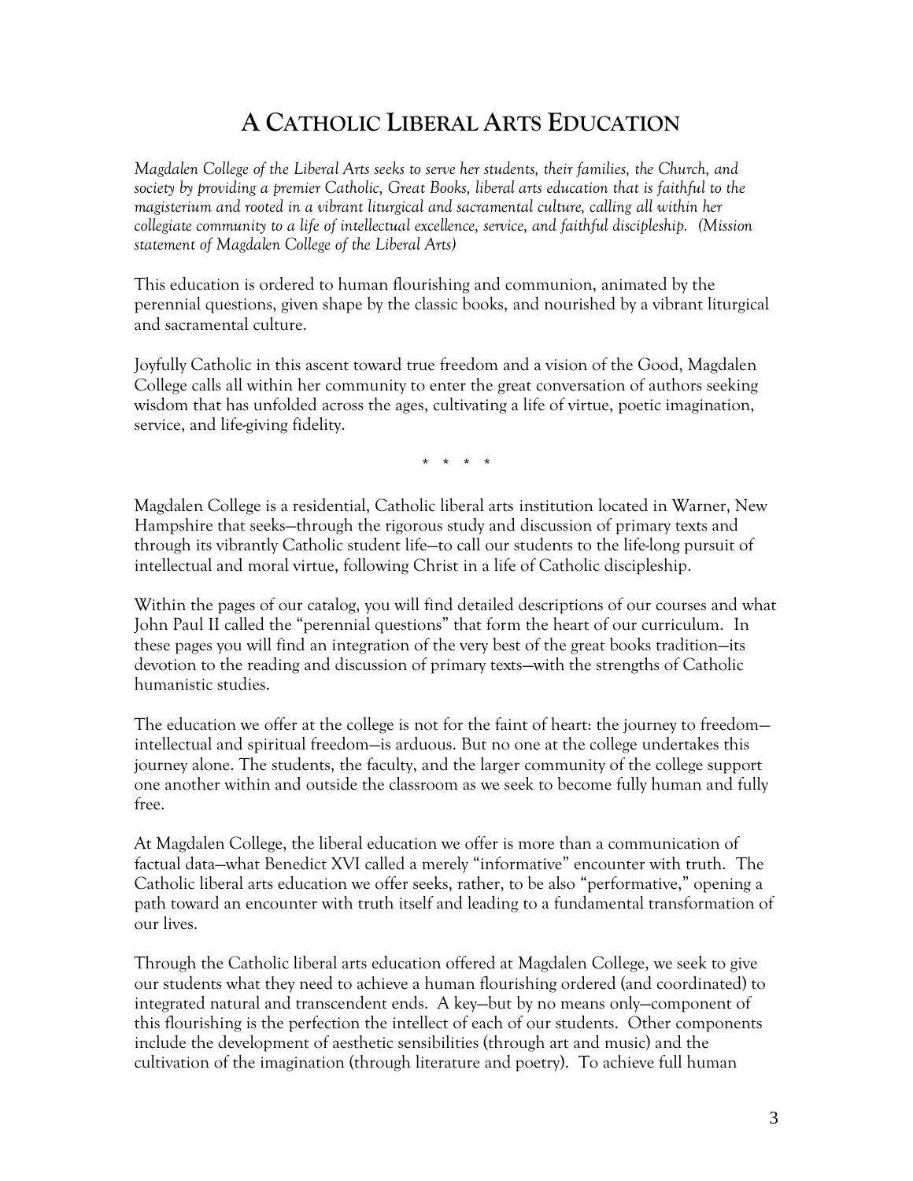# A Catholic Liberal Arts Education

*Magdalen College of the Liberal Arts seeks to serve her students, their families, the Church, and society by providing a premier Catholic, Great Books, liberal arts education that is faithful to the magisterium and rooted in a vibrant liturgical and sacramental culture, calling all within her collegiate community to a life of intellectual excellence, service, and faithful discipleship. (Mission statement of Magdalen College of the Liberal Arts)*

This education is ordered to human flourishing and communion, animated by the perennial questions, given shape by the classic books, and nourished by a vibrant liturgical and sacramental culture.

Joyfully Catholic in this ascent toward true freedom and a vision of the Good, Magdalen College calls all within her community to enter the great conversation of authors seeking wisdom that has unfolded across the ages, cultivating a life of virtue, poetic imagination, service, and life-giving fidelity.

\* \* \* \*

Magdalen College is a residential, Catholic liberal arts institution located in Warner, New Hampshire that seeks—through the rigorous study and discussion of primary texts and through its vibrantly Catholic student life—to call our students to the life-long pursuit of intellectual and moral virtue, following Christ in a life of Catholic discipleship.

Within the pages of our catalog, you will find detailed descriptions of our courses and what John Paul II called the "perennial questions" that form the heart of our curriculum. In these pages you will find an integration of the very best of the great books tradition—its devotion to the reading and discussion of primary texts—with the strengths of Catholic humanistic studies.

The education we offer at the college is not for the faint of heart: the journey to freedom—intellectual and spiritual freedom—is arduous. But no one at the college undertakes this journey alone. The students, the faculty, and the larger community of the college support one another within and outside the classroom as we seek to become fully human and fully free.

At Magdalen College, the liberal education we offer is more than a communication of factual data—what Benedict XVI called a merely "informative" encounter with truth. The Catholic liberal arts education we offer seeks, rather, to be also "performative," opening a path toward an encounter with truth itself and leading to a fundamental transformation of our lives.

Through the Catholic liberal arts education offered at Magdalen College, we seek to give our students what they need to achieve a human flourishing ordered (and coordinated) to integrated natural and transcendent ends. A key—but by no means only—component of this flourishing is the perfection the intellect of each of our students. Other components include the development of aesthetic sensibilities (through art and music) and the cultivation of the imagination (through literature and poetry). To achieve full human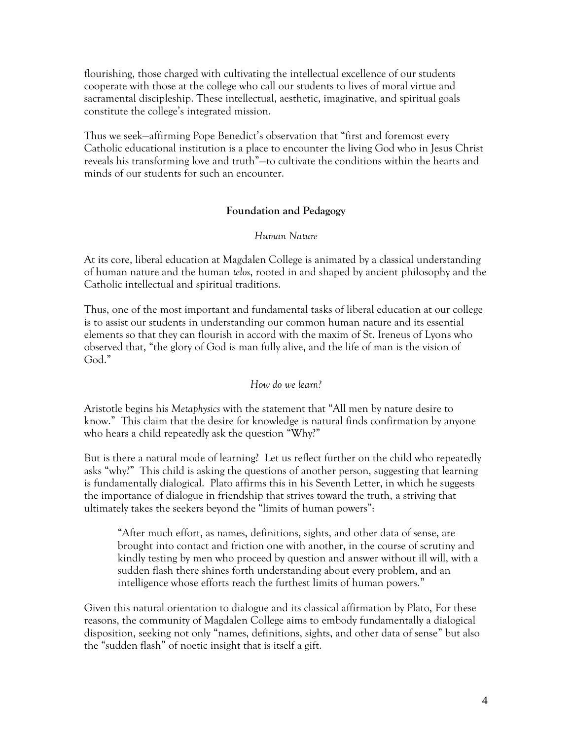flourishing, those charged with cultivating the intellectual excellence of our students cooperate with those at the college who call our students to lives of moral virtue and sacramental discipleship. These intellectual, aesthetic, imaginative, and spiritual goals constitute the college's integrated mission.

Thus we seek—affirming Pope Benedict's observation that "first and foremost every Catholic educational institution is a place to encounter the living God who in Jesus Christ reveals his transforming love and truth"—to cultivate the conditions within the hearts and minds of our students for such an encounter.

## Foundation and Pedagogy

### *Human Nature*

At its core, liberal education at Magdalen College is animated by a classical understanding of human nature and the human *telos*, rooted in and shaped by ancient philosophy and the Catholic intellectual and spiritual traditions.

Thus, one of the most important and fundamental tasks of liberal education at our college is to assist our students in understanding our common human nature and its essential elements so that they can flourish in accord with the maxim of St. Ireneus of Lyons who observed that, "the glory of God is man fully alive, and the life of man is the vision of God."

### *How do we learn?*

Aristotle begins his *Metaphysics* with the statement that "All men by nature desire to know." This claim that the desire for knowledge is natural finds confirmation by anyone who hears a child repeatedly ask the question "Why?"

But is there a natural mode of learning? Let us reflect further on the child who repeatedly asks "why?" This child is asking the questions of another person, suggesting that learning is fundamentally dialogical. Plato affirms this in his Seventh Letter, in which he suggests the importance of dialogue in friendship that strives toward the truth, a striving that ultimately takes the seekers beyond the "limits of human powers":

> "After much effort, as names, definitions, sights, and other data of sense, are brought into contact and friction one with another, in the course of scrutiny and kindly testing by men who proceed by question and answer without ill will, with a sudden flash there shines forth understanding about every problem, and an intelligence whose efforts reach the furthest limits of human powers."

Given this natural orientation to dialogue and its classical affirmation by Plato, For these reasons, the community of Magdalen College aims to embody fundamentally a dialogical disposition, seeking not only "names, definitions, sights, and other data of sense" but also the "sudden flash" of noetic insight that is itself a gift.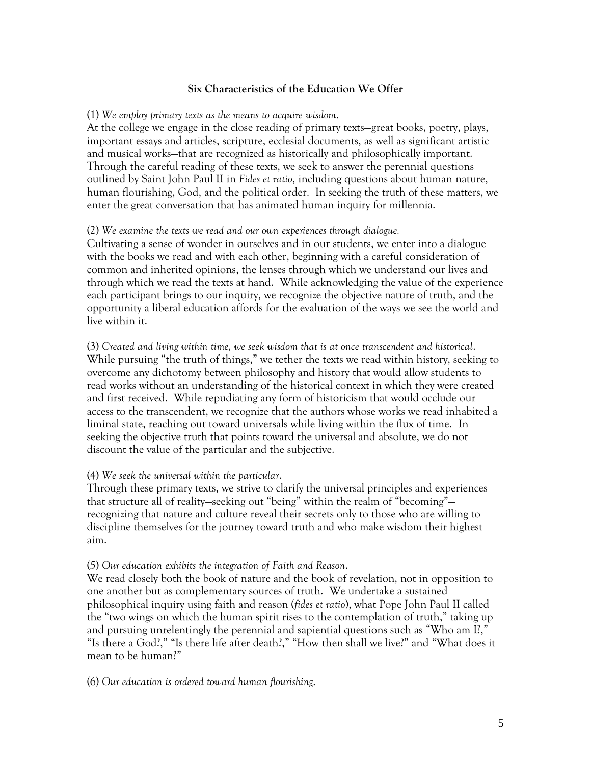## Six Characteristics of the Education We Offer

(1) *We employ primary texts as the means to acquire wisdom*.

At the college we engage in the close reading of primary texts—great books, poetry, plays, important essays and articles, scripture, ecclesial documents, as well as significant artistic and musical works—that are recognized as historically and philosophically important. Through the careful reading of these texts, we seek to answer the perennial questions outlined by Saint John Paul II in *Fides et ratio*, including questions about human nature, human flourishing, God, and the political order. In seeking the truth of these matters, we enter the great conversation that has animated human inquiry for millennia.

(2) *We examine the texts we read and our own experiences through dialogue.*

Cultivating a sense of wonder in ourselves and in our students, we enter into a dialogue with the books we read and with each other, beginning with a careful consideration of common and inherited opinions, the lenses through which we understand our lives and through which we read the texts at hand. While acknowledging the value of the experience each participant brings to our inquiry, we recognize the objective nature of truth, and the opportunity a liberal education affords for the evaluation of the ways we see the world and live within it.

(3) *Created and living within time, we seek wisdom that is at once transcendent and historical*.

While pursuing "the truth of things," we tether the texts we read within history, seeking to overcome any dichotomy between philosophy and history that would allow students to read works without an understanding of the historical context in which they were created and first received. While repudiating any form of historicism that would occlude our access to the transcendent, we recognize that the authors whose works we read inhabited a liminal state, reaching out toward universals while living within the flux of time. In seeking the objective truth that points toward the universal and absolute, we do not discount the value of the particular and the subjective.

(4) *We seek the universal within the particular*.

Through these primary texts, we strive to clarify the universal principles and experiences that structure all of reality—seeking out "being" within the realm of "becoming"—recognizing that nature and culture reveal their secrets only to those who are willing to discipline themselves for the journey toward truth and who make wisdom their highest aim.

(5) *Our education exhibits the integration of Faith and Reason*.

We read closely both the book of nature and the book of revelation, not in opposition to one another but as complementary sources of truth. We undertake a sustained philosophical inquiry using faith and reason (*fides et ratio*), what Pope John Paul II called the "two wings on which the human spirit rises to the contemplation of truth," taking up and pursuing unrelentingly the perennial and sapiential questions such as "Who am I?," "Is there a God?," "Is there life after death?," "How then shall we live?" and "What does it mean to be human?"

(6) *Our education is ordered toward human flourishing*.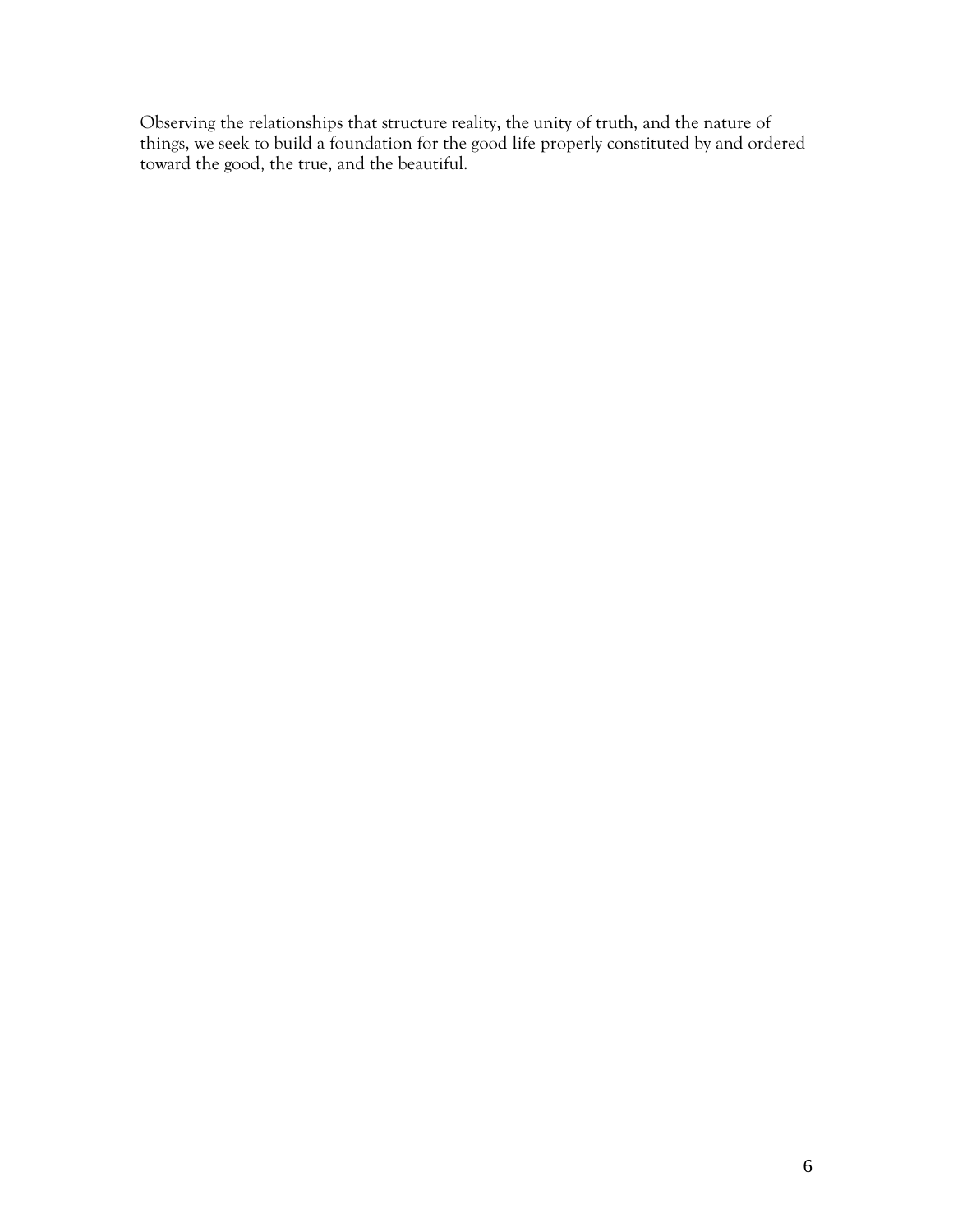Observing the relationships that structure reality, the unity of truth, and the nature of things, we seek to build a foundation for the good life properly constituted by and ordered toward the good, the true, and the beautiful.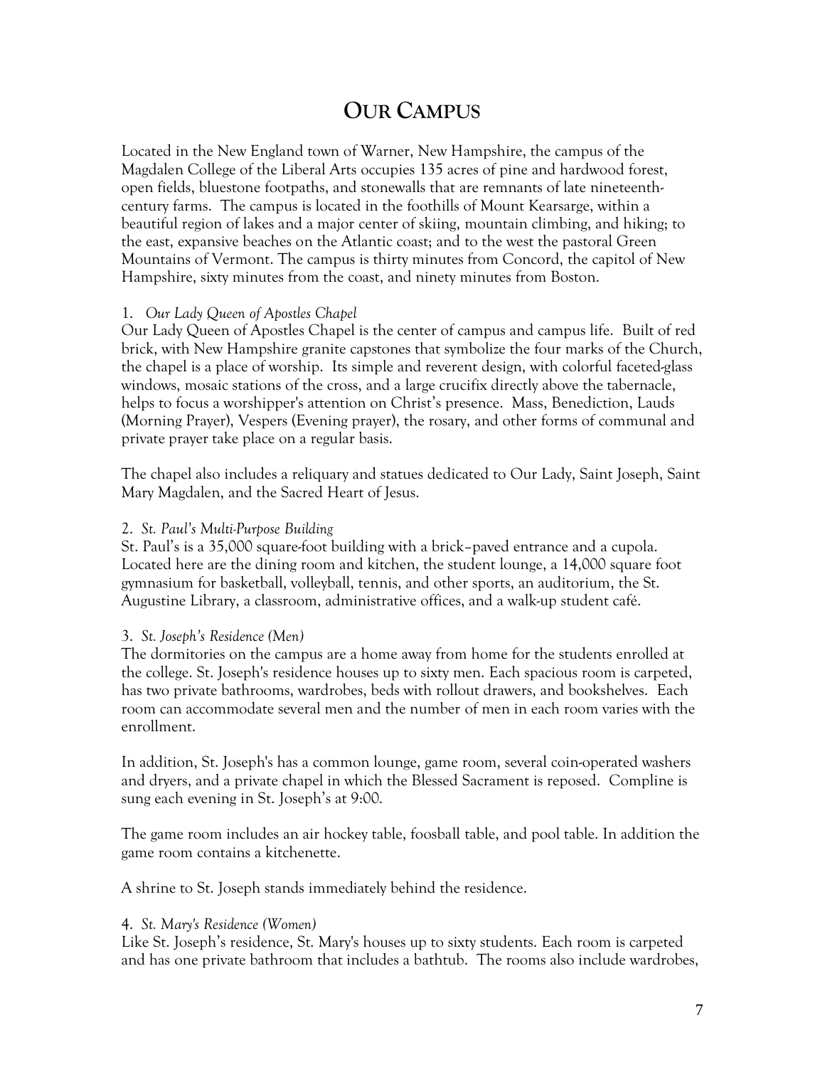# Our Campus

Located in the New England town of Warner, New Hampshire, the campus of the Magdalen College of the Liberal Arts occupies 135 acres of pine and hardwood forest, open fields, bluestone footpaths, and stonewalls that are remnants of late nineteenth-century farms. The campus is located in the foothills of Mount Kearsarge, within a beautiful region of lakes and a major center of skiing, mountain climbing, and hiking; to the east, expansive beaches on the Atlantic coast; and to the west the pastoral Green Mountains of Vermont. The campus is thirty minutes from Concord, the capitol of New Hampshire, sixty minutes from the coast, and ninety minutes from Boston.

1. *Our Lady Queen of Apostles Chapel*

Our Lady Queen of Apostles Chapel is the center of campus and campus life. Built of red brick, with New Hampshire granite capstones that symbolize the four marks of the Church, the chapel is a place of worship. Its simple and reverent design, with colorful faceted-glass windows, mosaic stations of the cross, and a large crucifix directly above the tabernacle, helps to focus a worshipper's attention on Christ's presence. Mass, Benediction, Lauds (Morning Prayer), Vespers (Evening prayer), the rosary, and other forms of communal and private prayer take place on a regular basis.

The chapel also includes a reliquary and statues dedicated to Our Lady, Saint Joseph, Saint Mary Magdalen, and the Sacred Heart of Jesus.

2. *St. Paul's Multi-Purpose Building*

St. Paul's is a 35,000 square-foot building with a brick–paved entrance and a cupola. Located here are the dining room and kitchen, the student lounge, a 14,000 square foot gymnasium for basketball, volleyball, tennis, and other sports, an auditorium, the St. Augustine Library, a classroom, administrative offices, and a walk-up student café.

3. *St. Joseph's Residence (Men)*

The dormitories on the campus are a home away from home for the students enrolled at the college. St. Joseph's residence houses up to sixty men. Each spacious room is carpeted, has two private bathrooms, wardrobes, beds with rollout drawers, and bookshelves. Each room can accommodate several men and the number of men in each room varies with the enrollment.

In addition, St. Joseph's has a common lounge, game room, several coin-operated washers and dryers, and a private chapel in which the Blessed Sacrament is reposed. Compline is sung each evening in St. Joseph's at 9:00.

The game room includes an air hockey table, foosball table, and pool table. In addition the game room contains a kitchenette.

A shrine to St. Joseph stands immediately behind the residence.

4. *St. Mary's Residence (Women)*

Like St. Joseph's residence, St. Mary's houses up to sixty students. Each room is carpeted and has one private bathroom that includes a bathtub. The rooms also include wardrobes,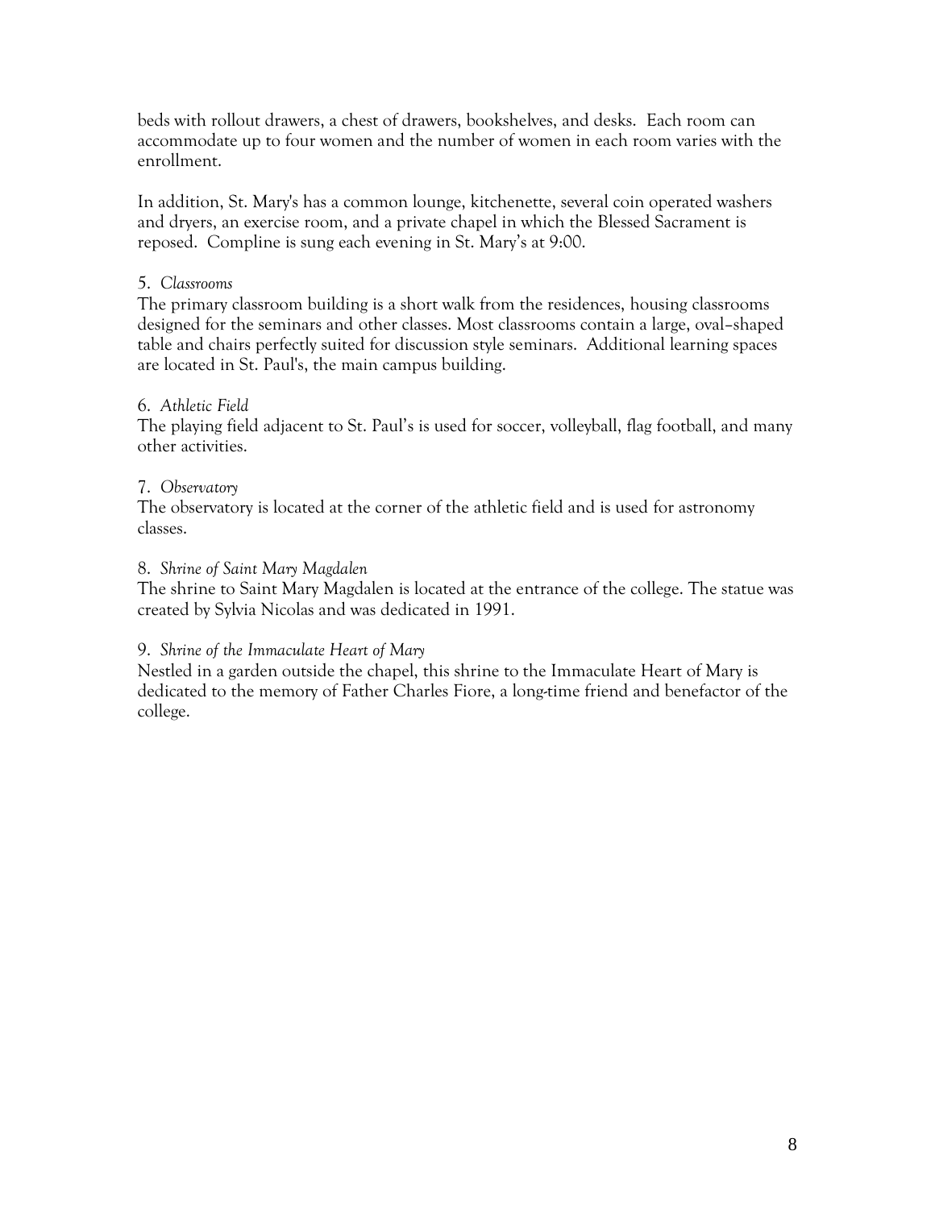beds with rollout drawers, a chest of drawers, bookshelves, and desks. Each room can accommodate up to four women and the number of women in each room varies with the enrollment.

In addition, St. Mary's has a common lounge, kitchenette, several coin operated washers and dryers, an exercise room, and a private chapel in which the Blessed Sacrament is reposed. Compline is sung each evening in St. Mary's at 9:00.

5. *Classrooms*

The primary classroom building is a short walk from the residences, housing classrooms designed for the seminars and other classes. Most classrooms contain a large, oval–shaped table and chairs perfectly suited for discussion style seminars. Additional learning spaces are located in St. Paul's, the main campus building.

6. *Athletic Field*

The playing field adjacent to St. Paul's is used for soccer, volleyball, flag football, and many other activities.

7. *Observatory*

The observatory is located at the corner of the athletic field and is used for astronomy classes.

8. *Shrine of Saint Mary Magdalen*

The shrine to Saint Mary Magdalen is located at the entrance of the college. The statue was created by Sylvia Nicolas and was dedicated in 1991.

9. *Shrine of the Immaculate Heart of Mary*

Nestled in a garden outside the chapel, this shrine to the Immaculate Heart of Mary is dedicated to the memory of Father Charles Fiore, a long-time friend and benefactor of the college.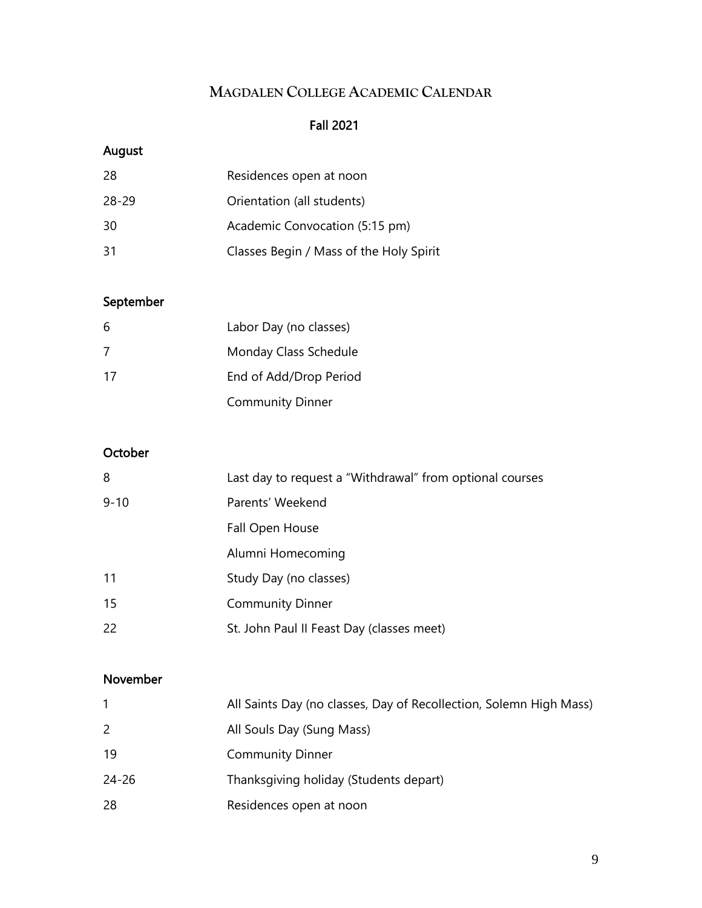# Magdalen College Academic Calendar

## Fall 2021

### August

| | |
|---|---|
| 28 | Residences open at noon |
| 28-29 | Orientation (all students) |
| 30 | Academic Convocation (5:15 pm) |
| 31 | Classes Begin / Mass of the Holy Spirit |

### September

| | |
|---|---|
| 6 | Labor Day (no classes) |
| 7 | Monday Class Schedule |
| 17 | End of Add/Drop Period |
| | Community Dinner |

### October

| | |
|---|---|
| 8 | Last day to request a "Withdrawal" from optional courses |
| 9-10 | Parents' Weekend |
| | Fall Open House |
| | Alumni Homecoming |
| 11 | Study Day (no classes) |
| 15 | Community Dinner |
| 22 | St. John Paul II Feast Day (classes meet) |

### November

| | |
|---|---|
| 1 | All Saints Day (no classes, Day of Recollection, Solemn High Mass) |
| 2 | All Souls Day (Sung Mass) |
| 19 | Community Dinner |
| 24-26 | Thanksgiving holiday (Students depart) |
| 28 | Residences open at noon |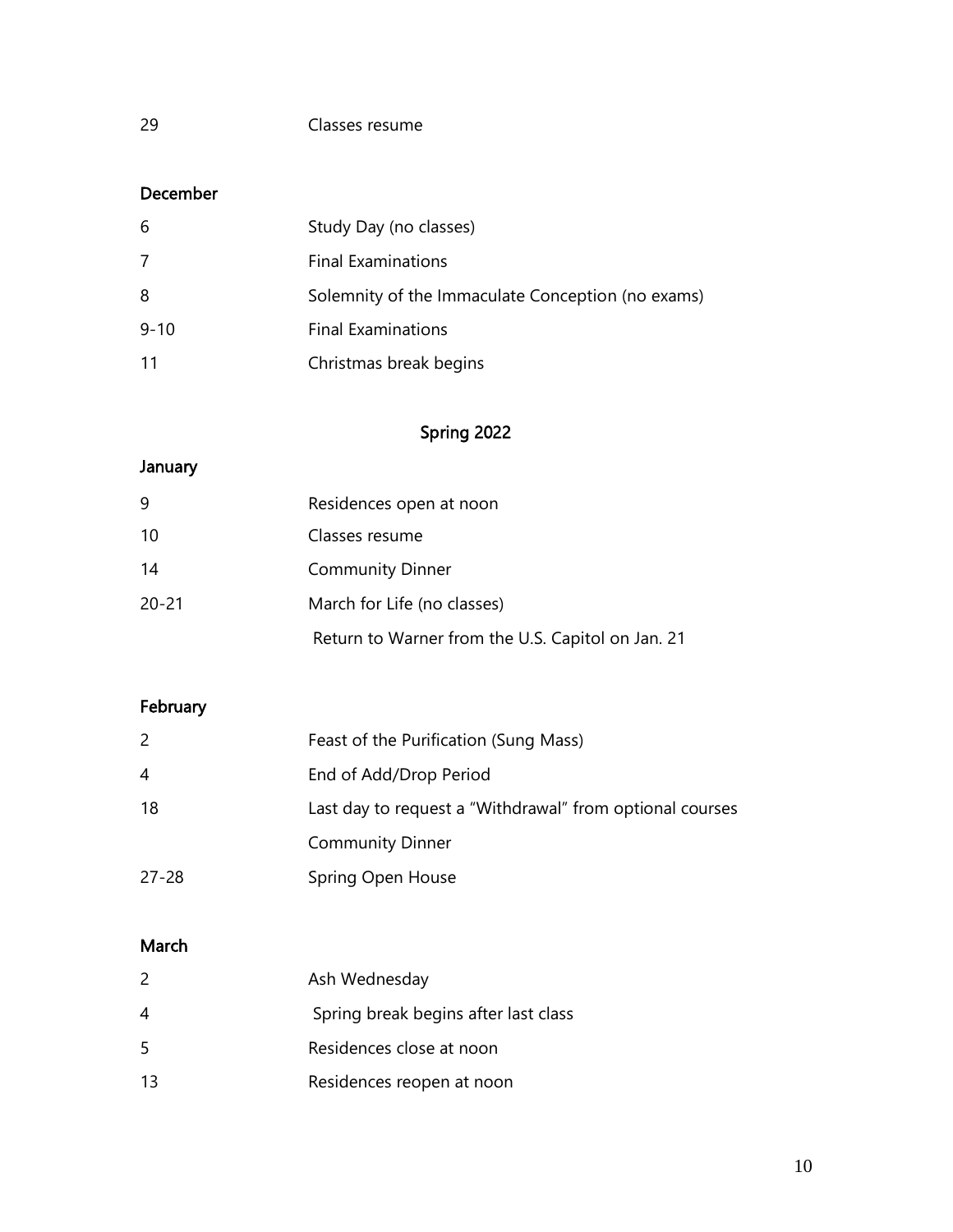| | |
|---|---|
| 29 | Classes resume |

**December**

| | |
|---|---|
| 6 | Study Day (no classes) |
| 7 | Final Examinations |
| 8 | Solemnity of the Immaculate Conception (no exams) |
| 9-10 | Final Examinations |
| 11 | Christmas break begins |

## Spring 2022

**January**

| | |
|---|---|
| 9 | Residences open at noon |
| 10 | Classes resume |
| 14 | Community Dinner |
| 20-21 | March for Life (no classes) |
| | Return to Warner from the U.S. Capitol on Jan. 21 |

**February**

| | |
|---|---|
| 2 | Feast of the Purification (Sung Mass) |
| 4 | End of Add/Drop Period |
| 18 | Last day to request a "Withdrawal" from optional courses |
| | Community Dinner |
| 27-28 | Spring Open House |

**March**

| | |
|---|---|
| 2 | Ash Wednesday |
| 4 | Spring break begins after last class |
| 5 | Residences close at noon |
| 13 | Residences reopen at noon |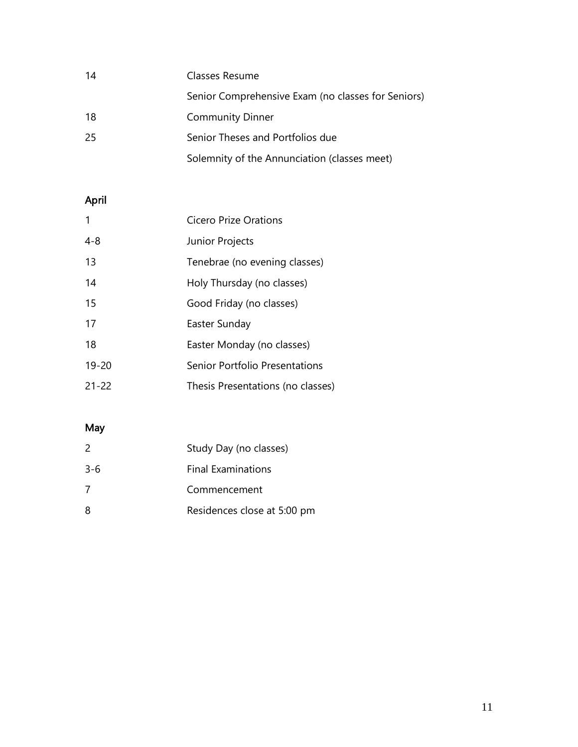| | |
|---|---|
| 14 | Classes Resume |
| | Senior Comprehensive Exam (no classes for Seniors) |
| 18 | Community Dinner |
| 25 | Senior Theses and Portfolios due |
| | Solemnity of the Annunciation (classes meet) |

## April

| | |
|---|---|
| 1 | Cicero Prize Orations |
| 4-8 | Junior Projects |
| 13 | Tenebrae (no evening classes) |
| 14 | Holy Thursday (no classes) |
| 15 | Good Friday (no classes) |
| 17 | Easter Sunday |
| 18 | Easter Monday (no classes) |
| 19-20 | Senior Portfolio Presentations |
| 21-22 | Thesis Presentations (no classes) |

## May

| | |
|---|---|
| 2 | Study Day (no classes) |
| 3-6 | Final Examinations |
| 7 | Commencement |
| 8 | Residences close at 5:00 pm |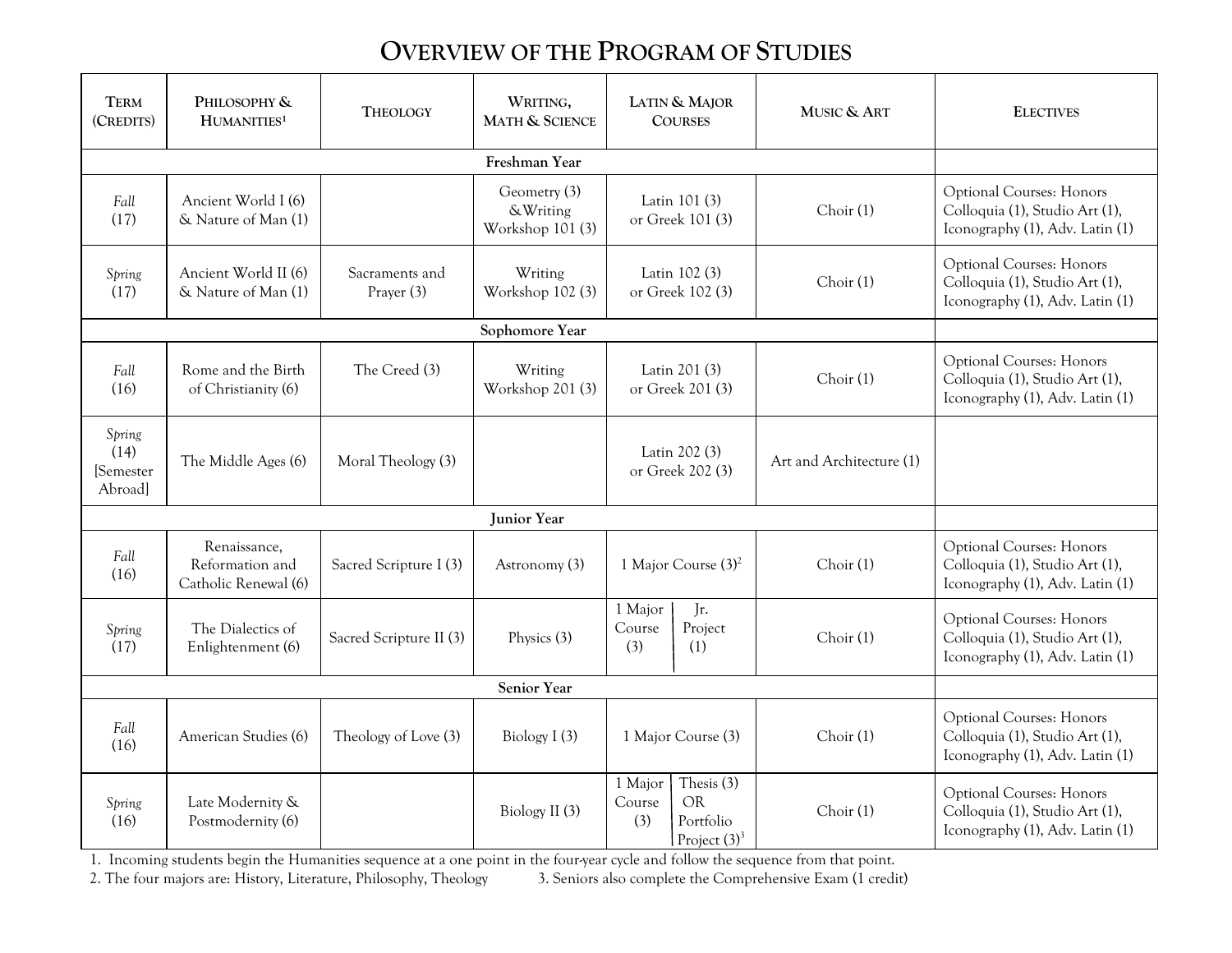# Overview of the Program of Studies

| Term (Credits) | Philosophy & Humanities[1] | Theology | Writing, Math & Science | Latin & Major Courses | Music & Art | Electives |
|---|---|---|---|---|---|---|
| **Freshman Year** | | | | | | |
| *Fall* (17) | Ancient World I (6) & Nature of Man (1) | | Geometry (3) &Writing Workshop 101 (3) | Latin 101 (3) or Greek 101 (3) | Choir (1) | Optional Courses: Honors Colloquia (1), Studio Art (1), Iconography (1), Adv. Latin (1) |
| *Spring* (17) | Ancient World II (6) & Nature of Man (1) | Sacraments and Prayer (3) | Writing Workshop 102 (3) | Latin 102 (3) or Greek 102 (3) | Choir (1) | Optional Courses: Honors Colloquia (1), Studio Art (1), Iconography (1), Adv. Latin (1) |
| **Sophomore Year** | | | | | | |
| *Fall* (16) | Rome and the Birth of Christianity (6) | The Creed (3) | Writing Workshop 201 (3) | Latin 201 (3) or Greek 201 (3) | Choir (1) | Optional Courses: Honors Colloquia (1), Studio Art (1), Iconography (1), Adv. Latin (1) |
| *Spring* (14) [Semester Abroad] | The Middle Ages (6) | Moral Theology (3) | | Latin 202 (3) or Greek 202 (3) | Art and Architecture (1) | |
| **Junior Year** | | | | | | |
| *Fall* (16) | Renaissance, Reformation and Catholic Renewal (6) | Sacred Scripture I (3) | Astronomy (3) | 1 Major Course (3)[2] | Choir (1) | Optional Courses: Honors Colloquia (1), Studio Art (1), Iconography (1), Adv. Latin (1) |
| *Spring* (17) | The Dialectics of Enlightenment (6) | Sacred Scripture II (3) | Physics (3) | 1 Major Course (3) / Jr. Project (1) | Choir (1) | Optional Courses: Honors Colloquia (1), Studio Art (1), Iconography (1), Adv. Latin (1) |
| **Senior Year** | | | | | | |
| *Fall* (16) | American Studies (6) | Theology of Love (3) | Biology I (3) | 1 Major Course (3) | Choir (1) | Optional Courses: Honors Colloquia (1), Studio Art (1), Iconography (1), Adv. Latin (1) |
| *Spring* (16) | Late Modernity & Postmodernity (6) | | Biology II (3) | 1 Major Course (3) / Thesis (3) OR Portfolio Project (3)[3] | Choir (1) | Optional Courses: Honors Colloquia (1), Studio Art (1), Iconography (1), Adv. Latin (1) |

1. Incoming students begin the Humanities sequence at a one point in the four-year cycle and follow the sequence from that point.
2. The four majors are: History, Literature, Philosophy, Theology
3. Seniors also complete the Comprehensive Exam (1 credit)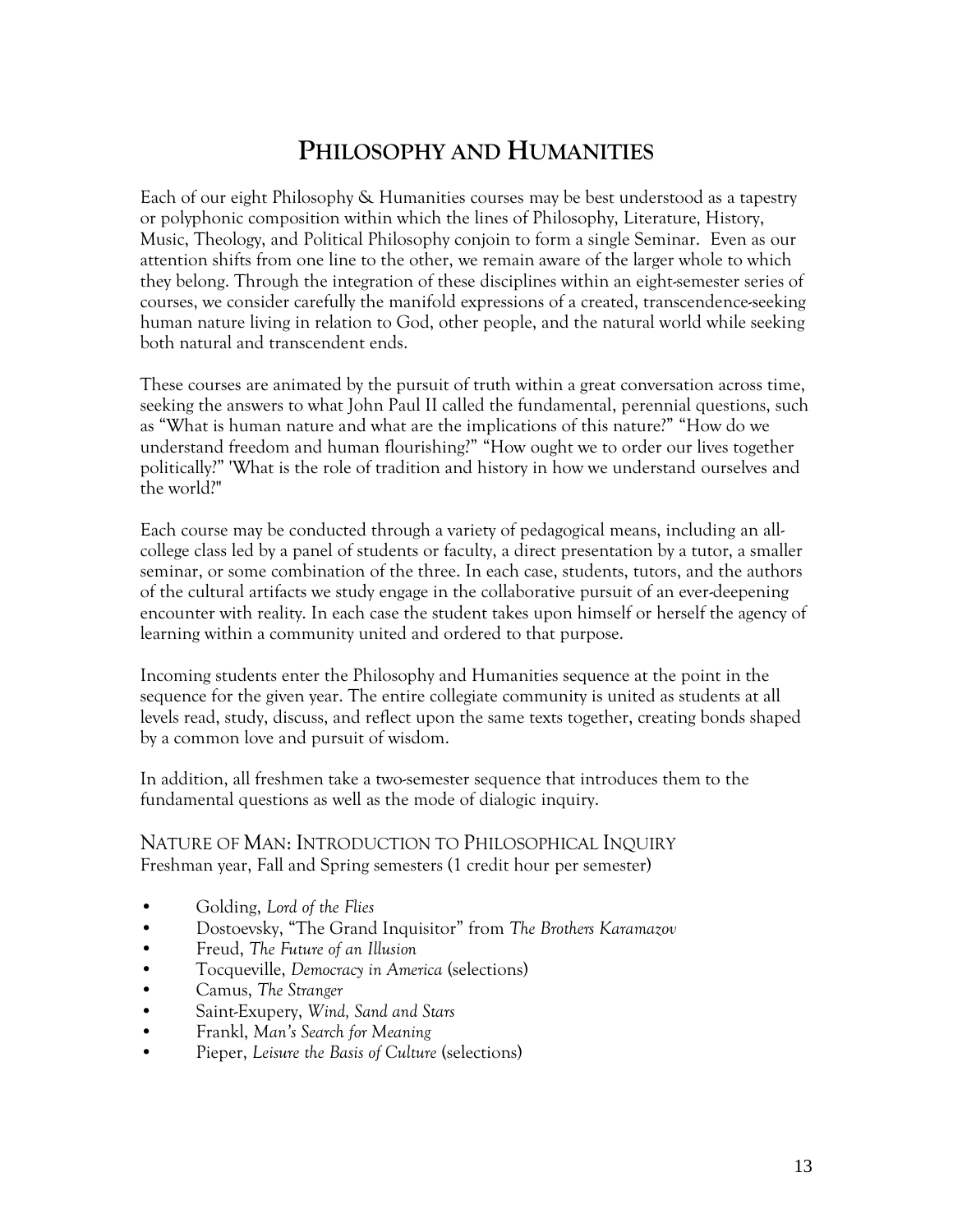# PHILOSOPHY AND HUMANITIES

Each of our eight Philosophy & Humanities courses may be best understood as a tapestry or polyphonic composition within which the lines of Philosophy, Literature, History, Music, Theology, and Political Philosophy conjoin to form a single Seminar. Even as our attention shifts from one line to the other, we remain aware of the larger whole to which they belong. Through the integration of these disciplines within an eight-semester series of courses, we consider carefully the manifold expressions of a created, transcendence-seeking human nature living in relation to God, other people, and the natural world while seeking both natural and transcendent ends.

These courses are animated by the pursuit of truth within a great conversation across time, seeking the answers to what John Paul II called the fundamental, perennial questions, such as "What is human nature and what are the implications of this nature?" "How do we understand freedom and human flourishing?" "How ought we to order our lives together politically?" "What is the role of tradition and history in how we understand ourselves and the world?"

Each course may be conducted through a variety of pedagogical means, including an all-college class led by a panel of students or faculty, a direct presentation by a tutor, a smaller seminar, or some combination of the three. In each case, students, tutors, and the authors of the cultural artifacts we study engage in the collaborative pursuit of an ever-deepening encounter with reality. In each case the student takes upon himself or herself the agency of learning within a community united and ordered to that purpose.

Incoming students enter the Philosophy and Humanities sequence at the point in the sequence for the given year. The entire collegiate community is united as students at all levels read, study, discuss, and reflect upon the same texts together, creating bonds shaped by a common love and pursuit of wisdom.

In addition, all freshmen take a two-semester sequence that introduces them to the fundamental questions as well as the mode of dialogic inquiry.

## NATURE OF MAN: INTRODUCTION TO PHILOSOPHICAL INQUIRY

Freshman year, Fall and Spring semesters (1 credit hour per semester)

- Golding, *Lord of the Flies*
- Dostoevsky, "The Grand Inquisitor" from *The Brothers Karamazov*
- Freud, *The Future of an Illusion*
- Tocqueville, *Democracy in America* (selections)
- Camus, *The Stranger*
- Saint-Exupery, *Wind, Sand and Stars*
- Frankl, *Man's Search for Meaning*
- Pieper, *Leisure the Basis of Culture* (selections)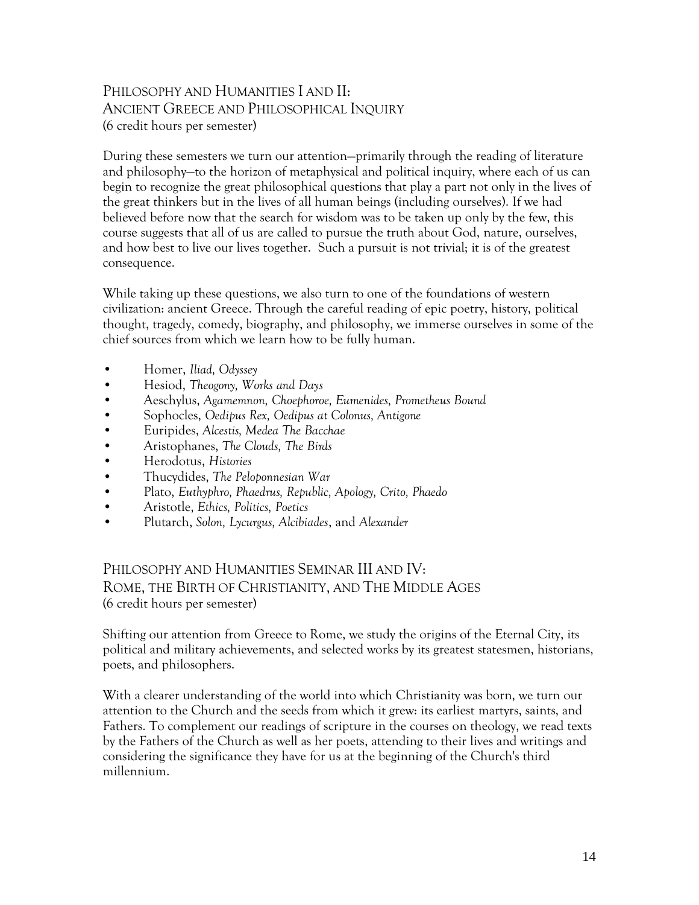## Philosophy and Humanities I and II: Ancient Greece and Philosophical Inquiry

(6 credit hours per semester)

During these semesters we turn our attention—primarily through the reading of literature and philosophy—to the horizon of metaphysical and political inquiry, where each of us can begin to recognize the great philosophical questions that play a part not only in the lives of the great thinkers but in the lives of all human beings (including ourselves). If we had believed before now that the search for wisdom was to be taken up only by the few, this course suggests that all of us are called to pursue the truth about God, nature, ourselves, and how best to live our lives together. Such a pursuit is not trivial; it is of the greatest consequence.

While taking up these questions, we also turn to one of the foundations of western civilization: ancient Greece. Through the careful reading of epic poetry, history, political thought, tragedy, comedy, biography, and philosophy, we immerse ourselves in some of the chief sources from which we learn how to be fully human.

- Homer, *Iliad, Odyssey*
- Hesiod, *Theogony, Works and Days*
- Aeschylus, *Agamemnon, Choephoroe, Eumenides, Prometheus Bound*
- Sophocles, *Oedipus Rex, Oedipus at Colonus, Antigone*
- Euripides, *Alcestis, Medea The Bacchae*
- Aristophanes, *The Clouds, The Birds*
- Herodotus, *Histories*
- Thucydides, *The Peloponnesian War*
- Plato, *Euthyphro, Phaedrus, Republic, Apology, Crito, Phaedo*
- Aristotle, *Ethics, Politics, Poetics*
- Plutarch, *Solon, Lycurgus, Alcibiades*, and *Alexander*

## Philosophy and Humanities Seminar III and IV: Rome, the Birth of Christianity, and The Middle Ages

(6 credit hours per semester)

Shifting our attention from Greece to Rome, we study the origins of the Eternal City, its political and military achievements, and selected works by its greatest statesmen, historians, poets, and philosophers.

With a clearer understanding of the world into which Christianity was born, we turn our attention to the Church and the seeds from which it grew: its earliest martyrs, saints, and Fathers. To complement our readings of scripture in the courses on theology, we read texts by the Fathers of the Church as well as her poets, attending to their lives and writings and considering the significance they have for us at the beginning of the Church's third millennium.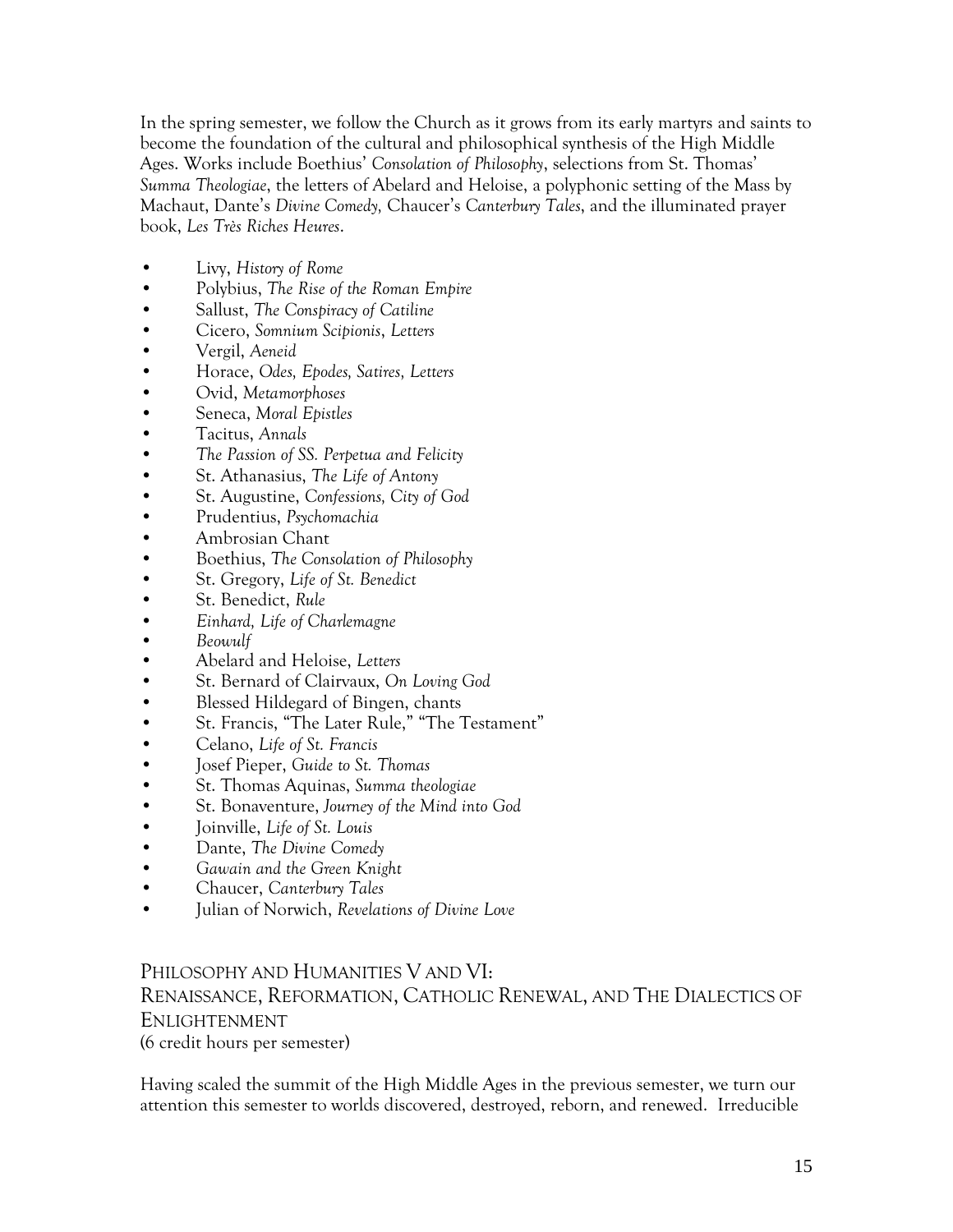In the spring semester, we follow the Church as it grows from its early martyrs and saints to become the foundation of the cultural and philosophical synthesis of the High Middle Ages. Works include Boethius' *Consolation of Philosophy*, selections from St. Thomas' *Summa Theologiae*, the letters of Abelard and Heloise, a polyphonic setting of the Mass by Machaut, Dante's *Divine Comedy,* Chaucer's *Canterbury Tales*, and the illuminated prayer book, *Les Très Riches Heures*.

- Livy, *History of Rome*
- Polybius, *The Rise of the Roman Empire*
- Sallust, *The Conspiracy of Catiline*
- Cicero, *Somnium Scipionis*, *Letters*
- Vergil, *Aeneid*
- Horace, *Odes, Epodes, Satires, Letters*
- Ovid, *Metamorphoses*
- Seneca, *Moral Epistles*
- Tacitus, *Annals*
- *The Passion of SS. Perpetua and Felicity*
- St. Athanasius, *The Life of Antony*
- St. Augustine, *Confessions, City of God*
- Prudentius, *Psychomachia*
- Ambrosian Chant
- Boethius, *The Consolation of Philosophy*
- St. Gregory, *Life of St. Benedict*
- St. Benedict, *Rule*
- *Einhard, Life of Charlemagne*
- *Beowulf*
- Abelard and Heloise, *Letters*
- St. Bernard of Clairvaux, *On Loving God*
- Blessed Hildegard of Bingen, chants
- St. Francis, "The Later Rule," "The Testament"
- Celano, *Life of St. Francis*
- Josef Pieper, *Guide to St. Thomas*
- St. Thomas Aquinas, *Summa theologiae*
- St. Bonaventure, *Journey of the Mind into God*
- Joinville, *Life of St. Louis*
- Dante, *The Divine Comedy*
- *Gawain and the Green Knight*
- Chaucer, *Canterbury Tales*
- Julian of Norwich, *Revelations of Divine Love*

## Philosophy and Humanities V and VI: Renaissance, Reformation, Catholic Renewal, and The Dialectics of Enlightenment

(6 credit hours per semester)

Having scaled the summit of the High Middle Ages in the previous semester, we turn our attention this semester to worlds discovered, destroyed, reborn, and renewed. Irreducible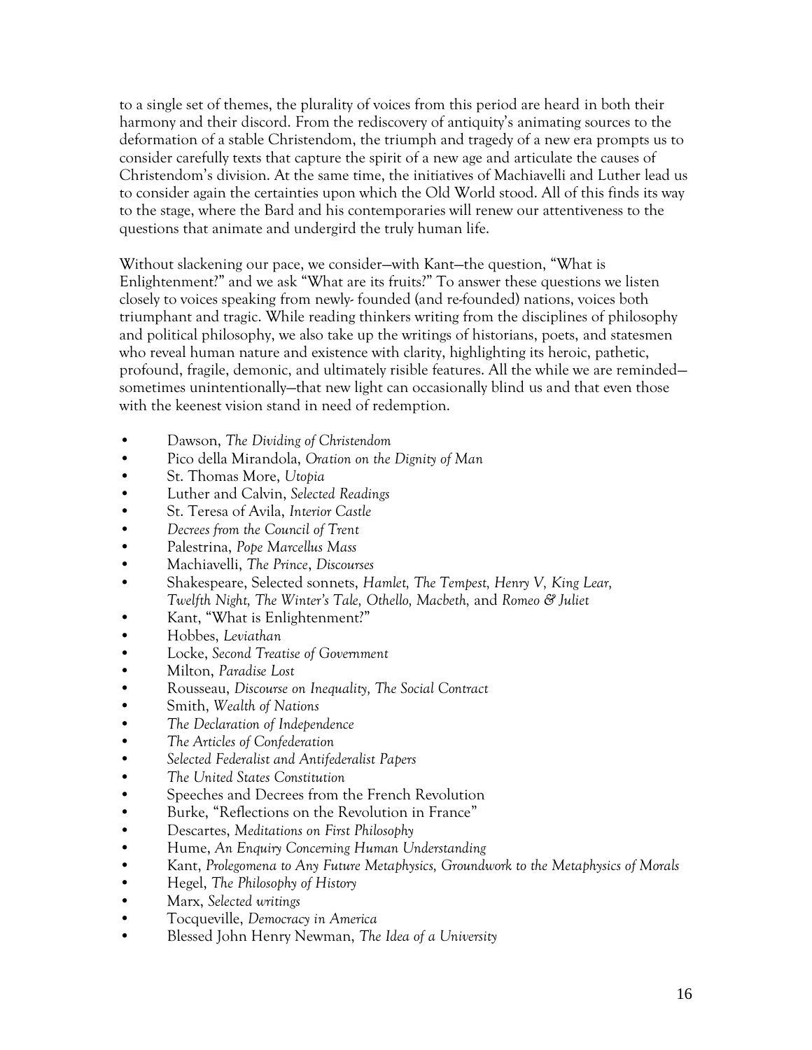to a single set of themes, the plurality of voices from this period are heard in both their harmony and their discord. From the rediscovery of antiquity's animating sources to the deformation of a stable Christendom, the triumph and tragedy of a new era prompts us to consider carefully texts that capture the spirit of a new age and articulate the causes of Christendom's division. At the same time, the initiatives of Machiavelli and Luther lead us to consider again the certainties upon which the Old World stood. All of this finds its way to the stage, where the Bard and his contemporaries will renew our attentiveness to the questions that animate and undergird the truly human life.

Without slackening our pace, we consider—with Kant—the question, "What is Enlightenment?" and we ask "What are its fruits?" To answer these questions we listen closely to voices speaking from newly- founded (and re-founded) nations, voices both triumphant and tragic. While reading thinkers writing from the disciplines of philosophy and political philosophy, we also take up the writings of historians, poets, and statesmen who reveal human nature and existence with clarity, highlighting its heroic, pathetic, profound, fragile, demonic, and ultimately risible features. All the while we are reminded—sometimes unintentionally—that new light can occasionally blind us and that even those with the keenest vision stand in need of redemption.

- Dawson, *The Dividing of Christendom*
- Pico della Mirandola, *Oration on the Dignity of Man*
- St. Thomas More, *Utopia*
- Luther and Calvin, *Selected Readings*
- St. Teresa of Avila, *Interior Castle*
- *Decrees from the Council of Trent*
- Palestrina, *Pope Marcellus Mass*
- Machiavelli, *The Prince*, *Discourses*
- Shakespeare, Selected sonnets, *Hamlet, The Tempest, Henry V, King Lear, Twelfth Night, The Winter's Tale, Othello, Macbeth,* and *Romeo & Juliet*
- Kant, "What is Enlightenment?"
- Hobbes, *Leviathan*
- Locke, *Second Treatise of Government*
- Milton, *Paradise Lost*
- Rousseau, *Discourse on Inequality, The Social Contract*
- Smith, *Wealth of Nations*
- *The Declaration of Independence*
- *The Articles of Confederation*
- *Selected Federalist and Antifederalist Papers*
- *The United States Constitution*
- Speeches and Decrees from the French Revolution
- Burke, "Reflections on the Revolution in France"
- Descartes, *Meditations on First Philosophy*
- Hume, *An Enquiry Concerning Human Understanding*
- Kant, *Prolegomena to Any Future Metaphysics, Groundwork to the Metaphysics of Morals*
- Hegel, *The Philosophy of History*
- Marx, *Selected writings*
- Tocqueville, *Democracy in America*
- Blessed John Henry Newman, *The Idea of a University*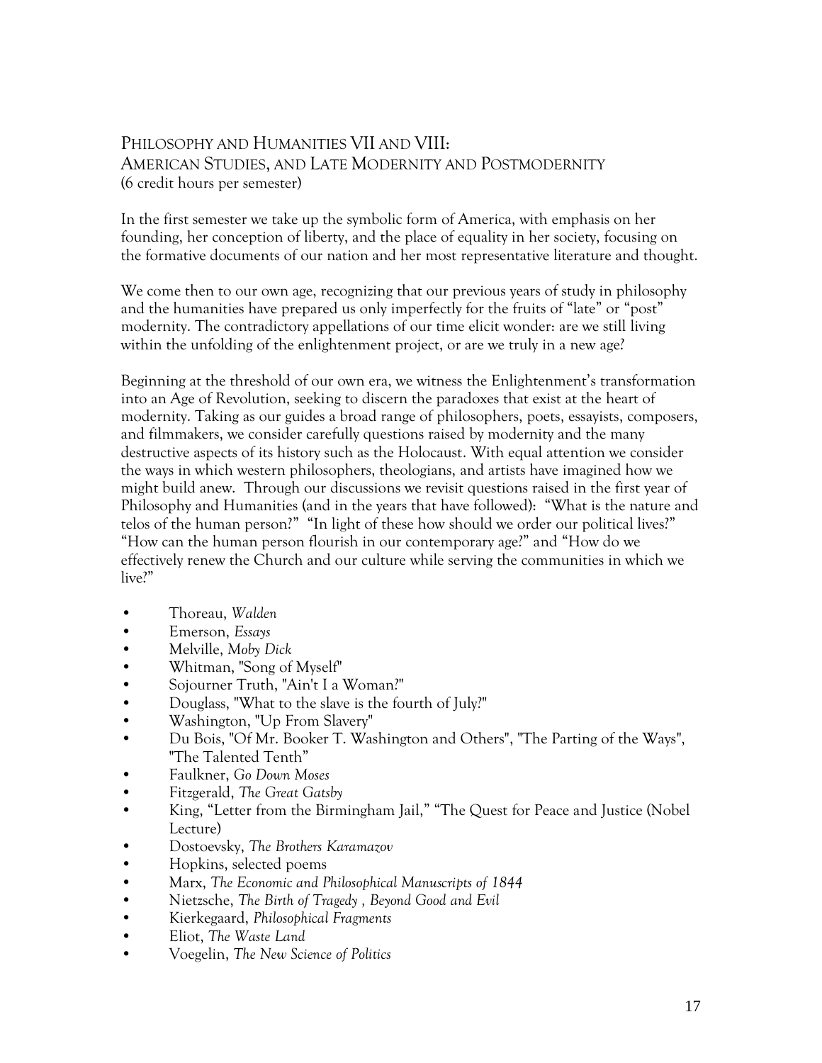## Philosophy and Humanities VII and VIII: American Studies, and Late Modernity and Postmodernity

(6 credit hours per semester)

In the first semester we take up the symbolic form of America, with emphasis on her founding, her conception of liberty, and the place of equality in her society, focusing on the formative documents of our nation and her most representative literature and thought.

We come then to our own age, recognizing that our previous years of study in philosophy and the humanities have prepared us only imperfectly for the fruits of "late" or "post" modernity. The contradictory appellations of our time elicit wonder: are we still living within the unfolding of the enlightenment project, or are we truly in a new age?

Beginning at the threshold of our own era, we witness the Enlightenment's transformation into an Age of Revolution, seeking to discern the paradoxes that exist at the heart of modernity. Taking as our guides a broad range of philosophers, poets, essayists, composers, and filmmakers, we consider carefully questions raised by modernity and the many destructive aspects of its history such as the Holocaust. With equal attention we consider the ways in which western philosophers, theologians, and artists have imagined how we might build anew. Through our discussions we revisit questions raised in the first year of Philosophy and Humanities (and in the years that have followed): "What is the nature and telos of the human person?" "In light of these how should we order our political lives?" "How can the human person flourish in our contemporary age?" and "How do we effectively renew the Church and our culture while serving the communities in which we live?"

- Thoreau, *Walden*
- Emerson, *Essays*
- Melville, *Moby Dick*
- Whitman, "Song of Myself"
- Sojourner Truth, "Ain't I a Woman?"
- Douglass, "What to the slave is the fourth of July?"
- Washington, "Up From Slavery"
- Du Bois, "Of Mr. Booker T. Washington and Others", "The Parting of the Ways", "The Talented Tenth"
- Faulkner, *Go Down Moses*
- Fitzgerald, *The Great Gatsby*
- King, "Letter from the Birmingham Jail," "The Quest for Peace and Justice (Nobel Lecture)
- Dostoevsky, *The Brothers Karamazov*
- Hopkins, selected poems
- Marx, *The Economic and Philosophical Manuscripts of 1844*
- Nietzsche, *The Birth of Tragedy , Beyond Good and Evil*
- Kierkegaard, *Philosophical Fragments*
- Eliot, *The Waste Land*
- Voegelin, *The New Science of Politics*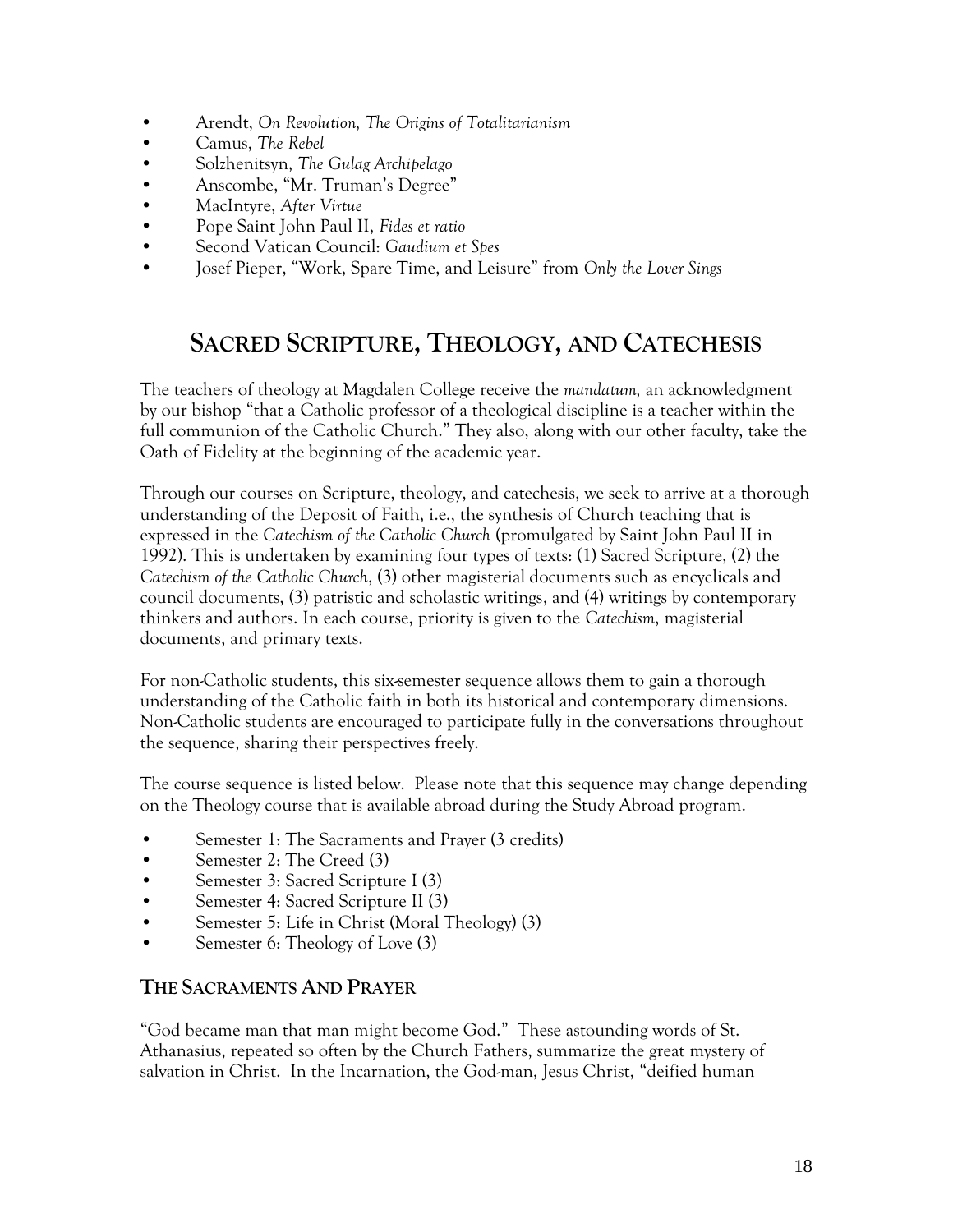- Arendt, *On Revolution, The Origins of Totalitarianism*
- Camus, *The Rebel*
- Solzhenitsyn, *The Gulag Archipelago*
- Anscombe, "Mr. Truman's Degree"
- MacIntyre, *After Virtue*
- Pope Saint John Paul II, *Fides et ratio*
- Second Vatican Council: *Gaudium et Spes*
- Josef Pieper, "Work, Spare Time, and Leisure" from *Only the Lover Sings*

## SACRED SCRIPTURE, THEOLOGY, AND CATECHESIS

The teachers of theology at Magdalen College receive the *mandatum,* an acknowledgment by our bishop "that a Catholic professor of a theological discipline is a teacher within the full communion of the Catholic Church." They also, along with our other faculty, take the Oath of Fidelity at the beginning of the academic year.

Through our courses on Scripture, theology, and catechesis, we seek to arrive at a thorough understanding of the Deposit of Faith, i.e., the synthesis of Church teaching that is expressed in the *Catechism of the Catholic Church* (promulgated by Saint John Paul II in 1992). This is undertaken by examining four types of texts: (1) Sacred Scripture, (2) the *Catechism of the Catholic Church*, (3) other magisterial documents such as encyclicals and council documents, (3) patristic and scholastic writings, and (4) writings by contemporary thinkers and authors. In each course, priority is given to the *Catechism*, magisterial documents, and primary texts.

For non-Catholic students, this six-semester sequence allows them to gain a thorough understanding of the Catholic faith in both its historical and contemporary dimensions. Non-Catholic students are encouraged to participate fully in the conversations throughout the sequence, sharing their perspectives freely.

The course sequence is listed below. Please note that this sequence may change depending on the Theology course that is available abroad during the Study Abroad program.

- Semester 1: The Sacraments and Prayer (3 credits)
- Semester 2: The Creed (3)
- Semester 3: Sacred Scripture I (3)
- Semester 4: Sacred Scripture II (3)
- Semester 5: Life in Christ (Moral Theology) (3)
- Semester 6: Theology of Love (3)

### THE SACRAMENTS AND PRAYER

"God became man that man might become God." These astounding words of St. Athanasius, repeated so often by the Church Fathers, summarize the great mystery of salvation in Christ. In the Incarnation, the God-man, Jesus Christ, "deified human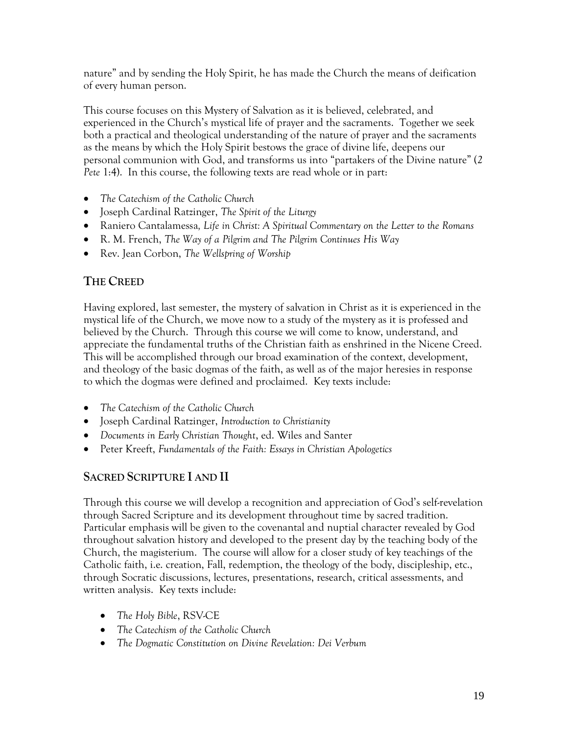nature" and by sending the Holy Spirit, he has made the Church the means of deification of every human person.

This course focuses on this Mystery of Salvation as it is believed, celebrated, and experienced in the Church's mystical life of prayer and the sacraments. Together we seek both a practical and theological understanding of the nature of prayer and the sacraments as the means by which the Holy Spirit bestows the grace of divine life, deepens our personal communion with God, and transforms us into "partakers of the Divine nature" (*2 Pete* 1:4). In this course, the following texts are read whole or in part:

- *The Catechism of the Catholic Church*
- Joseph Cardinal Ratzinger, *The Spirit of the Liturgy*
- Raniero Cantalamessa*, Life in Christ: A Spiritual Commentary on the Letter to the Romans*
- R. M. French, *The Way of a Pilgrim and The Pilgrim Continues His Way*
- Rev. Jean Corbon, *The Wellspring of Worship*

## THE CREED

Having explored, last semester, the mystery of salvation in Christ as it is experienced in the mystical life of the Church, we move now to a study of the mystery as it is professed and believed by the Church. Through this course we will come to know, understand, and appreciate the fundamental truths of the Christian faith as enshrined in the Nicene Creed. This will be accomplished through our broad examination of the context, development, and theology of the basic dogmas of the faith, as well as of the major heresies in response to which the dogmas were defined and proclaimed. Key texts include:

- *The Catechism of the Catholic Church*
- Joseph Cardinal Ratzinger, *Introduction to Christianity*
- *Documents in Early Christian Thought*, ed. Wiles and Santer
- Peter Kreeft, *Fundamentals of the Faith: Essays in Christian Apologetics*

## SACRED SCRIPTURE I AND II

Through this course we will develop a recognition and appreciation of God's self-revelation through Sacred Scripture and its development throughout time by sacred tradition. Particular emphasis will be given to the covenantal and nuptial character revealed by God throughout salvation history and developed to the present day by the teaching body of the Church, the magisterium. The course will allow for a closer study of key teachings of the Catholic faith, i.e. creation, Fall, redemption, the theology of the body, discipleship, etc., through Socratic discussions, lectures, presentations, research, critical assessments, and written analysis. Key texts include:

- *The Holy Bible*, RSV-CE
- *The Catechism of the Catholic Church*
- *The Dogmatic Constitution on Divine Revelation: Dei Verbum*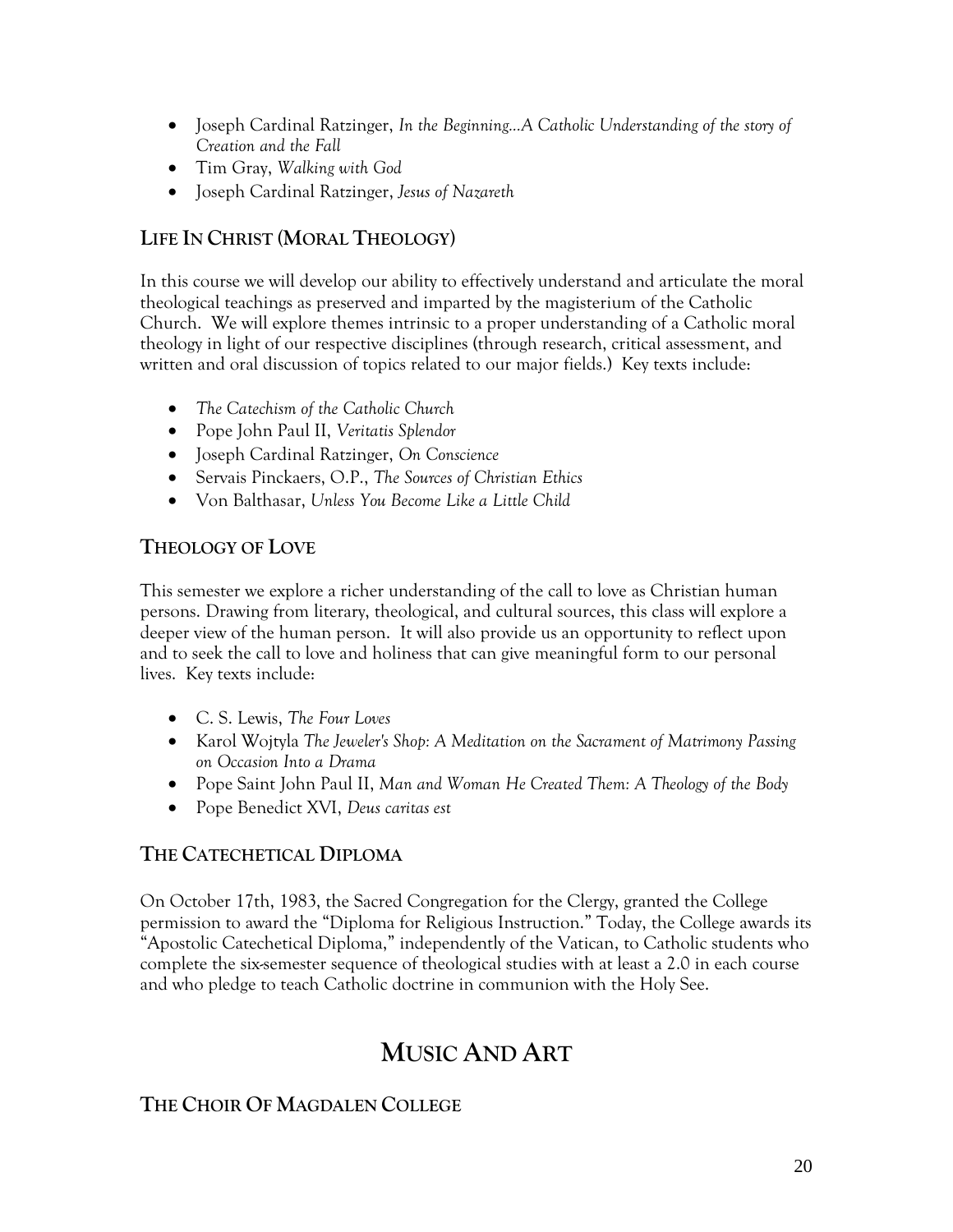- Joseph Cardinal Ratzinger, *In the Beginning...A Catholic Understanding of the story of Creation and the Fall*
- Tim Gray, *Walking with God*
- Joseph Cardinal Ratzinger, *Jesus of Nazareth*

### LIFE IN CHRIST (MORAL THEOLOGY)

In this course we will develop our ability to effectively understand and articulate the moral theological teachings as preserved and imparted by the magisterium of the Catholic Church. We will explore themes intrinsic to a proper understanding of a Catholic moral theology in light of our respective disciplines (through research, critical assessment, and written and oral discussion of topics related to our major fields.) Key texts include:

- *The Catechism of the Catholic Church*
- Pope John Paul II, *Veritatis Splendor*
- Joseph Cardinal Ratzinger, *On Conscience*
- Servais Pinckaers, O.P., *The Sources of Christian Ethics*
- Von Balthasar, *Unless You Become Like a Little Child*

### THEOLOGY OF LOVE

This semester we explore a richer understanding of the call to love as Christian human persons. Drawing from literary, theological, and cultural sources, this class will explore a deeper view of the human person. It will also provide us an opportunity to reflect upon and to seek the call to love and holiness that can give meaningful form to our personal lives. Key texts include:

- C. S. Lewis, *The Four Loves*
- Karol Wojtyla *The Jeweler's Shop: A Meditation on the Sacrament of Matrimony Passing on Occasion Into a Drama*
- Pope Saint John Paul II, *Man and Woman He Created Them: A Theology of the Body*
- Pope Benedict XVI, *Deus caritas est*

### THE CATECHETICAL DIPLOMA

On October 17th, 1983, the Sacred Congregation for the Clergy, granted the College permission to award the "Diploma for Religious Instruction." Today, the College awards its "Apostolic Catechetical Diploma," independently of the Vatican, to Catholic students who complete the six-semester sequence of theological studies with at least a 2.0 in each course and who pledge to teach Catholic doctrine in communion with the Holy See.

## MUSIC AND ART

### THE CHOIR OF MAGDALEN COLLEGE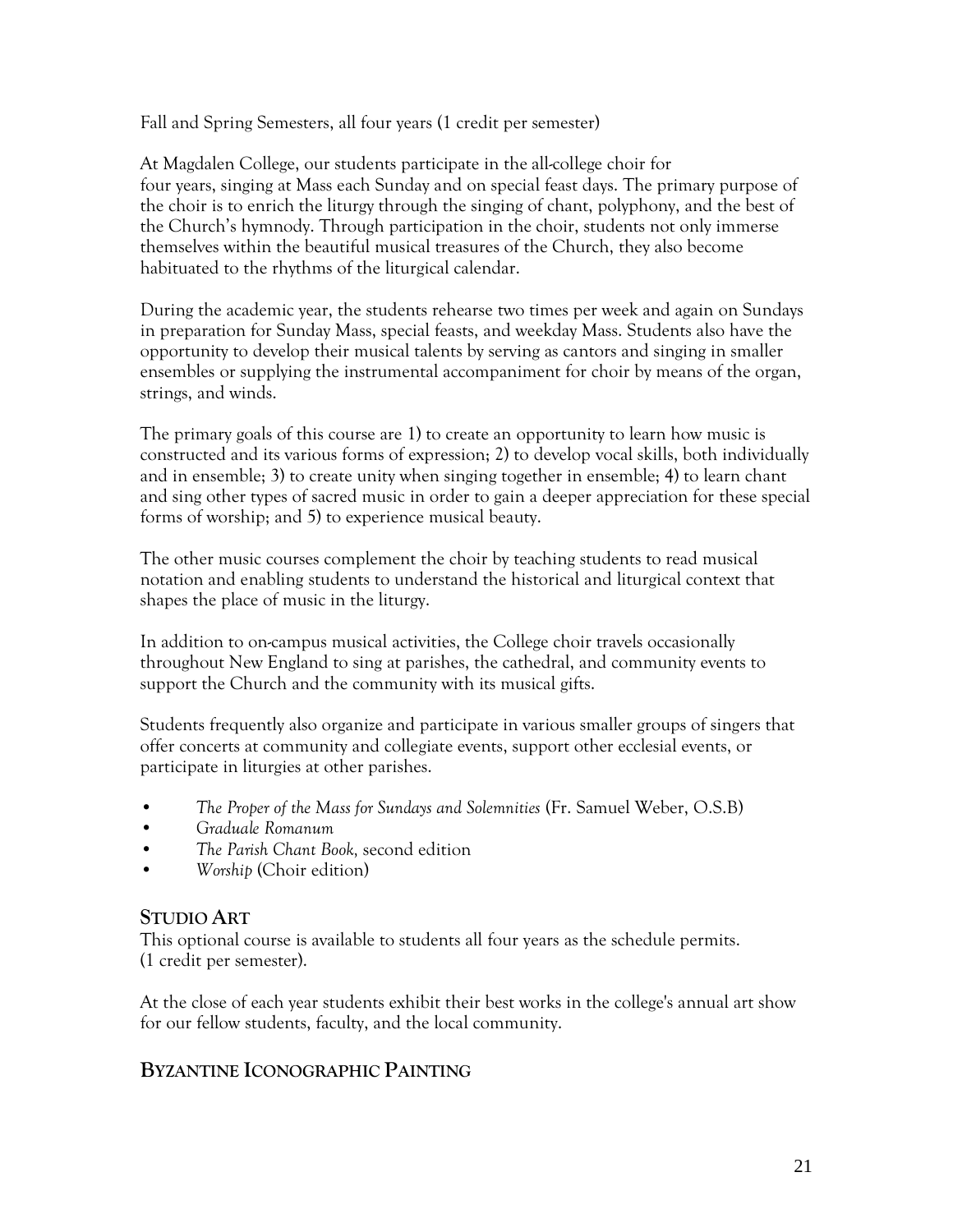Fall and Spring Semesters, all four years (1 credit per semester)

At Magdalen College, our students participate in the all-college choir for four years, singing at Mass each Sunday and on special feast days. The primary purpose of the choir is to enrich the liturgy through the singing of chant, polyphony, and the best of the Church's hymnody. Through participation in the choir, students not only immerse themselves within the beautiful musical treasures of the Church, they also become habituated to the rhythms of the liturgical calendar.

During the academic year, the students rehearse two times per week and again on Sundays in preparation for Sunday Mass, special feasts, and weekday Mass. Students also have the opportunity to develop their musical talents by serving as cantors and singing in smaller ensembles or supplying the instrumental accompaniment for choir by means of the organ, strings, and winds.

The primary goals of this course are 1) to create an opportunity to learn how music is constructed and its various forms of expression; 2) to develop vocal skills, both individually and in ensemble; 3) to create unity when singing together in ensemble; 4) to learn chant and sing other types of sacred music in order to gain a deeper appreciation for these special forms of worship; and 5) to experience musical beauty.

The other music courses complement the choir by teaching students to read musical notation and enabling students to understand the historical and liturgical context that shapes the place of music in the liturgy.

In addition to on-campus musical activities, the College choir travels occasionally throughout New England to sing at parishes, the cathedral, and community events to support the Church and the community with its musical gifts.

Students frequently also organize and participate in various smaller groups of singers that offer concerts at community and collegiate events, support other ecclesial events, or participate in liturgies at other parishes.

- *The Proper of the Mass for Sundays and Solemnities* (Fr. Samuel Weber, O.S.B)
- *Graduale Romanum*
- *The Parish Chant Book,* second edition
- *Worship* (Choir edition)

## STUDIO ART

This optional course is available to students all four years as the schedule permits. (1 credit per semester).

At the close of each year students exhibit their best works in the college's annual art show for our fellow students, faculty, and the local community.

## BYZANTINE ICONOGRAPHIC PAINTING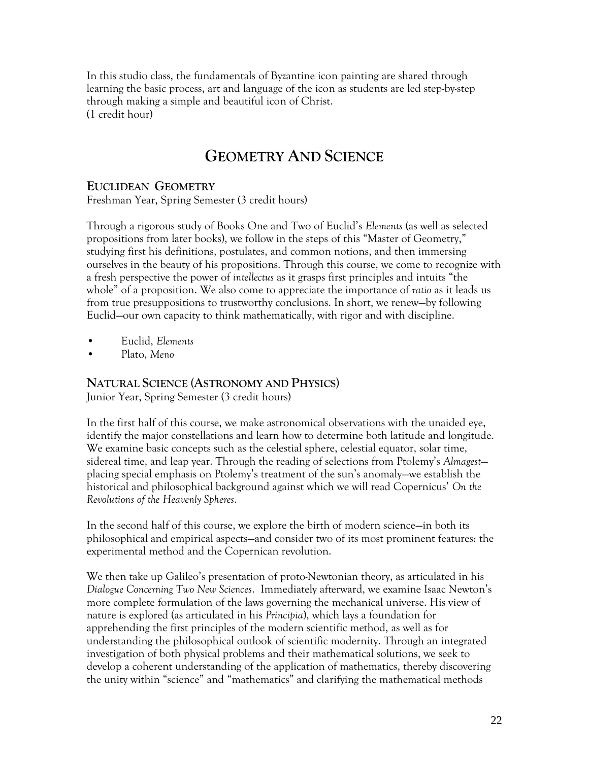In this studio class, the fundamentals of Byzantine icon painting are shared through learning the basic process, art and language of the icon as students are led step-by-step through making a simple and beautiful icon of Christ.
(1 credit hour)

# Geometry And Science

## Euclidean Geometry

Freshman Year, Spring Semester (3 credit hours)

Through a rigorous study of Books One and Two of Euclid's *Elements* (as well as selected propositions from later books), we follow in the steps of this "Master of Geometry," studying first his definitions, postulates, and common notions, and then immersing ourselves in the beauty of his propositions. Through this course, we come to recognize with a fresh perspective the power of *intellectus* as it grasps first principles and intuits "the whole" of a proposition. We also come to appreciate the importance of *ratio* as it leads us from true presuppositions to trustworthy conclusions. In short, we renew—by following Euclid—our own capacity to think mathematically, with rigor and with discipline.

- Euclid, *Elements*
- Plato, *Meno*

## Natural Science (Astronomy and Physics)

Junior Year, Spring Semester (3 credit hours)

In the first half of this course, we make astronomical observations with the unaided eye, identify the major constellations and learn how to determine both latitude and longitude. We examine basic concepts such as the celestial sphere, celestial equator, solar time, sidereal time, and leap year. Through the reading of selections from Ptolemy's *Almagest*—placing special emphasis on Ptolemy's treatment of the sun's anomaly—we establish the historical and philosophical background against which we will read Copernicus' *On the Revolutions of the Heavenly Spheres*.

In the second half of this course, we explore the birth of modern science—in both its philosophical and empirical aspects—and consider two of its most prominent features: the experimental method and the Copernican revolution.

We then take up Galileo's presentation of proto-Newtonian theory, as articulated in his *Dialogue Concerning Two New Sciences*. Immediately afterward, we examine Isaac Newton's more complete formulation of the laws governing the mechanical universe. His view of nature is explored (as articulated in his *Principia*), which lays a foundation for apprehending the first principles of the modern scientific method, as well as for understanding the philosophical outlook of scientific modernity. Through an integrated investigation of both physical problems and their mathematical solutions, we seek to develop a coherent understanding of the application of mathematics, thereby discovering the unity within "science" and "mathematics" and clarifying the mathematical methods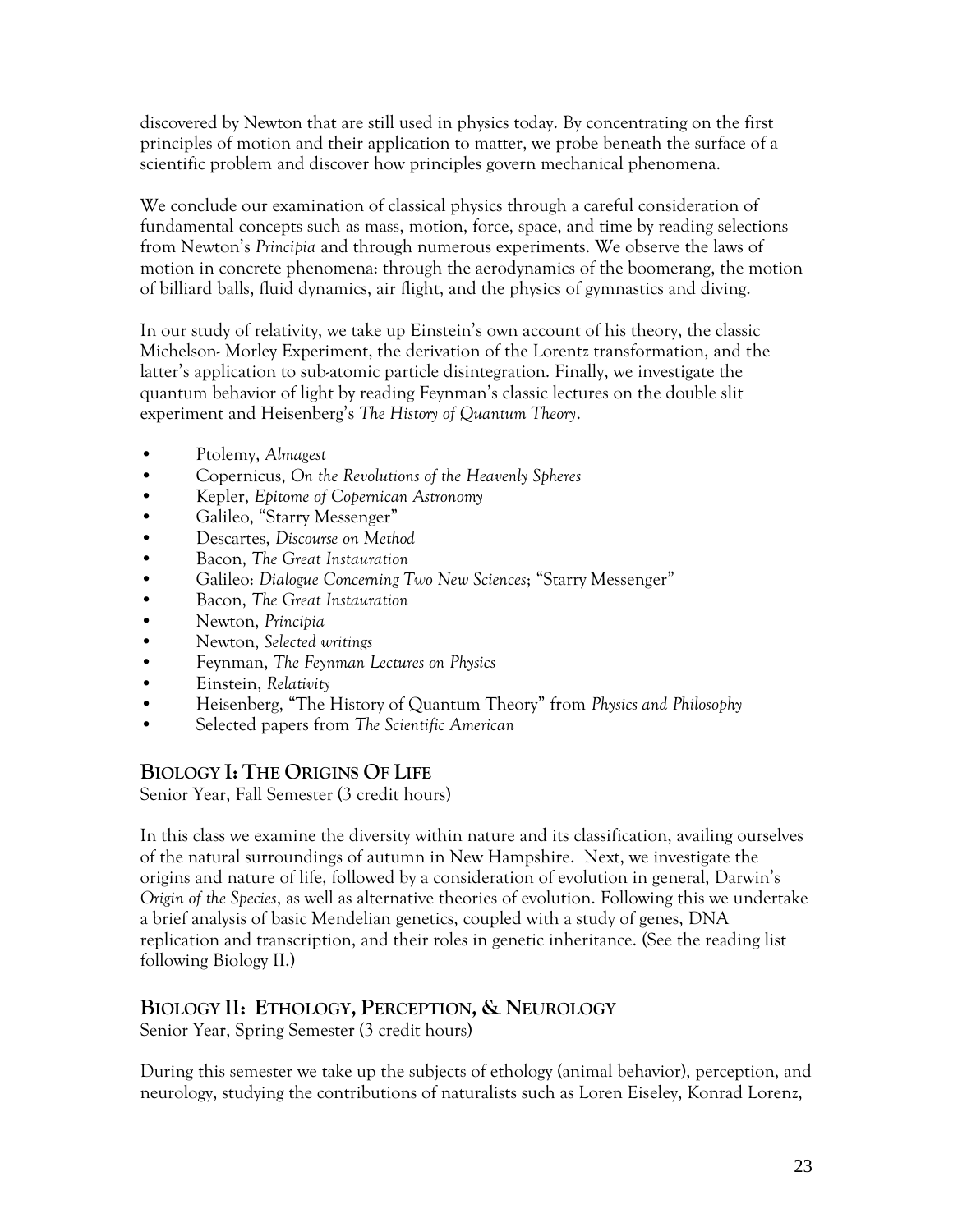discovered by Newton that are still used in physics today. By concentrating on the first principles of motion and their application to matter, we probe beneath the surface of a scientific problem and discover how principles govern mechanical phenomena.

We conclude our examination of classical physics through a careful consideration of fundamental concepts such as mass, motion, force, space, and time by reading selections from Newton's *Principia* and through numerous experiments. We observe the laws of motion in concrete phenomena: through the aerodynamics of the boomerang, the motion of billiard balls, fluid dynamics, air flight, and the physics of gymnastics and diving.

In our study of relativity, we take up Einstein's own account of his theory, the classic Michelson- Morley Experiment, the derivation of the Lorentz transformation, and the latter's application to sub-atomic particle disintegration. Finally, we investigate the quantum behavior of light by reading Feynman's classic lectures on the double slit experiment and Heisenberg's *The History of Quantum Theory*.

- Ptolemy, *Almagest*
- Copernicus, *On the Revolutions of the Heavenly Spheres*
- Kepler, *Epitome of Copernican Astronomy*
- Galileo, "Starry Messenger"
- Descartes, *Discourse on Method*
- Bacon, *The Great Instauration*
- Galileo: *Dialogue Concerning Two New Sciences*; "Starry Messenger"
- Bacon, *The Great Instauration*
- Newton, *Principia*
- Newton, *Selected writings*
- Feynman, *The Feynman Lectures on Physics*
- Einstein, *Relativity*
- Heisenberg, "The History of Quantum Theory" from *Physics and Philosophy*
- Selected papers from *The Scientific American*

## BIOLOGY I: THE ORIGINS OF LIFE

Senior Year, Fall Semester (3 credit hours)

In this class we examine the diversity within nature and its classification, availing ourselves of the natural surroundings of autumn in New Hampshire. Next, we investigate the origins and nature of life, followed by a consideration of evolution in general, Darwin's *Origin of the Species*, as well as alternative theories of evolution. Following this we undertake a brief analysis of basic Mendelian genetics, coupled with a study of genes, DNA replication and transcription, and their roles in genetic inheritance. (See the reading list following Biology II.)

## BIOLOGY II: ETHOLOGY, PERCEPTION, & NEUROLOGY

Senior Year, Spring Semester (3 credit hours)

During this semester we take up the subjects of ethology (animal behavior), perception, and neurology, studying the contributions of naturalists such as Loren Eiseley, Konrad Lorenz,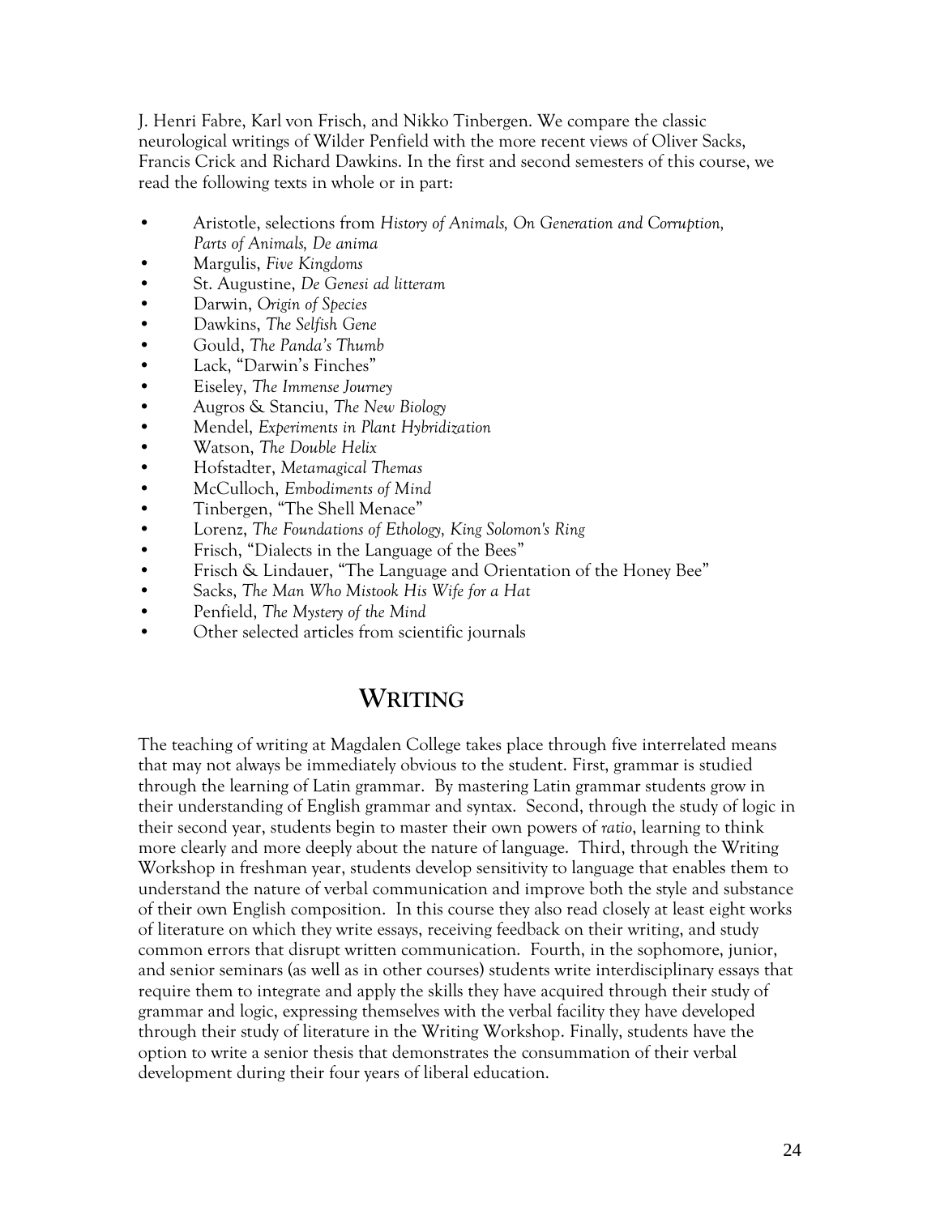J. Henri Fabre, Karl von Frisch, and Nikko Tinbergen. We compare the classic neurological writings of Wilder Penfield with the more recent views of Oliver Sacks, Francis Crick and Richard Dawkins. In the first and second semesters of this course, we read the following texts in whole or in part:

- Aristotle, selections from *History of Animals, On Generation and Corruption, Parts of Animals, De anima*
- Margulis, *Five Kingdoms*
- St. Augustine, *De Genesi ad litteram*
- Darwin, *Origin of Species*
- Dawkins, *The Selfish Gene*
- Gould, *The Panda's Thumb*
- Lack, "Darwin's Finches"
- Eiseley, *The Immense Journey*
- Augros & Stanciu, *The New Biology*
- Mendel, *Experiments in Plant Hybridization*
- Watson, *The Double Helix*
- Hofstadter, *Metamagical Themas*
- McCulloch, *Embodiments of Mind*
- Tinbergen, "The Shell Menace"
- Lorenz, *The Foundations of Ethology, King Solomon's Ring*
- Frisch, "Dialects in the Language of the Bees"
- Frisch & Lindauer, "The Language and Orientation of the Honey Bee"
- Sacks, *The Man Who Mistook His Wife for a Hat*
- Penfield, *The Mystery of the Mind*
- Other selected articles from scientific journals

## WRITING

The teaching of writing at Magdalen College takes place through five interrelated means that may not always be immediately obvious to the student. First, grammar is studied through the learning of Latin grammar. By mastering Latin grammar students grow in their understanding of English grammar and syntax. Second, through the study of logic in their second year, students begin to master their own powers of *ratio*, learning to think more clearly and more deeply about the nature of language. Third, through the Writing Workshop in freshman year, students develop sensitivity to language that enables them to understand the nature of verbal communication and improve both the style and substance of their own English composition. In this course they also read closely at least eight works of literature on which they write essays, receiving feedback on their writing, and study common errors that disrupt written communication. Fourth, in the sophomore, junior, and senior seminars (as well as in other courses) students write interdisciplinary essays that require them to integrate and apply the skills they have acquired through their study of grammar and logic, expressing themselves with the verbal facility they have developed through their study of literature in the Writing Workshop. Finally, students have the option to write a senior thesis that demonstrates the consummation of their verbal development during their four years of liberal education.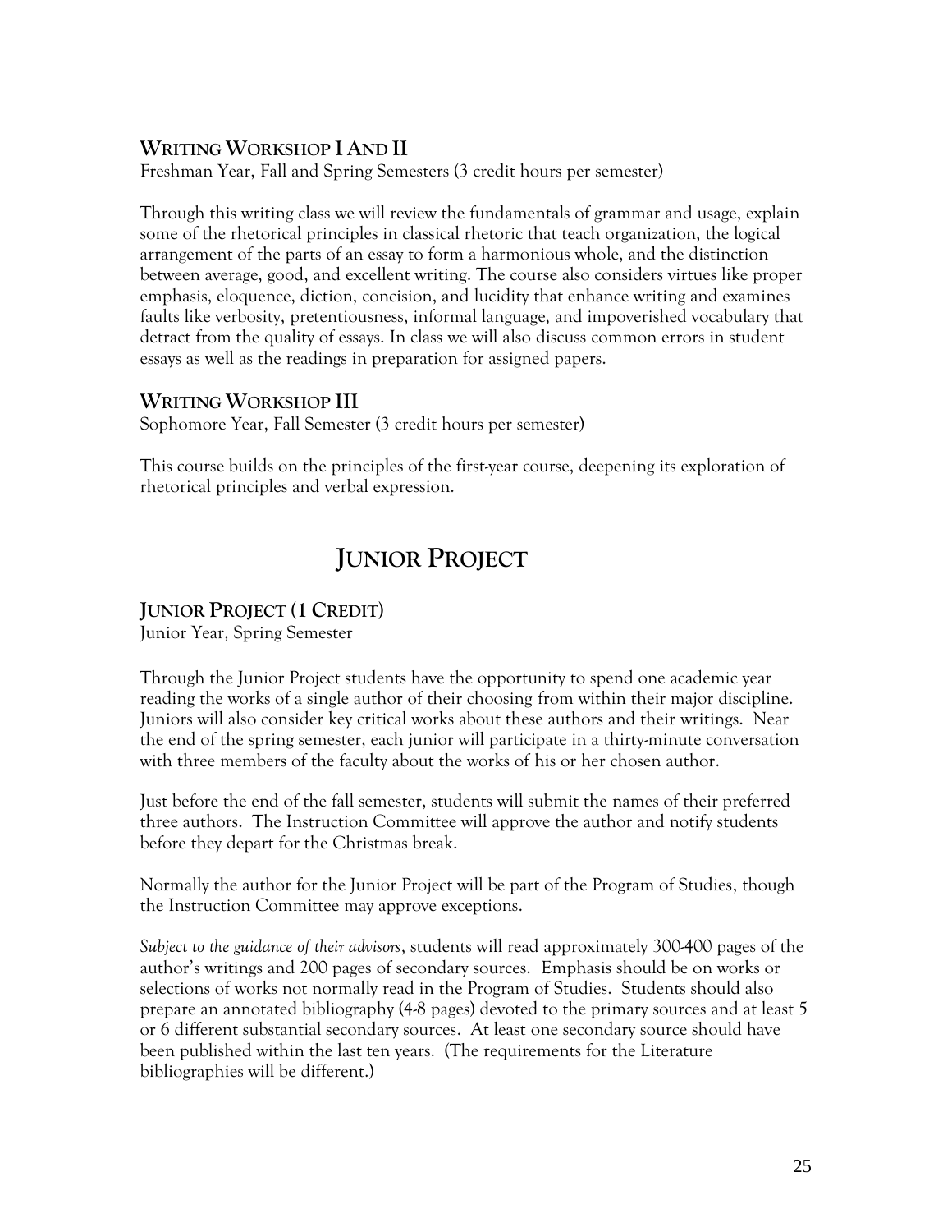### Writing Workshop I and II

Freshman Year, Fall and Spring Semesters (3 credit hours per semester)

Through this writing class we will review the fundamentals of grammar and usage, explain some of the rhetorical principles in classical rhetoric that teach organization, the logical arrangement of the parts of an essay to form a harmonious whole, and the distinction between average, good, and excellent writing. The course also considers virtues like proper emphasis, eloquence, diction, concision, and lucidity that enhance writing and examines faults like verbosity, pretentiousness, informal language, and impoverished vocabulary that detract from the quality of essays. In class we will also discuss common errors in student essays as well as the readings in preparation for assigned papers.

### Writing Workshop III

Sophomore Year, Fall Semester (3 credit hours per semester)

This course builds on the principles of the first-year course, deepening its exploration of rhetorical principles and verbal expression.

## Junior Project

### Junior Project (1 Credit)

Junior Year, Spring Semester

Through the Junior Project students have the opportunity to spend one academic year reading the works of a single author of their choosing from within their major discipline. Juniors will also consider key critical works about these authors and their writings. Near the end of the spring semester, each junior will participate in a thirty-minute conversation with three members of the faculty about the works of his or her chosen author.

Just before the end of the fall semester, students will submit the names of their preferred three authors. The Instruction Committee will approve the author and notify students before they depart for the Christmas break.

Normally the author for the Junior Project will be part of the Program of Studies, though the Instruction Committee may approve exceptions.

*Subject to the guidance of their advisors*, students will read approximately 300-400 pages of the author's writings and 200 pages of secondary sources. Emphasis should be on works or selections of works not normally read in the Program of Studies. Students should also prepare an annotated bibliography (4-8 pages) devoted to the primary sources and at least 5 or 6 different substantial secondary sources. At least one secondary source should have been published within the last ten years. (The requirements for the Literature bibliographies will be different.)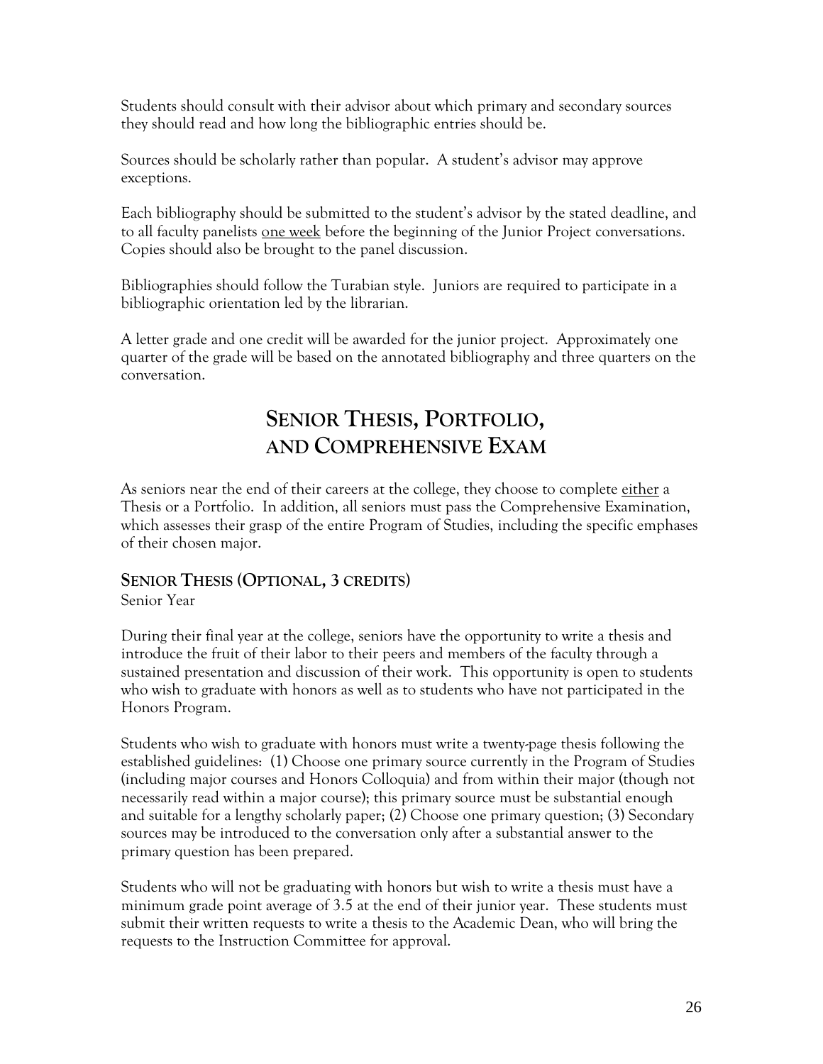Students should consult with their advisor about which primary and secondary sources they should read and how long the bibliographic entries should be.

Sources should be scholarly rather than popular. A student's advisor may approve exceptions.

Each bibliography should be submitted to the student's advisor by the stated deadline, and to all faculty panelists one week before the beginning of the Junior Project conversations. Copies should also be brought to the panel discussion.

Bibliographies should follow the Turabian style. Juniors are required to participate in a bibliographic orientation led by the librarian.

A letter grade and one credit will be awarded for the junior project. Approximately one quarter of the grade will be based on the annotated bibliography and three quarters on the conversation.

# SENIOR THESIS, PORTFOLIO, AND COMPREHENSIVE EXAM

As seniors near the end of their careers at the college, they choose to complete either a Thesis or a Portfolio. In addition, all seniors must pass the Comprehensive Examination, which assesses their grasp of the entire Program of Studies, including the specific emphases of their chosen major.

## SENIOR THESIS (OPTIONAL, 3 CREDITS)

Senior Year

During their final year at the college, seniors have the opportunity to write a thesis and introduce the fruit of their labor to their peers and members of the faculty through a sustained presentation and discussion of their work. This opportunity is open to students who wish to graduate with honors as well as to students who have not participated in the Honors Program.

Students who wish to graduate with honors must write a twenty-page thesis following the established guidelines: (1) Choose one primary source currently in the Program of Studies (including major courses and Honors Colloquia) and from within their major (though not necessarily read within a major course); this primary source must be substantial enough and suitable for a lengthy scholarly paper; (2) Choose one primary question; (3) Secondary sources may be introduced to the conversation only after a substantial answer to the primary question has been prepared.

Students who will not be graduating with honors but wish to write a thesis must have a minimum grade point average of 3.5 at the end of their junior year. These students must submit their written requests to write a thesis to the Academic Dean, who will bring the requests to the Instruction Committee for approval.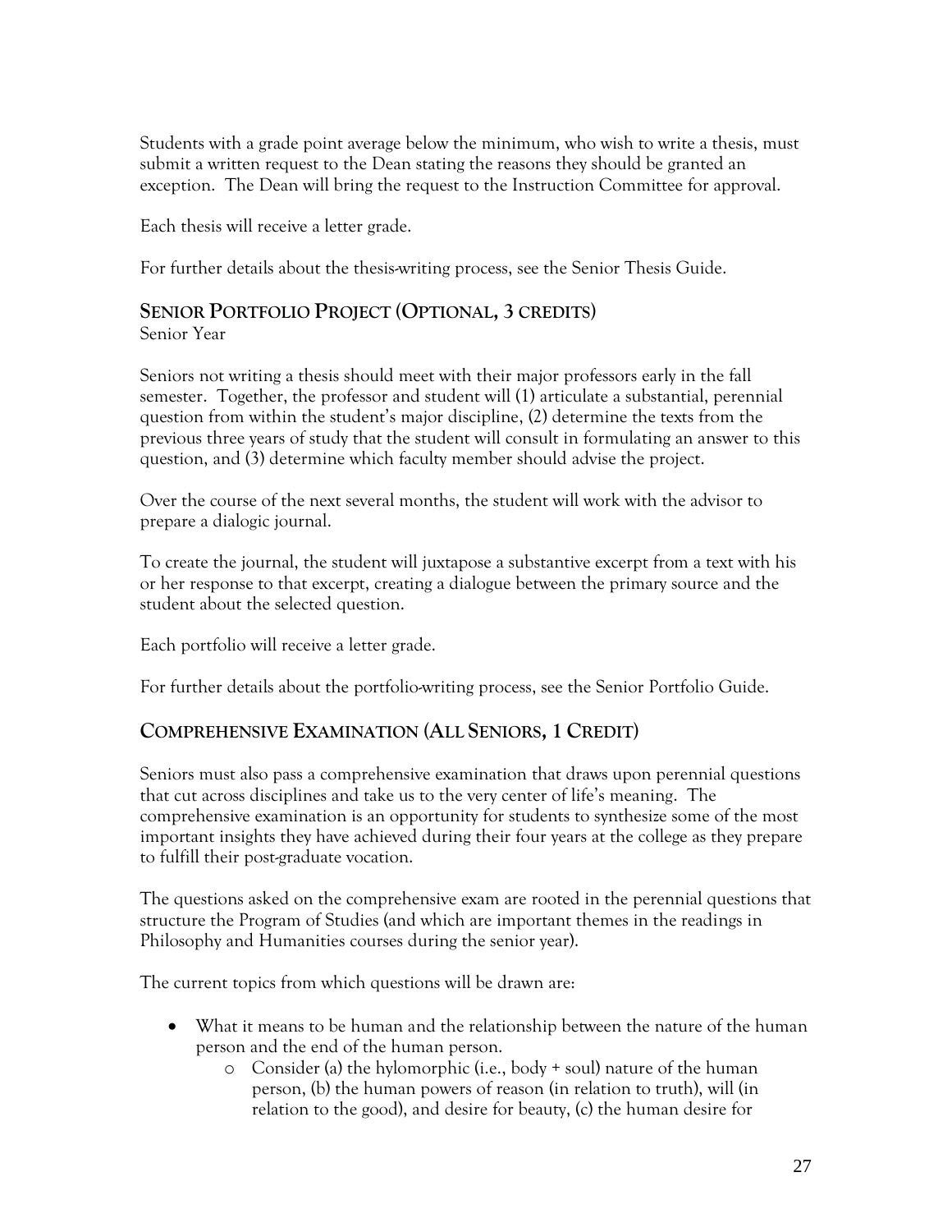Students with a grade point average below the minimum, who wish to write a thesis, must submit a written request to the Dean stating the reasons they should be granted an exception. The Dean will bring the request to the Instruction Committee for approval.

Each thesis will receive a letter grade.

For further details about the thesis-writing process, see the Senior Thesis Guide.

## SENIOR PORTFOLIO PROJECT (OPTIONAL, 3 CREDITS)

Senior Year

Seniors not writing a thesis should meet with their major professors early in the fall semester. Together, the professor and student will (1) articulate a substantial, perennial question from within the student's major discipline, (2) determine the texts from the previous three years of study that the student will consult in formulating an answer to this question, and (3) determine which faculty member should advise the project.

Over the course of the next several months, the student will work with the advisor to prepare a dialogic journal.

To create the journal, the student will juxtapose a substantive excerpt from a text with his or her response to that excerpt, creating a dialogue between the primary source and the student about the selected question.

Each portfolio will receive a letter grade.

For further details about the portfolio-writing process, see the Senior Portfolio Guide.

## COMPREHENSIVE EXAMINATION (ALL SENIORS, 1 CREDIT)

Seniors must also pass a comprehensive examination that draws upon perennial questions that cut across disciplines and take us to the very center of life's meaning. The comprehensive examination is an opportunity for students to synthesize some of the most important insights they have achieved during their four years at the college as they prepare to fulfill their post-graduate vocation.

The questions asked on the comprehensive exam are rooted in the perennial questions that structure the Program of Studies (and which are important themes in the readings in Philosophy and Humanities courses during the senior year).

The current topics from which questions will be drawn are:

- What it means to be human and the relationship between the nature of the human person and the end of the human person.
  - Consider (a) the hylomorphic (i.e., body + soul) nature of the human person, (b) the human powers of reason (in relation to truth), will (in relation to the good), and desire for beauty, (c) the human desire for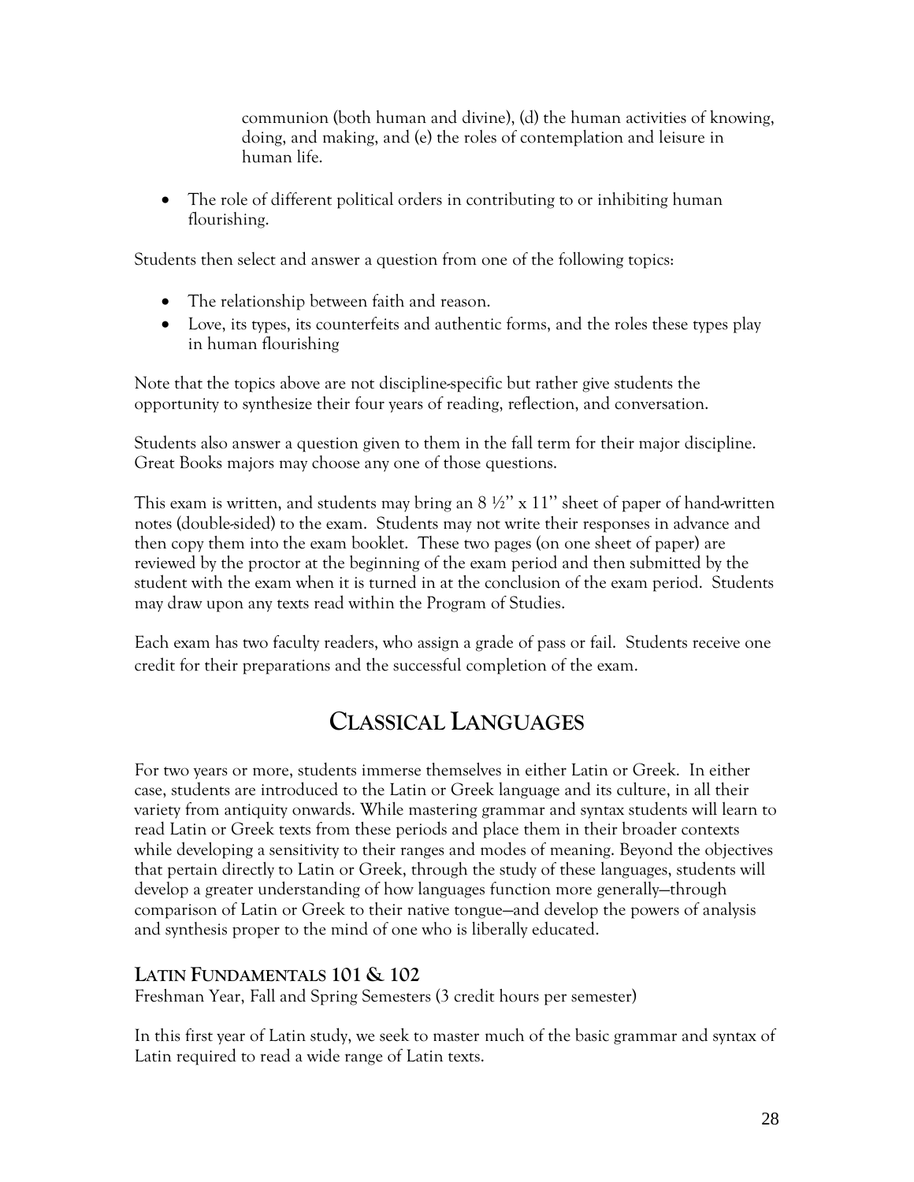communion (both human and divine), (d) the human activities of knowing, doing, and making, and (e) the roles of contemplation and leisure in human life.

- The role of different political orders in contributing to or inhibiting human flourishing.

Students then select and answer a question from one of the following topics:

- The relationship between faith and reason.
- Love, its types, its counterfeits and authentic forms, and the roles these types play in human flourishing

Note that the topics above are not discipline-specific but rather give students the opportunity to synthesize their four years of reading, reflection, and conversation.

Students also answer a question given to them in the fall term for their major discipline. Great Books majors may choose any one of those questions.

This exam is written, and students may bring an 8 ½" x 11" sheet of paper of hand-written notes (double-sided) to the exam. Students may not write their responses in advance and then copy them into the exam booklet. These two pages (on one sheet of paper) are reviewed by the proctor at the beginning of the exam period and then submitted by the student with the exam when it is turned in at the conclusion of the exam period. Students may draw upon any texts read within the Program of Studies.

Each exam has two faculty readers, who assign a grade of pass or fail. Students receive one credit for their preparations and the successful completion of the exam.

# CLASSICAL LANGUAGES

For two years or more, students immerse themselves in either Latin or Greek. In either case, students are introduced to the Latin or Greek language and its culture, in all their variety from antiquity onwards. While mastering grammar and syntax students will learn to read Latin or Greek texts from these periods and place them in their broader contexts while developing a sensitivity to their ranges and modes of meaning. Beyond the objectives that pertain directly to Latin or Greek, through the study of these languages, students will develop a greater understanding of how languages function more generally—through comparison of Latin or Greek to their native tongue—and develop the powers of analysis and synthesis proper to the mind of one who is liberally educated.

## LATIN FUNDAMENTALS 101 & 102

Freshman Year, Fall and Spring Semesters (3 credit hours per semester)

In this first year of Latin study, we seek to master much of the basic grammar and syntax of Latin required to read a wide range of Latin texts.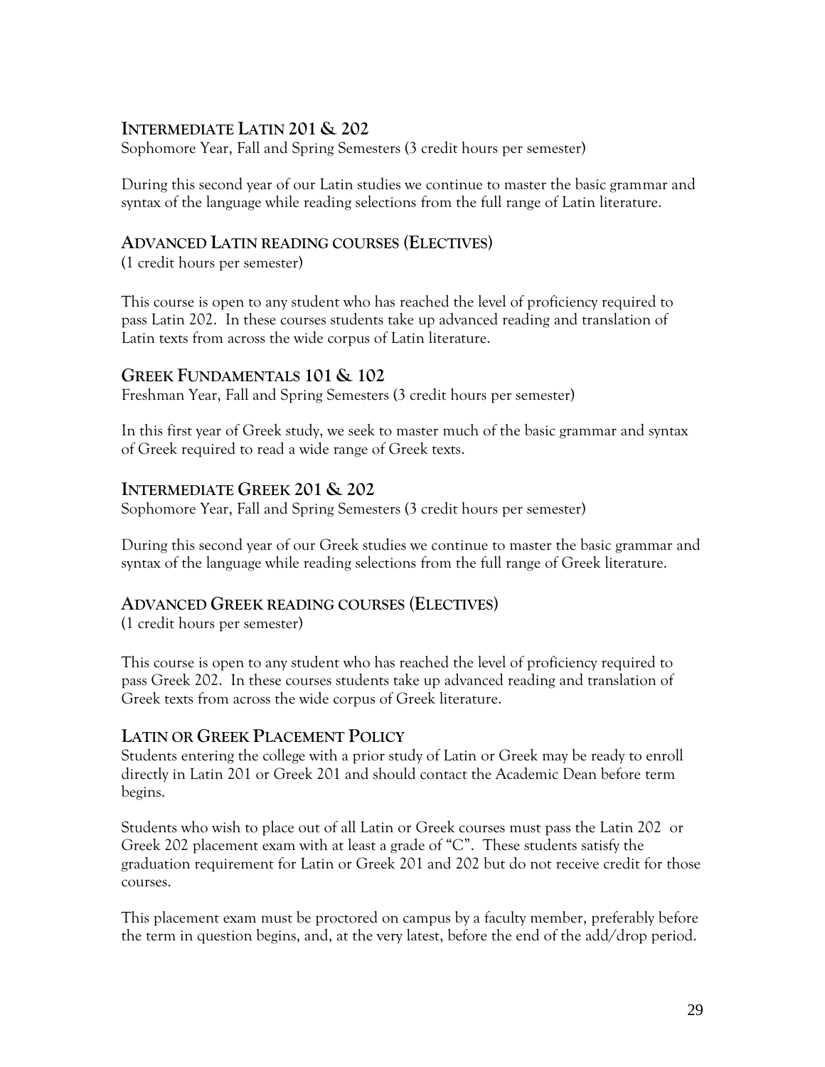## INTERMEDIATE LATIN 201 & 202

Sophomore Year, Fall and Spring Semesters (3 credit hours per semester)

During this second year of our Latin studies we continue to master the basic grammar and syntax of the language while reading selections from the full range of Latin literature.

## ADVANCED LATIN READING COURSES (ELECTIVES)

(1 credit hours per semester)

This course is open to any student who has reached the level of proficiency required to pass Latin 202. In these courses students take up advanced reading and translation of Latin texts from across the wide corpus of Latin literature.

## GREEK FUNDAMENTALS 101 & 102

Freshman Year, Fall and Spring Semesters (3 credit hours per semester)

In this first year of Greek study, we seek to master much of the basic grammar and syntax of Greek required to read a wide range of Greek texts.

## INTERMEDIATE GREEK 201 & 202

Sophomore Year, Fall and Spring Semesters (3 credit hours per semester)

During this second year of our Greek studies we continue to master the basic grammar and syntax of the language while reading selections from the full range of Greek literature.

## ADVANCED GREEK READING COURSES (ELECTIVES)

(1 credit hours per semester)

This course is open to any student who has reached the level of proficiency required to pass Greek 202. In these courses students take up advanced reading and translation of Greek texts from across the wide corpus of Greek literature.

## LATIN OR GREEK PLACEMENT POLICY

Students entering the college with a prior study of Latin or Greek may be ready to enroll directly in Latin 201 or Greek 201 and should contact the Academic Dean before term begins.

Students who wish to place out of all Latin or Greek courses must pass the Latin 202 or Greek 202 placement exam with at least a grade of "C". These students satisfy the graduation requirement for Latin or Greek 201 and 202 but do not receive credit for those courses.

This placement exam must be proctored on campus by a faculty member, preferably before the term in question begins, and, at the very latest, before the end of the add/drop period.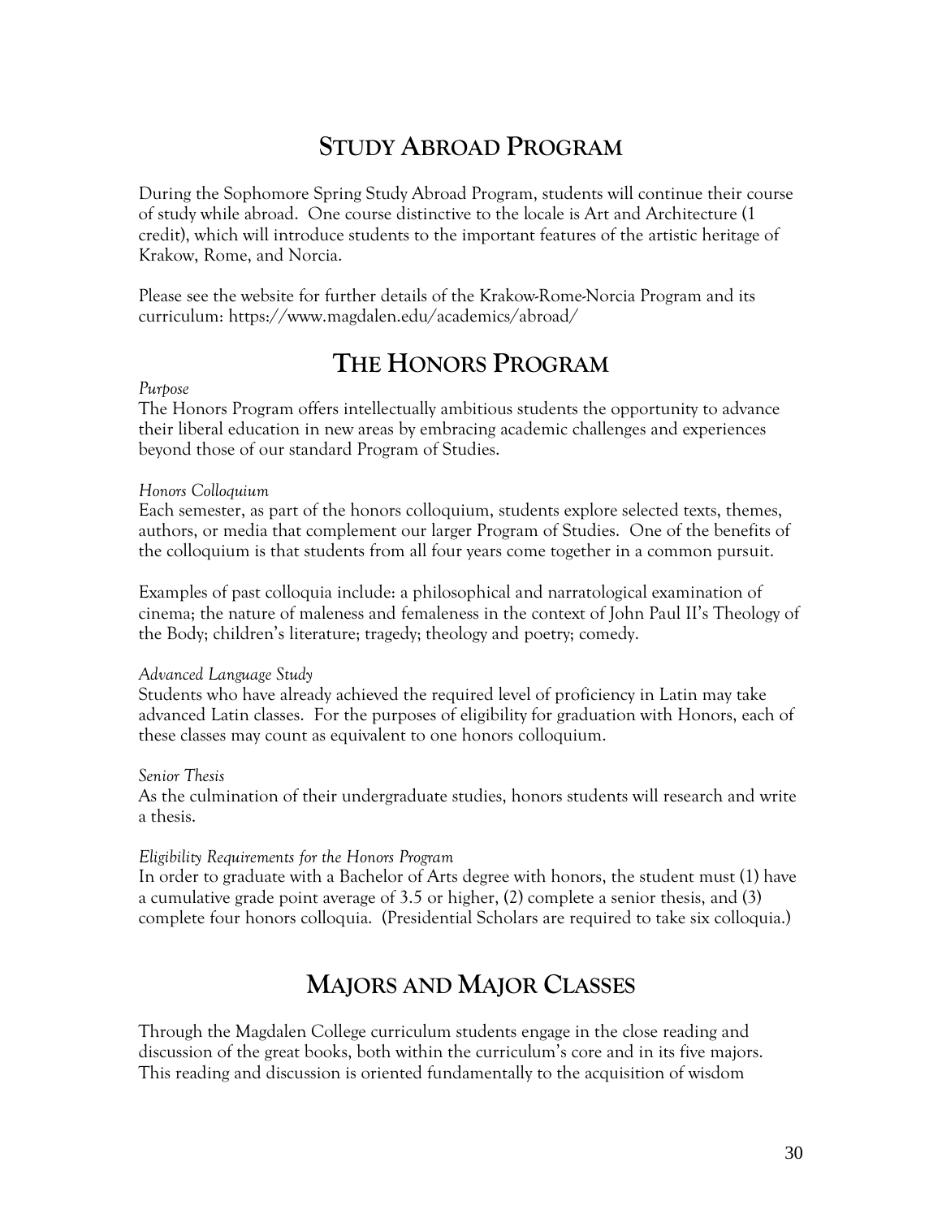## Study Abroad Program

During the Sophomore Spring Study Abroad Program, students will continue their course of study while abroad. One course distinctive to the locale is Art and Architecture (1 credit), which will introduce students to the important features of the artistic heritage of Krakow, Rome, and Norcia.

Please see the website for further details of the Krakow-Rome-Norcia Program and its curriculum: https://www.magdalen.edu/academics/abroad/

## The Honors Program

*Purpose*

The Honors Program offers intellectually ambitious students the opportunity to advance their liberal education in new areas by embracing academic challenges and experiences beyond those of our standard Program of Studies.

*Honors Colloquium*

Each semester, as part of the honors colloquium, students explore selected texts, themes, authors, or media that complement our larger Program of Studies. One of the benefits of the colloquium is that students from all four years come together in a common pursuit.

Examples of past colloquia include: a philosophical and narratological examination of cinema; the nature of maleness and femaleness in the context of John Paul II's Theology of the Body; children's literature; tragedy; theology and poetry; comedy.

*Advanced Language Study*

Students who have already achieved the required level of proficiency in Latin may take advanced Latin classes. For the purposes of eligibility for graduation with Honors, each of these classes may count as equivalent to one honors colloquium.

*Senior Thesis*

As the culmination of their undergraduate studies, honors students will research and write a thesis.

*Eligibility Requirements for the Honors Program*

In order to graduate with a Bachelor of Arts degree with honors, the student must (1) have a cumulative grade point average of 3.5 or higher, (2) complete a senior thesis, and (3) complete four honors colloquia. (Presidential Scholars are required to take six colloquia.)

## Majors and Major Classes

Through the Magdalen College curriculum students engage in the close reading and discussion of the great books, both within the curriculum's core and in its five majors. This reading and discussion is oriented fundamentally to the acquisition of wisdom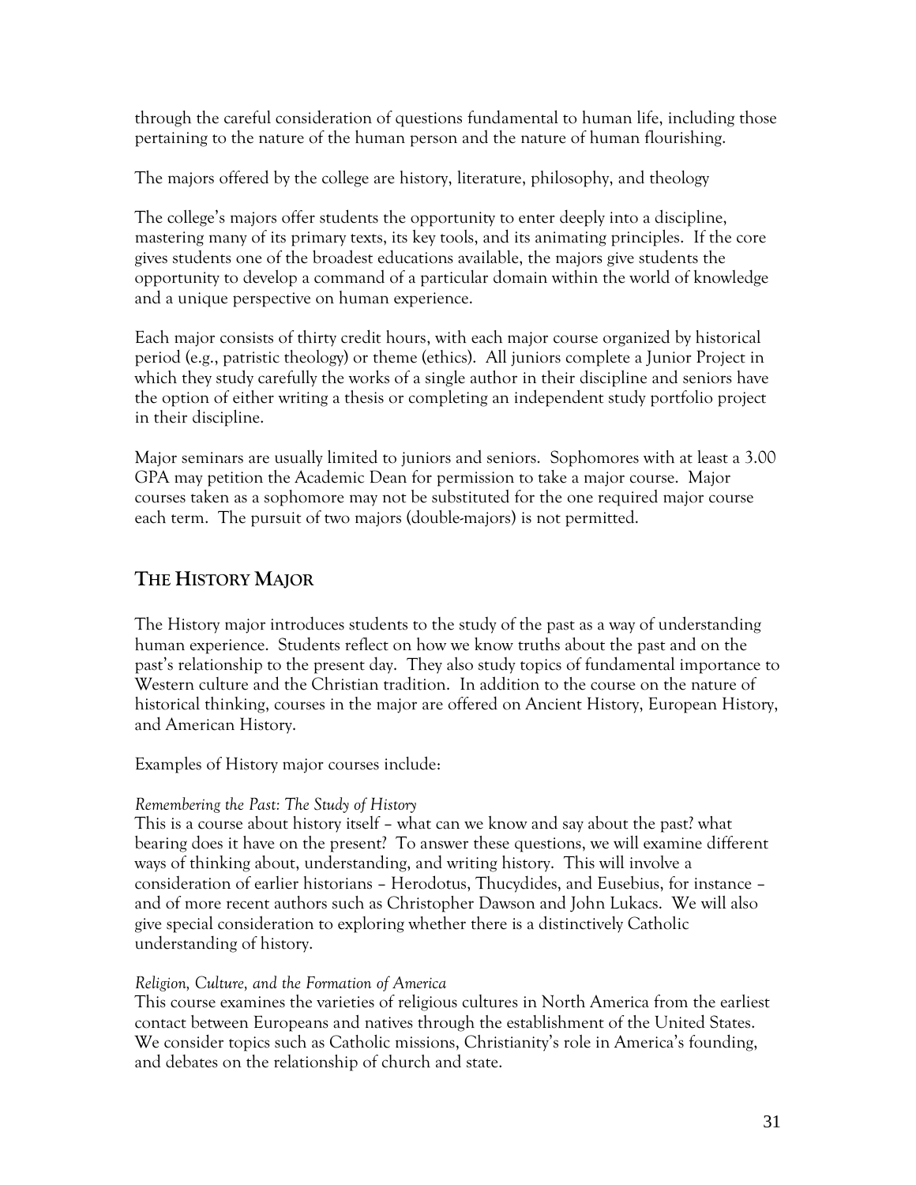through the careful consideration of questions fundamental to human life, including those pertaining to the nature of the human person and the nature of human flourishing.

The majors offered by the college are history, literature, philosophy, and theology

The college's majors offer students the opportunity to enter deeply into a discipline, mastering many of its primary texts, its key tools, and its animating principles. If the core gives students one of the broadest educations available, the majors give students the opportunity to develop a command of a particular domain within the world of knowledge and a unique perspective on human experience.

Each major consists of thirty credit hours, with each major course organized by historical period (e.g., patristic theology) or theme (ethics). All juniors complete a Junior Project in which they study carefully the works of a single author in their discipline and seniors have the option of either writing a thesis or completing an independent study portfolio project in their discipline.

Major seminars are usually limited to juniors and seniors. Sophomores with at least a 3.00 GPA may petition the Academic Dean for permission to take a major course. Major courses taken as a sophomore may not be substituted for the one required major course each term. The pursuit of two majors (double-majors) is not permitted.

## The History Major

The History major introduces students to the study of the past as a way of understanding human experience. Students reflect on how we know truths about the past and on the past's relationship to the present day. They also study topics of fundamental importance to Western culture and the Christian tradition. In addition to the course on the nature of historical thinking, courses in the major are offered on Ancient History, European History, and American History.

Examples of History major courses include:

*Remembering the Past: The Study of History*
This is a course about history itself – what can we know and say about the past? what bearing does it have on the present? To answer these questions, we will examine different ways of thinking about, understanding, and writing history. This will involve a consideration of earlier historians – Herodotus, Thucydides, and Eusebius, for instance – and of more recent authors such as Christopher Dawson and John Lukacs. We will also give special consideration to exploring whether there is a distinctively Catholic understanding of history.

*Religion, Culture, and the Formation of America*
This course examines the varieties of religious cultures in North America from the earliest contact between Europeans and natives through the establishment of the United States. We consider topics such as Catholic missions, Christianity's role in America's founding, and debates on the relationship of church and state.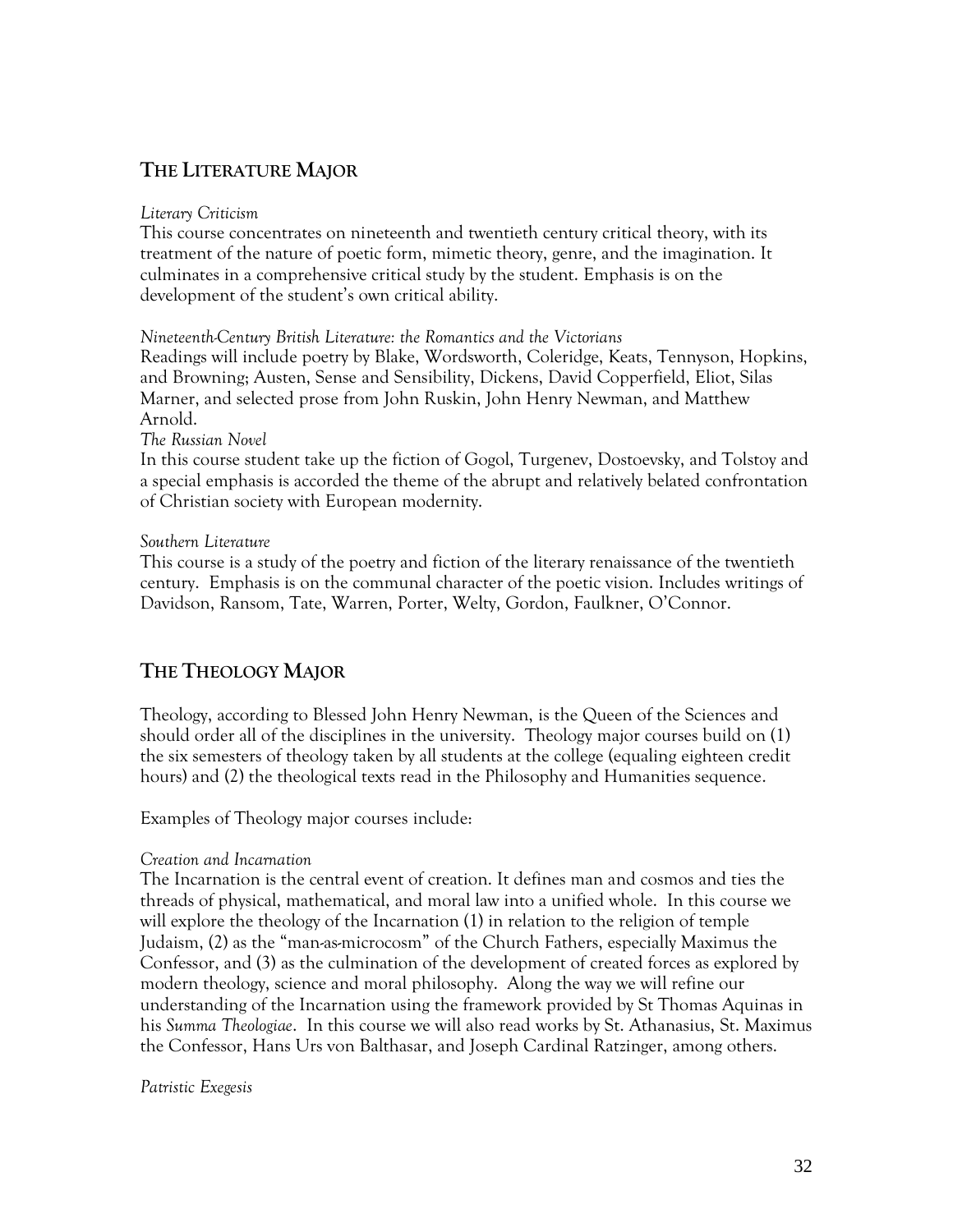## THE LITERATURE MAJOR

*Literary Criticism*

This course concentrates on nineteenth and twentieth century critical theory, with its treatment of the nature of poetic form, mimetic theory, genre, and the imagination. It culminates in a comprehensive critical study by the student. Emphasis is on the development of the student's own critical ability.

*Nineteenth-Century British Literature: the Romantics and the Victorians*

Readings will include poetry by Blake, Wordsworth, Coleridge, Keats, Tennyson, Hopkins, and Browning; Austen, Sense and Sensibility, Dickens, David Copperfield, Eliot, Silas Marner, and selected prose from John Ruskin, John Henry Newman, and Matthew Arnold.

*The Russian Novel*

In this course student take up the fiction of Gogol, Turgenev, Dostoevsky, and Tolstoy and a special emphasis is accorded the theme of the abrupt and relatively belated confrontation of Christian society with European modernity.

*Southern Literature*

This course is a study of the poetry and fiction of the literary renaissance of the twentieth century. Emphasis is on the communal character of the poetic vision. Includes writings of Davidson, Ransom, Tate, Warren, Porter, Welty, Gordon, Faulkner, O'Connor.

## THE THEOLOGY MAJOR

Theology, according to Blessed John Henry Newman, is the Queen of the Sciences and should order all of the disciplines in the university. Theology major courses build on (1) the six semesters of theology taken by all students at the college (equaling eighteen credit hours) and (2) the theological texts read in the Philosophy and Humanities sequence.

Examples of Theology major courses include:

*Creation and Incarnation*

The Incarnation is the central event of creation. It defines man and cosmos and ties the threads of physical, mathematical, and moral law into a unified whole. In this course we will explore the theology of the Incarnation (1) in relation to the religion of temple Judaism, (2) as the "man-as-microcosm" of the Church Fathers, especially Maximus the Confessor, and (3) as the culmination of the development of created forces as explored by modern theology, science and moral philosophy. Along the way we will refine our understanding of the Incarnation using the framework provided by St Thomas Aquinas in his *Summa Theologiae*. In this course we will also read works by St. Athanasius, St. Maximus the Confessor, Hans Urs von Balthasar, and Joseph Cardinal Ratzinger, among others.

*Patristic Exegesis*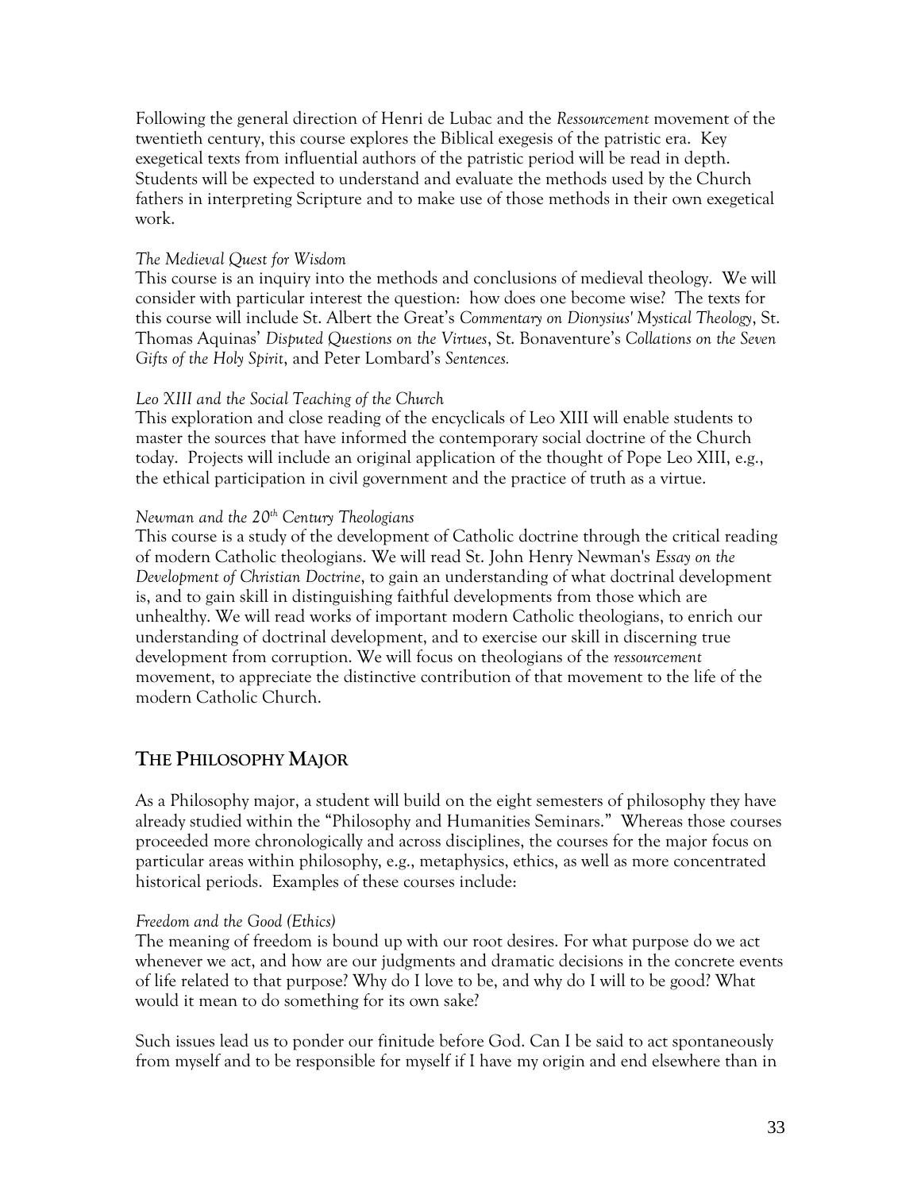Following the general direction of Henri de Lubac and the *Ressourcement* movement of the twentieth century, this course explores the Biblical exegesis of the patristic era. Key exegetical texts from influential authors of the patristic period will be read in depth. Students will be expected to understand and evaluate the methods used by the Church fathers in interpreting Scripture and to make use of those methods in their own exegetical work.

*The Medieval Quest for Wisdom*
This course is an inquiry into the methods and conclusions of medieval theology. We will consider with particular interest the question: how does one become wise? The texts for this course will include St. Albert the Great's *Commentary on Dionysius' Mystical Theology*, St. Thomas Aquinas' *Disputed Questions on the Virtues*, St. Bonaventure's *Collations on the Seven Gifts of the Holy Spirit*, and Peter Lombard's *Sentences.*

*Leo XIII and the Social Teaching of the Church*
This exploration and close reading of the encyclicals of Leo XIII will enable students to master the sources that have informed the contemporary social doctrine of the Church today. Projects will include an original application of the thought of Pope Leo XIII, e.g., the ethical participation in civil government and the practice of truth as a virtue.

*Newman and the 20th Century Theologians*
This course is a study of the development of Catholic doctrine through the critical reading of modern Catholic theologians. We will read St. John Henry Newman's *Essay on the Development of Christian Doctrine*, to gain an understanding of what doctrinal development is, and to gain skill in distinguishing faithful developments from those which are unhealthy. We will read works of important modern Catholic theologians, to enrich our understanding of doctrinal development, and to exercise our skill in discerning true development from corruption. We will focus on theologians of the *ressourcement* movement, to appreciate the distinctive contribution of that movement to the life of the modern Catholic Church.

## THE PHILOSOPHY MAJOR

As a Philosophy major, a student will build on the eight semesters of philosophy they have already studied within the "Philosophy and Humanities Seminars." Whereas those courses proceeded more chronologically and across disciplines, the courses for the major focus on particular areas within philosophy, e.g., metaphysics, ethics, as well as more concentrated historical periods. Examples of these courses include:

*Freedom and the Good (Ethics)*
The meaning of freedom is bound up with our root desires. For what purpose do we act whenever we act, and how are our judgments and dramatic decisions in the concrete events of life related to that purpose? Why do I love to be, and why do I will to be good? What would it mean to do something for its own sake?

Such issues lead us to ponder our finitude before God. Can I be said to act spontaneously from myself and to be responsible for myself if I have my origin and end elsewhere than in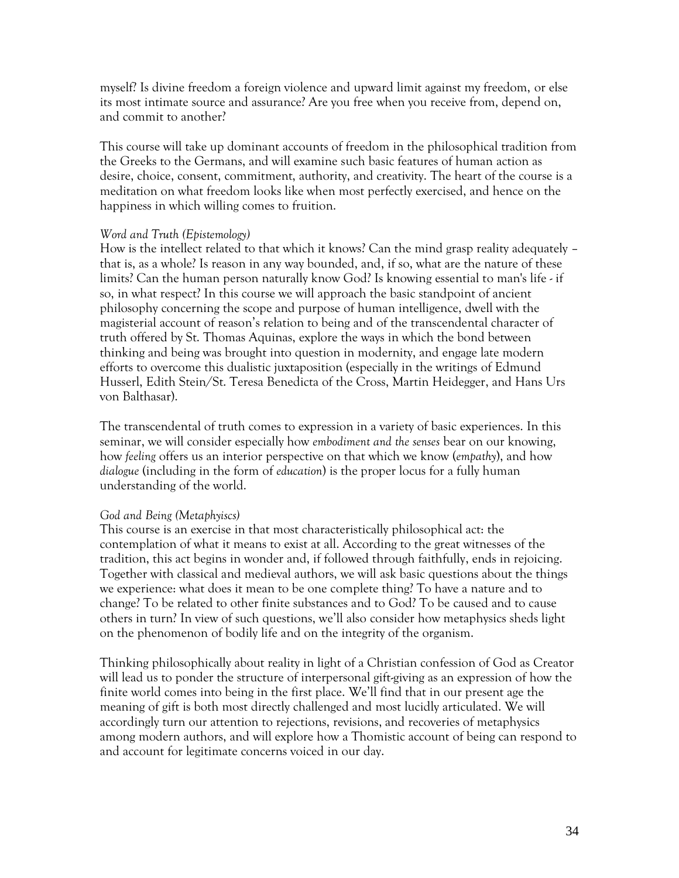myself? Is divine freedom a foreign violence and upward limit against my freedom, or else its most intimate source and assurance? Are you free when you receive from, depend on, and commit to another?

This course will take up dominant accounts of freedom in the philosophical tradition from the Greeks to the Germans, and will examine such basic features of human action as desire, choice, consent, commitment, authority, and creativity. The heart of the course is a meditation on what freedom looks like when most perfectly exercised, and hence on the happiness in which willing comes to fruition.

*Word and Truth (Epistemology)*
How is the intellect related to that which it knows? Can the mind grasp reality adequately – that is, as a whole? Is reason in any way bounded, and, if so, what are the nature of these limits? Can the human person naturally know God? Is knowing essential to man's life - if so, in what respect? In this course we will approach the basic standpoint of ancient philosophy concerning the scope and purpose of human intelligence, dwell with the magisterial account of reason's relation to being and of the transcendental character of truth offered by St. Thomas Aquinas, explore the ways in which the bond between thinking and being was brought into question in modernity, and engage late modern efforts to overcome this dualistic juxtaposition (especially in the writings of Edmund Husserl, Edith Stein/St. Teresa Benedicta of the Cross, Martin Heidegger, and Hans Urs von Balthasar).

The transcendental of truth comes to expression in a variety of basic experiences. In this seminar, we will consider especially how *embodiment and the senses* bear on our knowing, how *feeling* offers us an interior perspective on that which we know (*empathy*), and how *dialogue* (including in the form of *education*) is the proper locus for a fully human understanding of the world.

*God and Being (Metaphyiscs)*
This course is an exercise in that most characteristically philosophical act: the contemplation of what it means to exist at all. According to the great witnesses of the tradition, this act begins in wonder and, if followed through faithfully, ends in rejoicing. Together with classical and medieval authors, we will ask basic questions about the things we experience: what does it mean to be one complete thing? To have a nature and to change? To be related to other finite substances and to God? To be caused and to cause others in turn? In view of such questions, we'll also consider how metaphysics sheds light on the phenomenon of bodily life and on the integrity of the organism.

Thinking philosophically about reality in light of a Christian confession of God as Creator will lead us to ponder the structure of interpersonal gift-giving as an expression of how the finite world comes into being in the first place. We'll find that in our present age the meaning of gift is both most directly challenged and most lucidly articulated. We will accordingly turn our attention to rejections, revisions, and recoveries of metaphysics among modern authors, and will explore how a Thomistic account of being can respond to and account for legitimate concerns voiced in our day.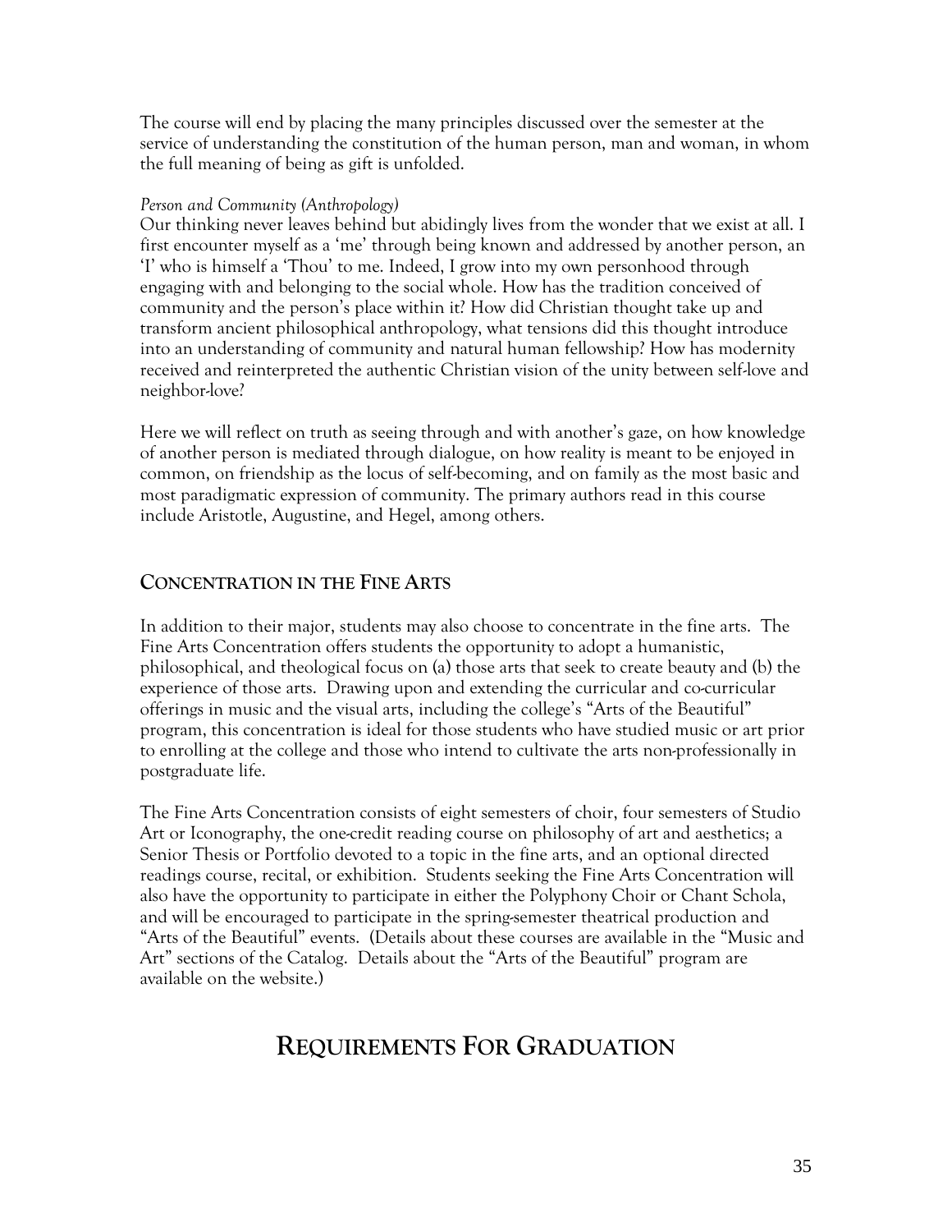The course will end by placing the many principles discussed over the semester at the service of understanding the constitution of the human person, man and woman, in whom the full meaning of being as gift is unfolded.

*Person and Community (Anthropology)*
Our thinking never leaves behind but abidingly lives from the wonder that we exist at all. I first encounter myself as a 'me' through being known and addressed by another person, an 'I' who is himself a 'Thou' to me. Indeed, I grow into my own personhood through engaging with and belonging to the social whole. How has the tradition conceived of community and the person's place within it? How did Christian thought take up and transform ancient philosophical anthropology, what tensions did this thought introduce into an understanding of community and natural human fellowship? How has modernity received and reinterpreted the authentic Christian vision of the unity between self-love and neighbor-love?

Here we will reflect on truth as seeing through and with another's gaze, on how knowledge of another person is mediated through dialogue, on how reality is meant to be enjoyed in common, on friendship as the locus of self-becoming, and on family as the most basic and most paradigmatic expression of community. The primary authors read in this course include Aristotle, Augustine, and Hegel, among others.

## CONCENTRATION IN THE FINE ARTS

In addition to their major, students may also choose to concentrate in the fine arts. The Fine Arts Concentration offers students the opportunity to adopt a humanistic, philosophical, and theological focus on (a) those arts that seek to create beauty and (b) the experience of those arts. Drawing upon and extending the curricular and co-curricular offerings in music and the visual arts, including the college's "Arts of the Beautiful" program, this concentration is ideal for those students who have studied music or art prior to enrolling at the college and those who intend to cultivate the arts non-professionally in postgraduate life.

The Fine Arts Concentration consists of eight semesters of choir, four semesters of Studio Art or Iconography, the one-credit reading course on philosophy of art and aesthetics; a Senior Thesis or Portfolio devoted to a topic in the fine arts, and an optional directed readings course, recital, or exhibition. Students seeking the Fine Arts Concentration will also have the opportunity to participate in either the Polyphony Choir or Chant Schola, and will be encouraged to participate in the spring-semester theatrical production and "Arts of the Beautiful" events. (Details about these courses are available in the "Music and Art" sections of the Catalog. Details about the "Arts of the Beautiful" program are available on the website.)

# REQUIREMENTS FOR GRADUATION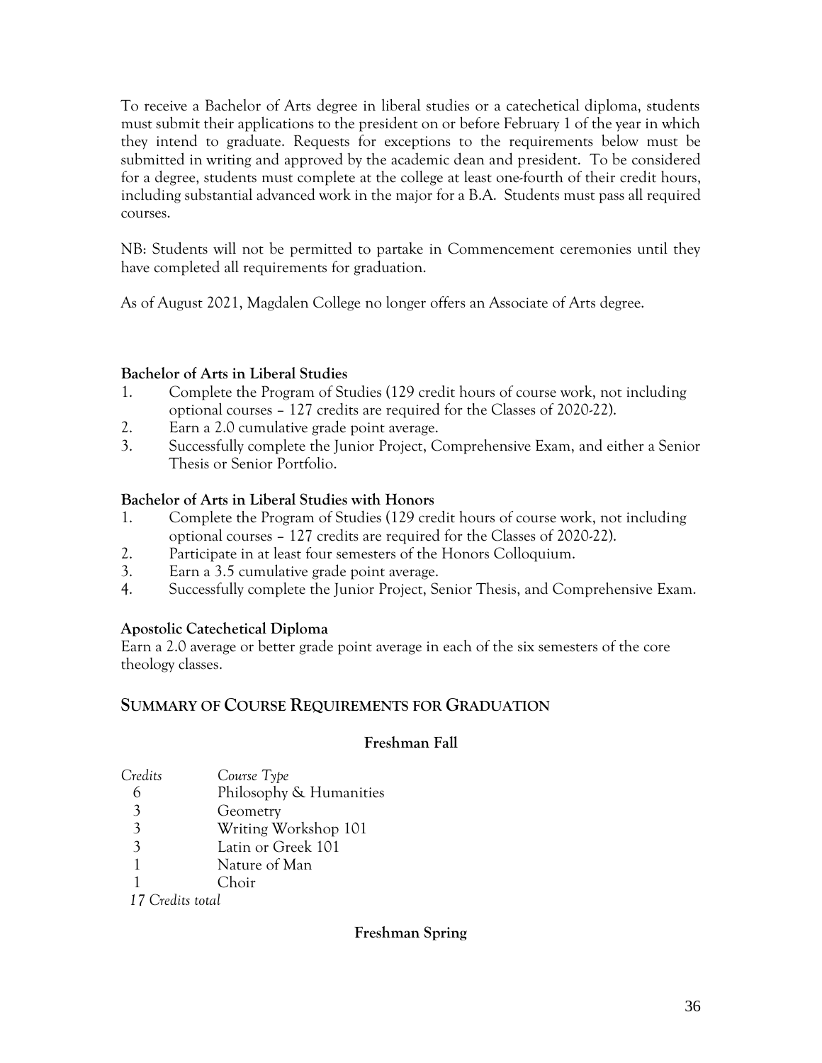To receive a Bachelor of Arts degree in liberal studies or a catechetical diploma, students must submit their applications to the president on or before February 1 of the year in which they intend to graduate. Requests for exceptions to the requirements below must be submitted in writing and approved by the academic dean and president. To be considered for a degree, students must complete at the college at least one-fourth of their credit hours, including substantial advanced work in the major for a B.A. Students must pass all required courses.

NB: Students will not be permitted to partake in Commencement ceremonies until they have completed all requirements for graduation.

As of August 2021, Magdalen College no longer offers an Associate of Arts degree.

**Bachelor of Arts in Liberal Studies**

1. Complete the Program of Studies (129 credit hours of course work, not including optional courses – 127 credits are required for the Classes of 2020-22).
2. Earn a 2.0 cumulative grade point average.
3. Successfully complete the Junior Project, Comprehensive Exam, and either a Senior Thesis or Senior Portfolio.

**Bachelor of Arts in Liberal Studies with Honors**

1. Complete the Program of Studies (129 credit hours of course work, not including optional courses – 127 credits are required for the Classes of 2020-22).
2. Participate in at least four semesters of the Honors Colloquium.
3. Earn a 3.5 cumulative grade point average.
4. Successfully complete the Junior Project, Senior Thesis, and Comprehensive Exam.

**Apostolic Catechetical Diploma**

Earn a 2.0 average or better grade point average in each of the six semesters of the core theology classes.

## SUMMARY OF COURSE REQUIREMENTS FOR GRADUATION

**Freshman Fall**

| *Credits* | *Course Type* |
|---|---|
| 6 | Philosophy & Humanities |
| 3 | Geometry |
| 3 | Writing Workshop 101 |
| 3 | Latin or Greek 101 |
| 1 | Nature of Man |
| 1 | Choir |
| *17 Credits total* | |

**Freshman Spring**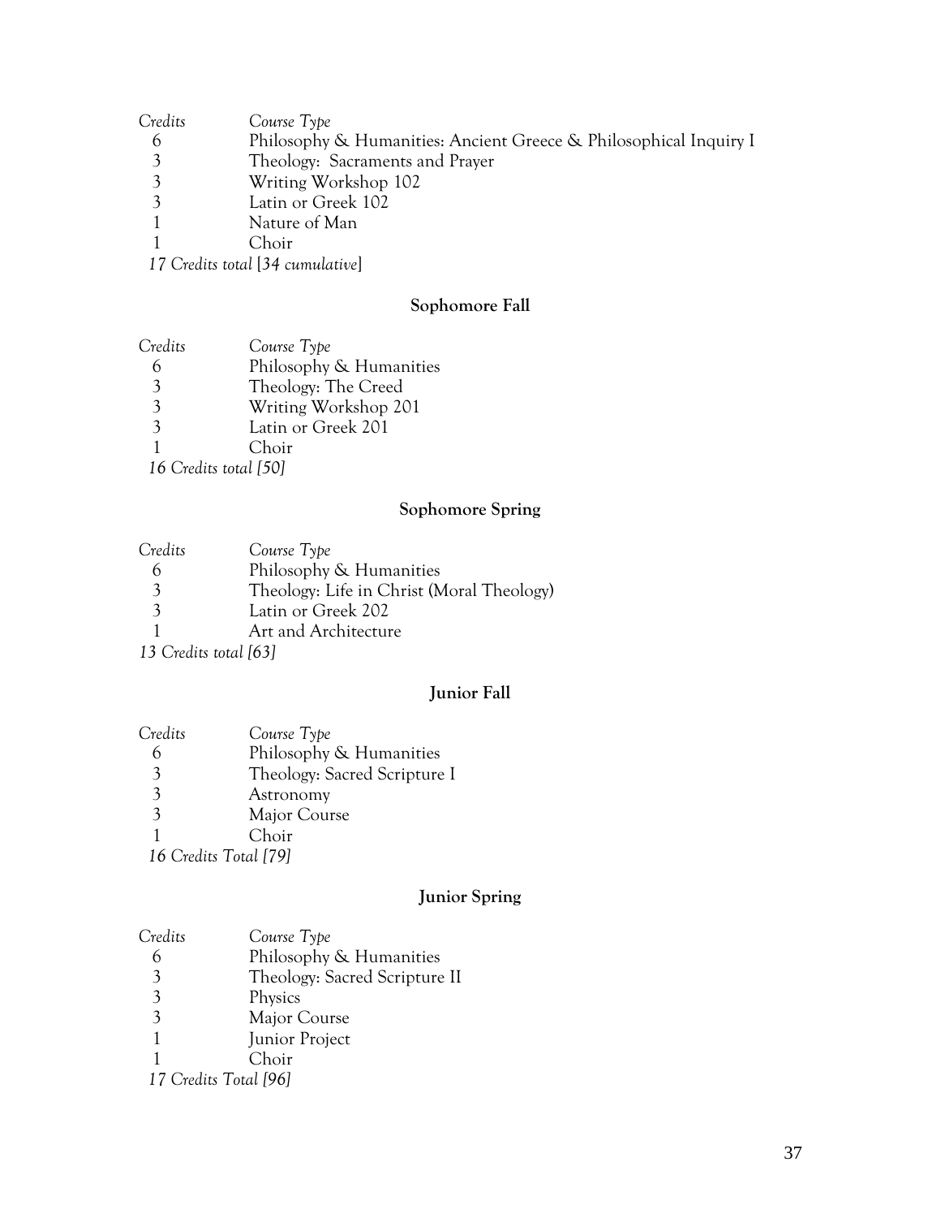| *Credits* | *Course Type* |
|---|---|
| 6 | Philosophy & Humanities: Ancient Greece & Philosophical Inquiry I |
| 3 | Theology: Sacraments and Prayer |
| 3 | Writing Workshop 102 |
| 3 | Latin or Greek 102 |
| 1 | Nature of Man |
| 1 | Choir |

*17 Credits total* [*34 cumulative*]

### Sophomore Fall

| *Credits* | *Course Type* |
|---|---|
| 6 | Philosophy & Humanities |
| 3 | Theology: The Creed |
| 3 | Writing Workshop 201 |
| 3 | Latin or Greek 201 |
| 1 | Choir |

*16 Credits total [50]*

### Sophomore Spring

| *Credits* | *Course Type* |
|---|---|
| 6 | Philosophy & Humanities |
| 3 | Theology: Life in Christ (Moral Theology) |
| 3 | Latin or Greek 202 |
| 1 | Art and Architecture |

*13 Credits total [63]*

### Junior Fall

| *Credits* | *Course Type* |
|---|---|
| 6 | Philosophy & Humanities |
| 3 | Theology: Sacred Scripture I |
| 3 | Astronomy |
| 3 | Major Course |
| 1 | Choir |

*16 Credits Total [79]*

### Junior Spring

| *Credits* | *Course Type* |
|---|---|
| 6 | Philosophy & Humanities |
| 3 | Theology: Sacred Scripture II |
| 3 | Physics |
| 3 | Major Course |
| 1 | Junior Project |
| 1 | Choir |

*17 Credits Total [96]*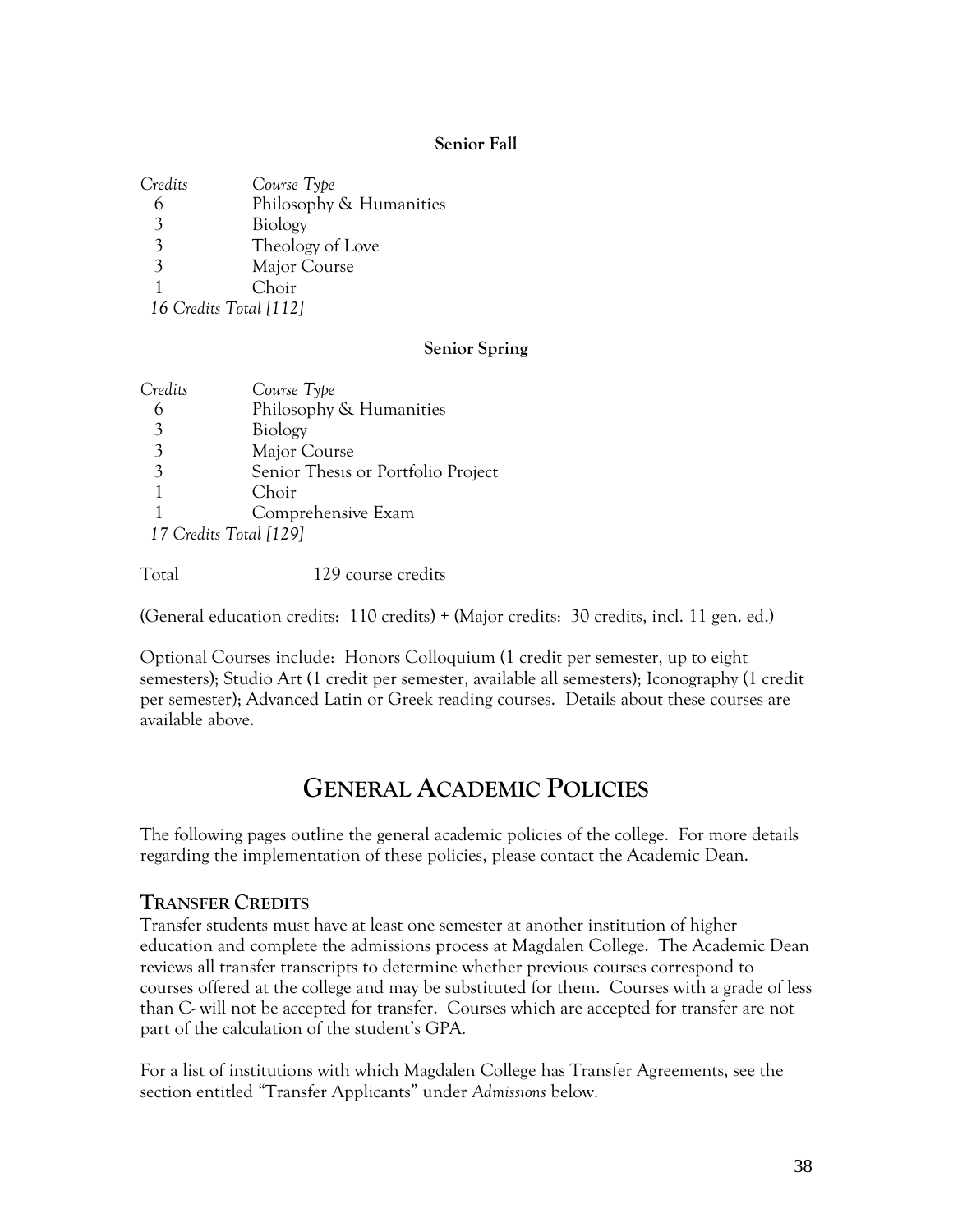**Senior Fall**

| *Credits* | *Course Type* |
|---|---|
| 6 | Philosophy & Humanities |
| 3 | Biology |
| 3 | Theology of Love |
| 3 | Major Course |
| 1 | Choir |
| *16 Credits Total [112]* | |

**Senior Spring**

| *Credits* | *Course Type* |
|---|---|
| 6 | Philosophy & Humanities |
| 3 | Biology |
| 3 | Major Course |
| 3 | Senior Thesis or Portfolio Project |
| 1 | Choir |
| 1 | Comprehensive Exam |
| *17 Credits Total [129]* | |

Total 129 course credits

(General education credits: 110 credits) + (Major credits: 30 credits, incl. 11 gen. ed.)

Optional Courses include: Honors Colloquium (1 credit per semester, up to eight semesters); Studio Art (1 credit per semester, available all semesters); Iconography (1 credit per semester); Advanced Latin or Greek reading courses. Details about these courses are available above.

# GENERAL ACADEMIC POLICIES

The following pages outline the general academic policies of the college. For more details regarding the implementation of these policies, please contact the Academic Dean.

## TRANSFER CREDITS

Transfer students must have at least one semester at another institution of higher education and complete the admissions process at Magdalen College. The Academic Dean reviews all transfer transcripts to determine whether previous courses correspond to courses offered at the college and may be substituted for them. Courses with a grade of less than C- will not be accepted for transfer. Courses which are accepted for transfer are not part of the calculation of the student's GPA.

For a list of institutions with which Magdalen College has Transfer Agreements, see the section entitled "Transfer Applicants" under *Admissions* below.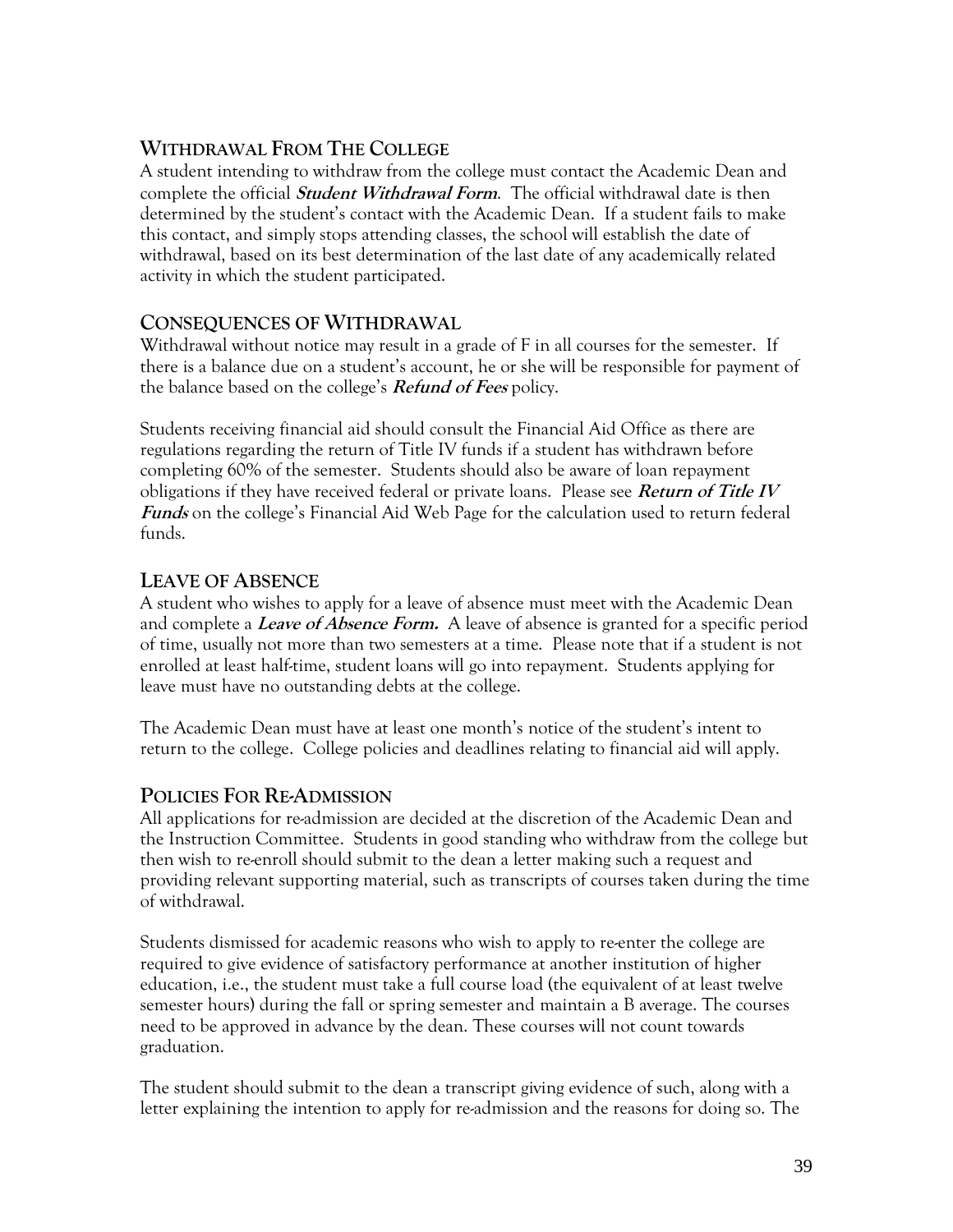## Withdrawal From The College

A student intending to withdraw from the college must contact the Academic Dean and complete the official ***Student Withdrawal Form***. The official withdrawal date is then determined by the student's contact with the Academic Dean. If a student fails to make this contact, and simply stops attending classes, the school will establish the date of withdrawal, based on its best determination of the last date of any academically related activity in which the student participated.

## Consequences Of Withdrawal

Withdrawal without notice may result in a grade of F in all courses for the semester. If there is a balance due on a student's account, he or she will be responsible for payment of the balance based on the college's ***Refund of Fees*** policy.

Students receiving financial aid should consult the Financial Aid Office as there are regulations regarding the return of Title IV funds if a student has withdrawn before completing 60% of the semester. Students should also be aware of loan repayment obligations if they have received federal or private loans. Please see ***Return of Title IV Funds*** on the college's Financial Aid Web Page for the calculation used to return federal funds.

## Leave Of Absence

A student who wishes to apply for a leave of absence must meet with the Academic Dean and complete a ***Leave of Absence Form.*** A leave of absence is granted for a specific period of time, usually not more than two semesters at a time. Please note that if a student is not enrolled at least half-time, student loans will go into repayment. Students applying for leave must have no outstanding debts at the college.

The Academic Dean must have at least one month's notice of the student's intent to return to the college. College policies and deadlines relating to financial aid will apply.

## Policies For Re-Admission

All applications for re-admission are decided at the discretion of the Academic Dean and the Instruction Committee. Students in good standing who withdraw from the college but then wish to re-enroll should submit to the dean a letter making such a request and providing relevant supporting material, such as transcripts of courses taken during the time of withdrawal.

Students dismissed for academic reasons who wish to apply to re-enter the college are required to give evidence of satisfactory performance at another institution of higher education, i.e., the student must take a full course load (the equivalent of at least twelve semester hours) during the fall or spring semester and maintain a B average. The courses need to be approved in advance by the dean. These courses will not count towards graduation.

The student should submit to the dean a transcript giving evidence of such, along with a letter explaining the intention to apply for re-admission and the reasons for doing so. The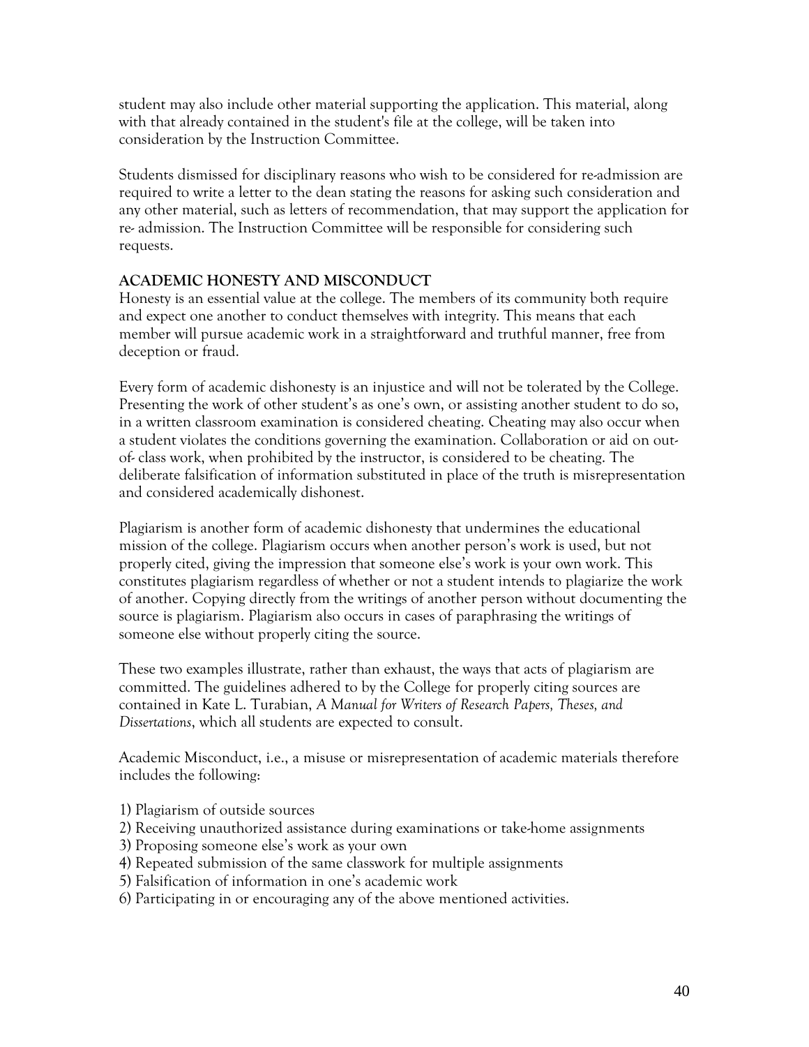student may also include other material supporting the application. This material, along with that already contained in the student's file at the college, will be taken into consideration by the Instruction Committee.

Students dismissed for disciplinary reasons who wish to be considered for re-admission are required to write a letter to the dean stating the reasons for asking such consideration and any other material, such as letters of recommendation, that may support the application for re- admission. The Instruction Committee will be responsible for considering such requests.

## ACADEMIC HONESTY AND MISCONDUCT

Honesty is an essential value at the college. The members of its community both require and expect one another to conduct themselves with integrity. This means that each member will pursue academic work in a straightforward and truthful manner, free from deception or fraud.

Every form of academic dishonesty is an injustice and will not be tolerated by the College. Presenting the work of other student's as one's own, or assisting another student to do so, in a written classroom examination is considered cheating. Cheating may also occur when a student violates the conditions governing the examination. Collaboration or aid on out-of- class work, when prohibited by the instructor, is considered to be cheating. The deliberate falsification of information substituted in place of the truth is misrepresentation and considered academically dishonest.

Plagiarism is another form of academic dishonesty that undermines the educational mission of the college. Plagiarism occurs when another person's work is used, but not properly cited, giving the impression that someone else's work is your own work. This constitutes plagiarism regardless of whether or not a student intends to plagiarize the work of another. Copying directly from the writings of another person without documenting the source is plagiarism. Plagiarism also occurs in cases of paraphrasing the writings of someone else without properly citing the source.

These two examples illustrate, rather than exhaust, the ways that acts of plagiarism are committed. The guidelines adhered to by the College for properly citing sources are contained in Kate L. Turabian, *A Manual for Writers of Research Papers, Theses, and Dissertations*, which all students are expected to consult.

Academic Misconduct, i.e., a misuse or misrepresentation of academic materials therefore includes the following:

1) Plagiarism of outside sources
2) Receiving unauthorized assistance during examinations or take-home assignments
3) Proposing someone else's work as your own
4) Repeated submission of the same classwork for multiple assignments
5) Falsification of information in one's academic work
6) Participating in or encouraging any of the above mentioned activities.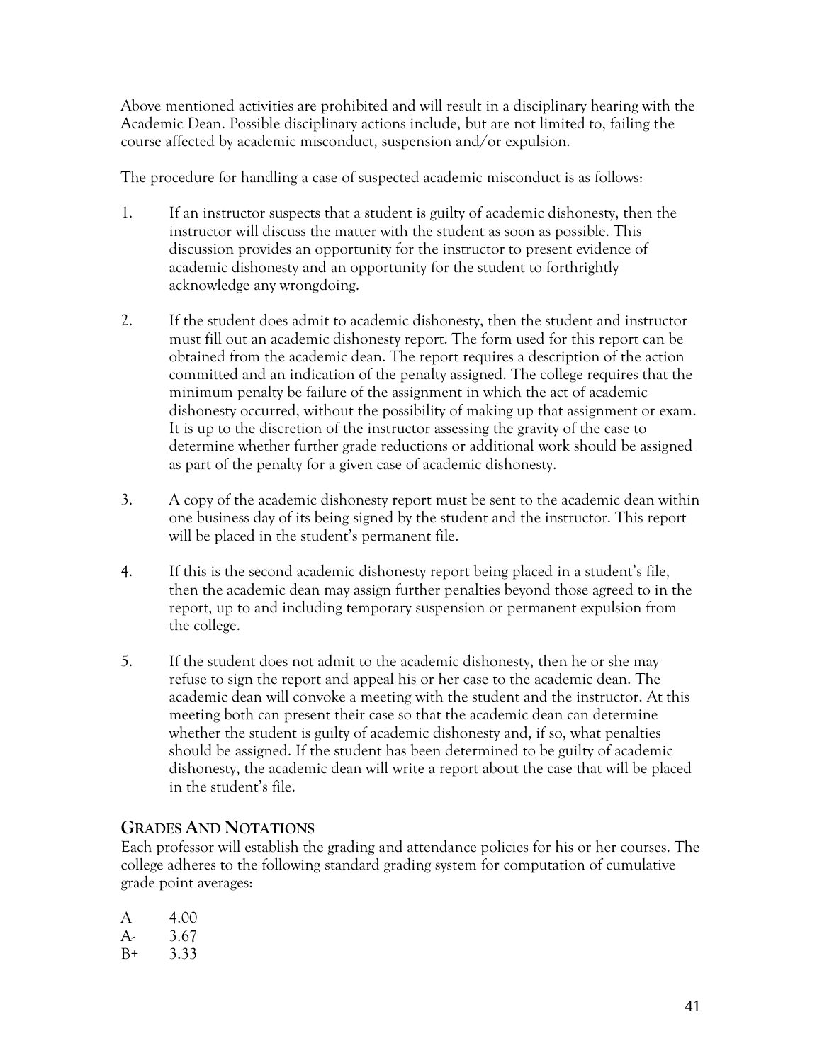Above mentioned activities are prohibited and will result in a disciplinary hearing with the Academic Dean. Possible disciplinary actions include, but are not limited to, failing the course affected by academic misconduct, suspension and/or expulsion.

The procedure for handling a case of suspected academic misconduct is as follows:

1. If an instructor suspects that a student is guilty of academic dishonesty, then the instructor will discuss the matter with the student as soon as possible. This discussion provides an opportunity for the instructor to present evidence of academic dishonesty and an opportunity for the student to forthrightly acknowledge any wrongdoing.

2. If the student does admit to academic dishonesty, then the student and instructor must fill out an academic dishonesty report. The form used for this report can be obtained from the academic dean. The report requires a description of the action committed and an indication of the penalty assigned. The college requires that the minimum penalty be failure of the assignment in which the act of academic dishonesty occurred, without the possibility of making up that assignment or exam. It is up to the discretion of the instructor assessing the gravity of the case to determine whether further grade reductions or additional work should be assigned as part of the penalty for a given case of academic dishonesty.

3. A copy of the academic dishonesty report must be sent to the academic dean within one business day of its being signed by the student and the instructor. This report will be placed in the student's permanent file.

4. If this is the second academic dishonesty report being placed in a student's file, then the academic dean may assign further penalties beyond those agreed to in the report, up to and including temporary suspension or permanent expulsion from the college.

5. If the student does not admit to the academic dishonesty, then he or she may refuse to sign the report and appeal his or her case to the academic dean. The academic dean will convoke a meeting with the student and the instructor. At this meeting both can present their case so that the academic dean can determine whether the student is guilty of academic dishonesty and, if so, what penalties should be assigned. If the student has been determined to be guilty of academic dishonesty, the academic dean will write a report about the case that will be placed in the student's file.

## GRADES AND NOTATIONS

Each professor will establish the grading and attendance policies for his or her courses. The college adheres to the following standard grading system for computation of cumulative grade point averages:

A 4.00
A- 3.67
B+ 3.33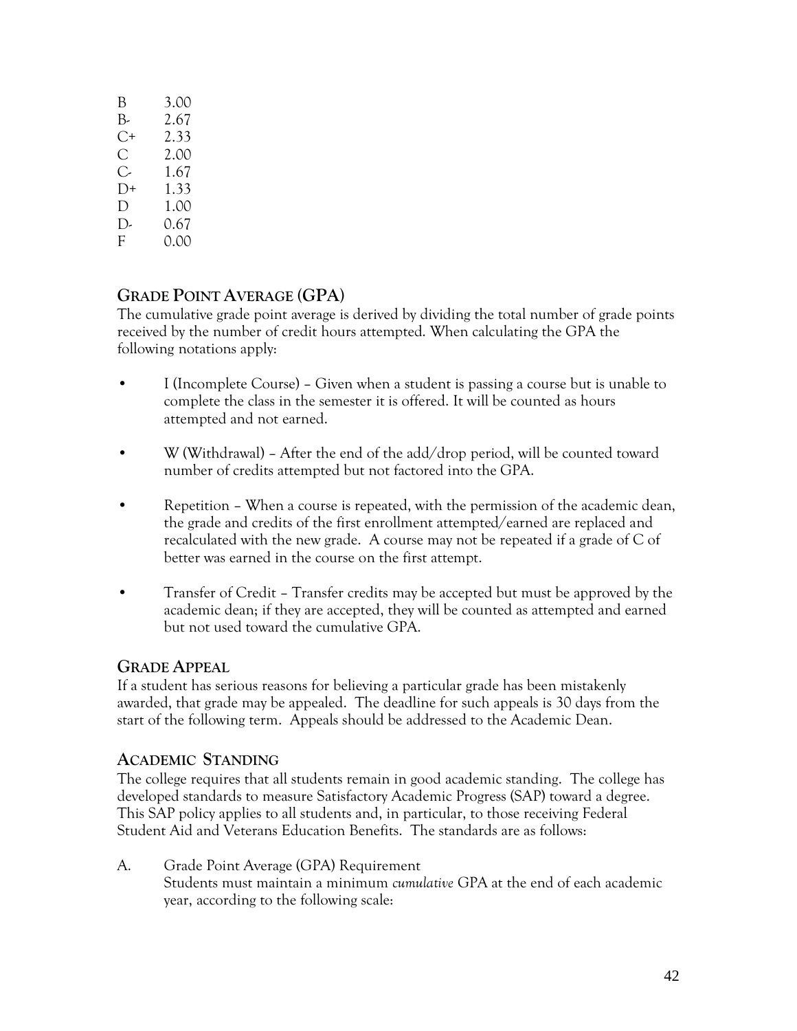| | |
|---|---|
| B | 3.00 |
| B- | 2.67 |
| C+ | 2.33 |
| C | 2.00 |
| C- | 1.67 |
| D+ | 1.33 |
| D | 1.00 |
| D- | 0.67 |
| F | 0.00 |

## GRADE POINT AVERAGE (GPA)

The cumulative grade point average is derived by dividing the total number of grade points received by the number of credit hours attempted. When calculating the GPA the following notations apply:

- I (Incomplete Course) – Given when a student is passing a course but is unable to complete the class in the semester it is offered. It will be counted as hours attempted and not earned.

- W (Withdrawal) – After the end of the add/drop period, will be counted toward number of credits attempted but not factored into the GPA.

- Repetition – When a course is repeated, with the permission of the academic dean, the grade and credits of the first enrollment attempted/earned are replaced and recalculated with the new grade. A course may not be repeated if a grade of C of better was earned in the course on the first attempt.

- Transfer of Credit – Transfer credits may be accepted but must be approved by the academic dean; if they are accepted, they will be counted as attempted and earned but not used toward the cumulative GPA.

## GRADE APPEAL

If a student has serious reasons for believing a particular grade has been mistakenly awarded, that grade may be appealed. The deadline for such appeals is 30 days from the start of the following term. Appeals should be addressed to the Academic Dean.

## ACADEMIC STANDING

The college requires that all students remain in good academic standing. The college has developed standards to measure Satisfactory Academic Progress (SAP) toward a degree. This SAP policy applies to all students and, in particular, to those receiving Federal Student Aid and Veterans Education Benefits. The standards are as follows:

A. Grade Point Average (GPA) Requirement
   Students must maintain a minimum *cumulative* GPA at the end of each academic year, according to the following scale: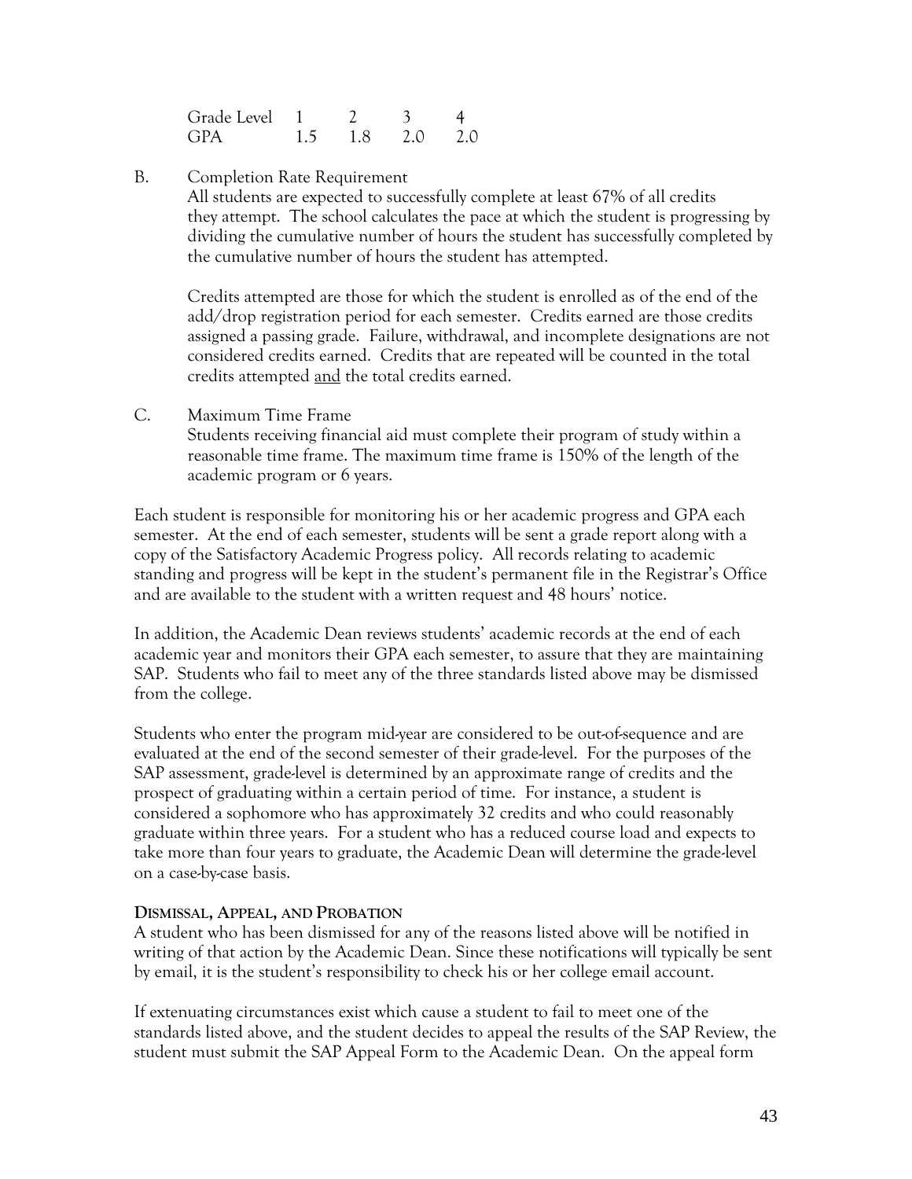| Grade Level | 1 | 2 | 3 | 4 |
|---|---|---|---|---|
| GPA | 1.5 | 1.8 | 2.0 | 2.0 |

B. Completion Rate Requirement

All students are expected to successfully complete at least 67% of all credits they attempt. The school calculates the pace at which the student is progressing by dividing the cumulative number of hours the student has successfully completed by the cumulative number of hours the student has attempted.

Credits attempted are those for which the student is enrolled as of the end of the add/drop registration period for each semester. Credits earned are those credits assigned a passing grade. Failure, withdrawal, and incomplete designations are not considered credits earned. Credits that are repeated will be counted in the total credits attempted <u>and</u> the total credits earned.

C. Maximum Time Frame

Students receiving financial aid must complete their program of study within a reasonable time frame. The maximum time frame is 150% of the length of the academic program or 6 years.

Each student is responsible for monitoring his or her academic progress and GPA each semester. At the end of each semester, students will be sent a grade report along with a copy of the Satisfactory Academic Progress policy. All records relating to academic standing and progress will be kept in the student's permanent file in the Registrar's Office and are available to the student with a written request and 48 hours' notice.

In addition, the Academic Dean reviews students' academic records at the end of each academic year and monitors their GPA each semester, to assure that they are maintaining SAP. Students who fail to meet any of the three standards listed above may be dismissed from the college.

Students who enter the program mid-year are considered to be out-of-sequence and are evaluated at the end of the second semester of their grade-level. For the purposes of the SAP assessment, grade-level is determined by an approximate range of credits and the prospect of graduating within a certain period of time. For instance, a student is considered a sophomore who has approximately 32 credits and who could reasonably graduate within three years. For a student who has a reduced course load and expects to take more than four years to graduate, the Academic Dean will determine the grade-level on a case-by-case basis.

**DISMISSAL, APPEAL, AND PROBATION**

A student who has been dismissed for any of the reasons listed above will be notified in writing of that action by the Academic Dean. Since these notifications will typically be sent by email, it is the student's responsibility to check his or her college email account.

If extenuating circumstances exist which cause a student to fail to meet one of the standards listed above, and the student decides to appeal the results of the SAP Review, the student must submit the SAP Appeal Form to the Academic Dean. On the appeal form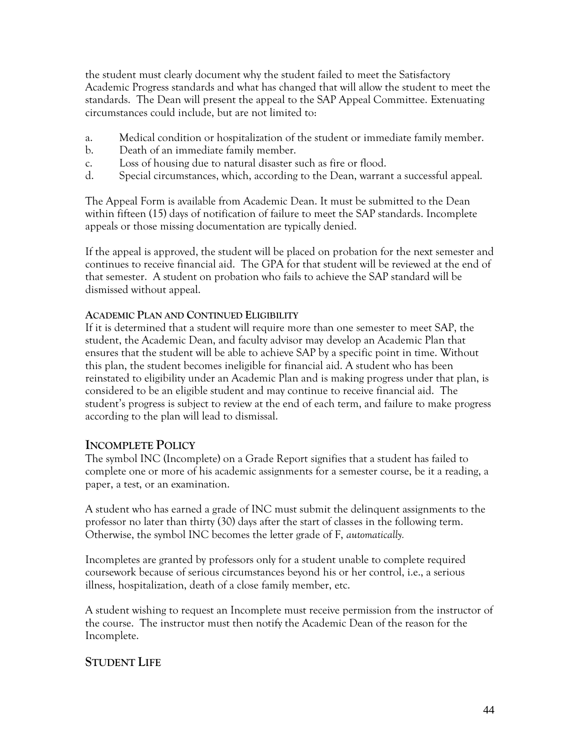the student must clearly document why the student failed to meet the Satisfactory Academic Progress standards and what has changed that will allow the student to meet the standards. The Dean will present the appeal to the SAP Appeal Committee. Extenuating circumstances could include, but are not limited to:

a. Medical condition or hospitalization of the student or immediate family member.
b. Death of an immediate family member.
c. Loss of housing due to natural disaster such as fire or flood.
d. Special circumstances, which, according to the Dean, warrant a successful appeal.

The Appeal Form is available from Academic Dean. It must be submitted to the Dean within fifteen (15) days of notification of failure to meet the SAP standards. Incomplete appeals or those missing documentation are typically denied.

If the appeal is approved, the student will be placed on probation for the next semester and continues to receive financial aid. The GPA for that student will be reviewed at the end of that semester. A student on probation who fails to achieve the SAP standard will be dismissed without appeal.

#### ACADEMIC PLAN AND CONTINUED ELIGIBILITY

If it is determined that a student will require more than one semester to meet SAP, the student, the Academic Dean, and faculty advisor may develop an Academic Plan that ensures that the student will be able to achieve SAP by a specific point in time. Without this plan, the student becomes ineligible for financial aid. A student who has been reinstated to eligibility under an Academic Plan and is making progress under that plan, is considered to be an eligible student and may continue to receive financial aid. The student's progress is subject to review at the end of each term, and failure to make progress according to the plan will lead to dismissal.

## INCOMPLETE POLICY

The symbol INC (Incomplete) on a Grade Report signifies that a student has failed to complete one or more of his academic assignments for a semester course, be it a reading, a paper, a test, or an examination.

A student who has earned a grade of INC must submit the delinquent assignments to the professor no later than thirty (30) days after the start of classes in the following term. Otherwise, the symbol INC becomes the letter grade of F, *automatically.*

Incompletes are granted by professors only for a student unable to complete required coursework because of serious circumstances beyond his or her control, i.e., a serious illness, hospitalization, death of a close family member, etc.

A student wishing to request an Incomplete must receive permission from the instructor of the course. The instructor must then notify the Academic Dean of the reason for the Incomplete.

## STUDENT LIFE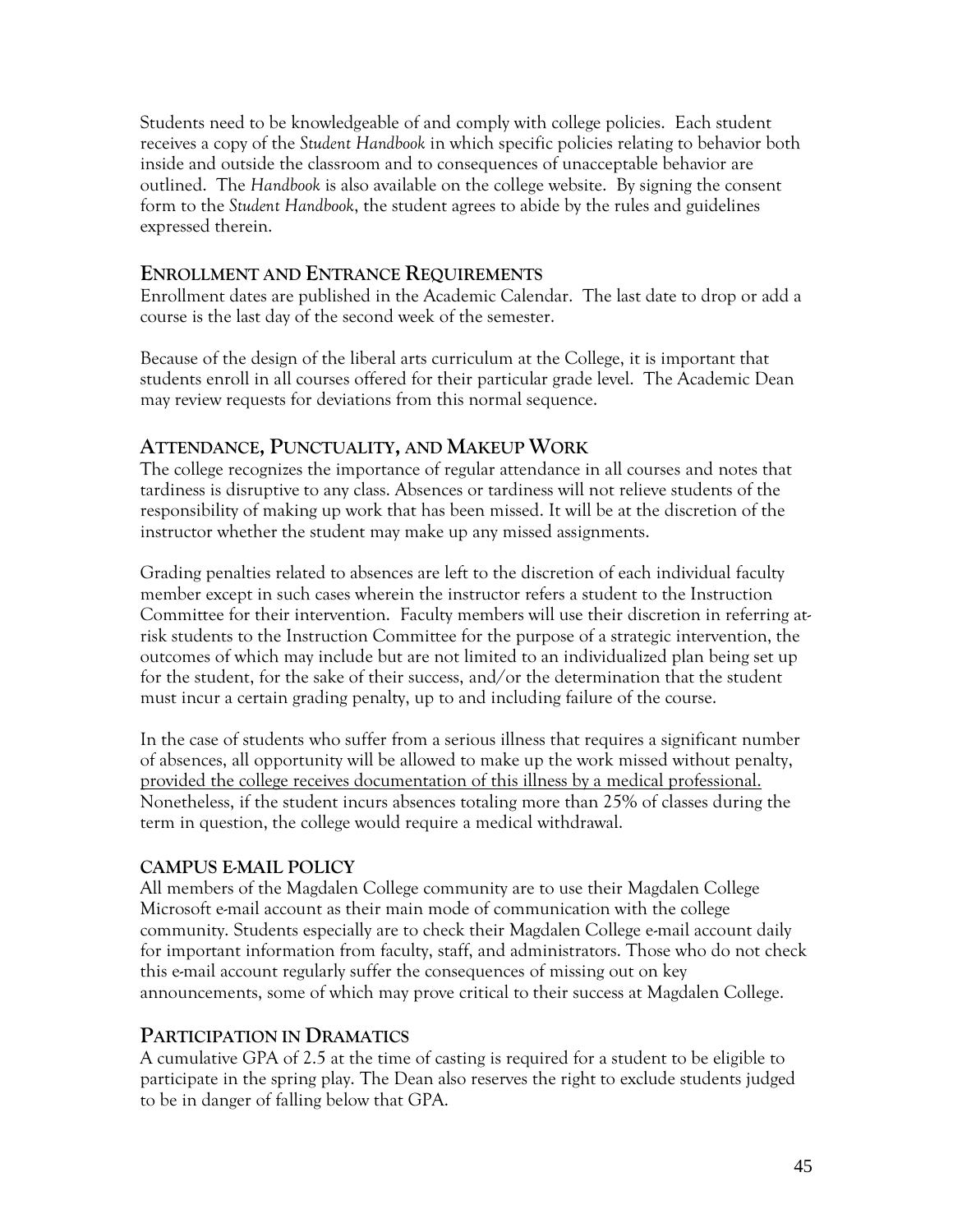Students need to be knowledgeable of and comply with college policies. Each student receives a copy of the *Student Handbook* in which specific policies relating to behavior both inside and outside the classroom and to consequences of unacceptable behavior are outlined. The *Handbook* is also available on the college website. By signing the consent form to the *Student Handbook*, the student agrees to abide by the rules and guidelines expressed therein.

## ENROLLMENT AND ENTRANCE REQUIREMENTS

Enrollment dates are published in the Academic Calendar. The last date to drop or add a course is the last day of the second week of the semester.

Because of the design of the liberal arts curriculum at the College, it is important that students enroll in all courses offered for their particular grade level. The Academic Dean may review requests for deviations from this normal sequence.

## ATTENDANCE, PUNCTUALITY, AND MAKEUP WORK

The college recognizes the importance of regular attendance in all courses and notes that tardiness is disruptive to any class. Absences or tardiness will not relieve students of the responsibility of making up work that has been missed. It will be at the discretion of the instructor whether the student may make up any missed assignments.

Grading penalties related to absences are left to the discretion of each individual faculty member except in such cases wherein the instructor refers a student to the Instruction Committee for their intervention. Faculty members will use their discretion in referring at-risk students to the Instruction Committee for the purpose of a strategic intervention, the outcomes of which may include but are not limited to an individualized plan being set up for the student, for the sake of their success, and/or the determination that the student must incur a certain grading penalty, up to and including failure of the course.

In the case of students who suffer from a serious illness that requires a significant number of absences, all opportunity will be allowed to make up the work missed without penalty, <u>provided the college receives documentation of this illness by a medical professional.</u> Nonetheless, if the student incurs absences totaling more than 25% of classes during the term in question, the college would require a medical withdrawal.

### CAMPUS E-MAIL POLICY

All members of the Magdalen College community are to use their Magdalen College Microsoft e-mail account as their main mode of communication with the college community. Students especially are to check their Magdalen College e-mail account daily for important information from faculty, staff, and administrators. Those who do not check this e-mail account regularly suffer the consequences of missing out on key announcements, some of which may prove critical to their success at Magdalen College.

## PARTICIPATION IN DRAMATICS

A cumulative GPA of 2.5 at the time of casting is required for a student to be eligible to participate in the spring play. The Dean also reserves the right to exclude students judged to be in danger of falling below that GPA.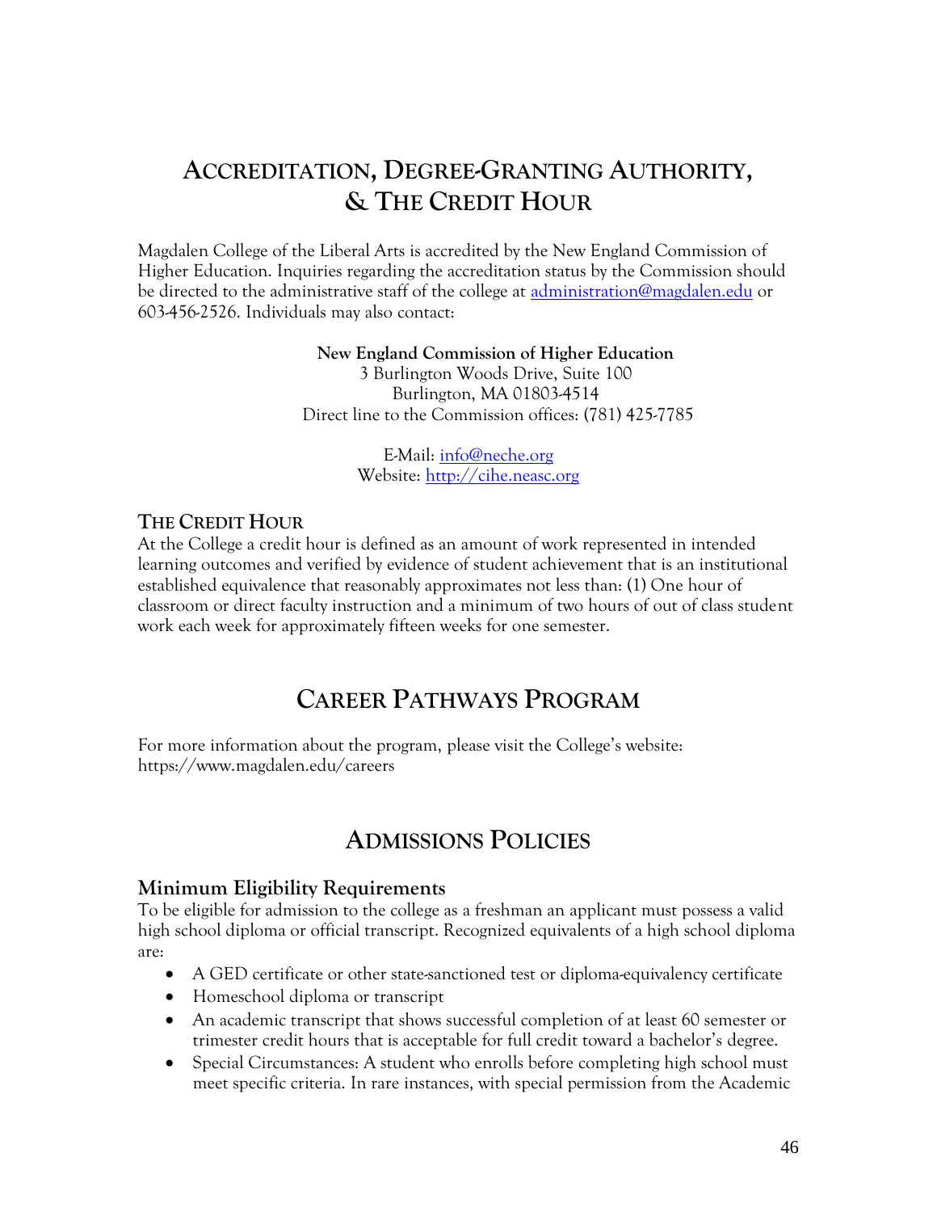# Accreditation, Degree-Granting Authority, & The Credit Hour

Magdalen College of the Liberal Arts is accredited by the New England Commission of Higher Education. Inquiries regarding the accreditation status by the Commission should be directed to the administrative staff of the college at administration@magdalen.edu or 603-456-2526. Individuals may also contact:

**New England Commission of Higher Education**
3 Burlington Woods Drive, Suite 100
Burlington, MA 01803-4514
Direct line to the Commission offices: (781) 425-7785

E-Mail: info@neche.org
Website: http://cihe.neasc.org

## The Credit Hour

At the College a credit hour is defined as an amount of work represented in intended learning outcomes and verified by evidence of student achievement that is an institutional established equivalence that reasonably approximates not less than: (1) One hour of classroom or direct faculty instruction and a minimum of two hours of out of class student work each week for approximately fifteen weeks for one semester.

# Career Pathways Program

For more information about the program, please visit the College's website: https://www.magdalen.edu/careers

# Admissions Policies

## Minimum Eligibility Requirements

To be eligible for admission to the college as a freshman an applicant must possess a valid high school diploma or official transcript. Recognized equivalents of a high school diploma are:

- A GED certificate or other state-sanctioned test or diploma-equivalency certificate
- Homeschool diploma or transcript
- An academic transcript that shows successful completion of at least 60 semester or trimester credit hours that is acceptable for full credit toward a bachelor's degree.
- Special Circumstances: A student who enrolls before completing high school must meet specific criteria. In rare instances, with special permission from the Academic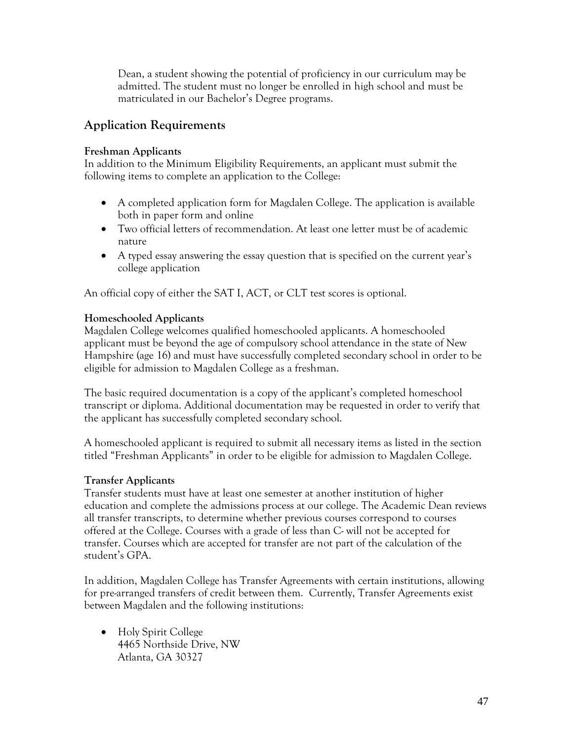Dean, a student showing the potential of proficiency in our curriculum may be admitted. The student must no longer be enrolled in high school and must be matriculated in our Bachelor's Degree programs.

## Application Requirements

**Freshman Applicants**
In addition to the Minimum Eligibility Requirements, an applicant must submit the following items to complete an application to the College:

- A completed application form for Magdalen College. The application is available both in paper form and online
- Two official letters of recommendation. At least one letter must be of academic nature
- A typed essay answering the essay question that is specified on the current year's college application

An official copy of either the SAT I, ACT, or CLT test scores is optional.

**Homeschooled Applicants**
Magdalen College welcomes qualified homeschooled applicants. A homeschooled applicant must be beyond the age of compulsory school attendance in the state of New Hampshire (age 16) and must have successfully completed secondary school in order to be eligible for admission to Magdalen College as a freshman.

The basic required documentation is a copy of the applicant's completed homeschool transcript or diploma. Additional documentation may be requested in order to verify that the applicant has successfully completed secondary school.

A homeschooled applicant is required to submit all necessary items as listed in the section titled "Freshman Applicants" in order to be eligible for admission to Magdalen College.

**Transfer Applicants**
Transfer students must have at least one semester at another institution of higher education and complete the admissions process at our college. The Academic Dean reviews all transfer transcripts, to determine whether previous courses correspond to courses offered at the College. Courses with a grade of less than C- will not be accepted for transfer. Courses which are accepted for transfer are not part of the calculation of the student's GPA.

In addition, Magdalen College has Transfer Agreements with certain institutions, allowing for pre-arranged transfers of credit between them. Currently, Transfer Agreements exist between Magdalen and the following institutions:

- Holy Spirit College
  4465 Northside Drive, NW
  Atlanta, GA 30327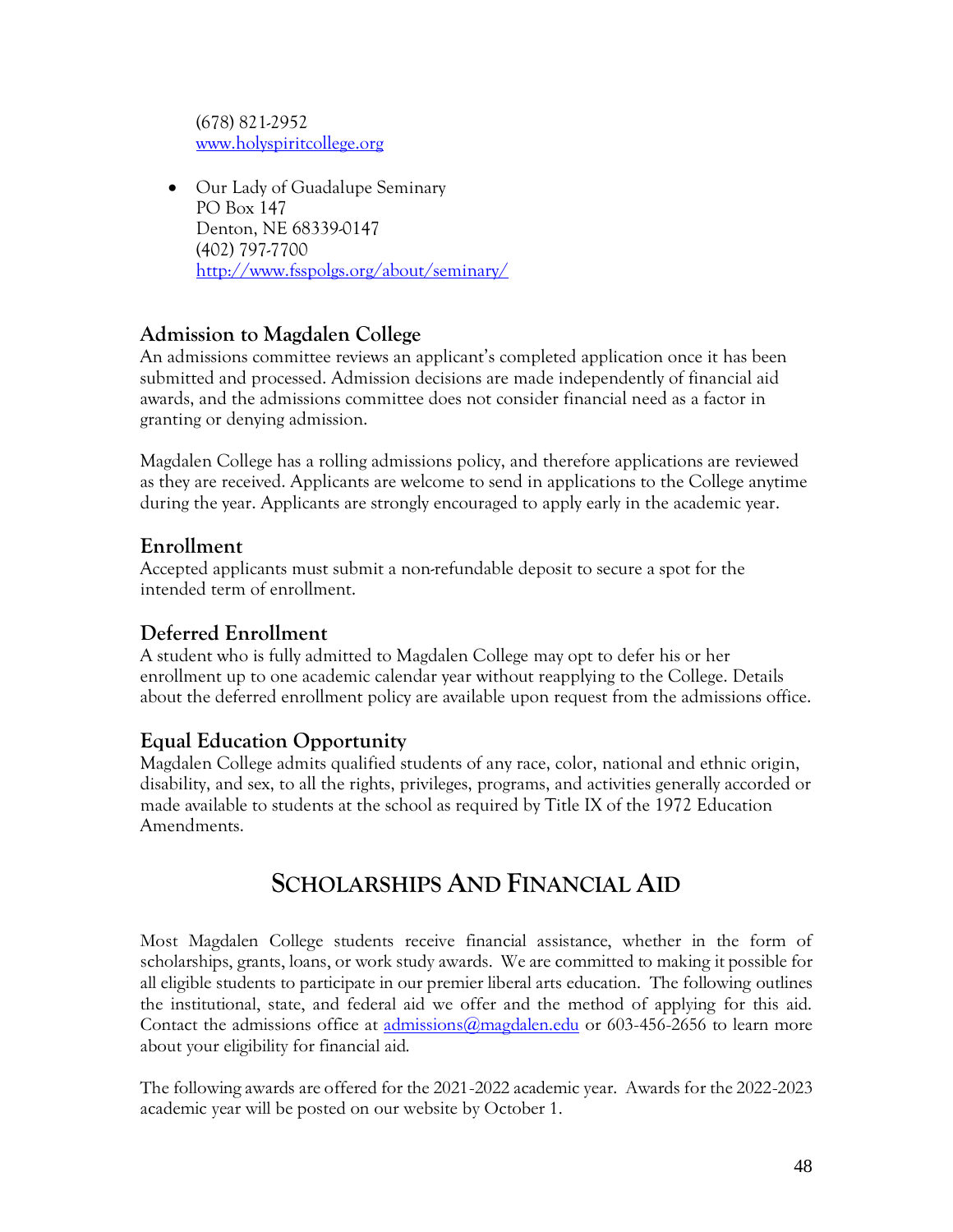(678) 821-2952
[www.holyspiritcollege.org](http://www.holyspiritcollege.org)

- Our Lady of Guadalupe Seminary
  PO Box 147
  Denton, NE 68339-0147
  (402) 797-7700
  [http://www.fsspolgs.org/about/seminary/](http://www.fsspolgs.org/about/seminary/)

### Admission to Magdalen College

An admissions committee reviews an applicant's completed application once it has been submitted and processed. Admission decisions are made independently of financial aid awards, and the admissions committee does not consider financial need as a factor in granting or denying admission.

Magdalen College has a rolling admissions policy, and therefore applications are reviewed as they are received. Applicants are welcome to send in applications to the College anytime during the year. Applicants are strongly encouraged to apply early in the academic year.

### Enrollment

Accepted applicants must submit a non-refundable deposit to secure a spot for the intended term of enrollment.

### Deferred Enrollment

A student who is fully admitted to Magdalen College may opt to defer his or her enrollment up to one academic calendar year without reapplying to the College. Details about the deferred enrollment policy are available upon request from the admissions office.

### Equal Education Opportunity

Magdalen College admits qualified students of any race, color, national and ethnic origin, disability, and sex, to all the rights, privileges, programs, and activities generally accorded or made available to students at the school as required by Title IX of the 1972 Education Amendments.

## Scholarships And Financial Aid

Most Magdalen College students receive financial assistance, whether in the form of scholarships, grants, loans, or work study awards. We are committed to making it possible for all eligible students to participate in our premier liberal arts education. The following outlines the institutional, state, and federal aid we offer and the method of applying for this aid. Contact the admissions office at [admissions@magdalen.edu](mailto:admissions@magdalen.edu) or 603-456-2656 to learn more about your eligibility for financial aid.

The following awards are offered for the 2021-2022 academic year. Awards for the 2022-2023 academic year will be posted on our website by October 1.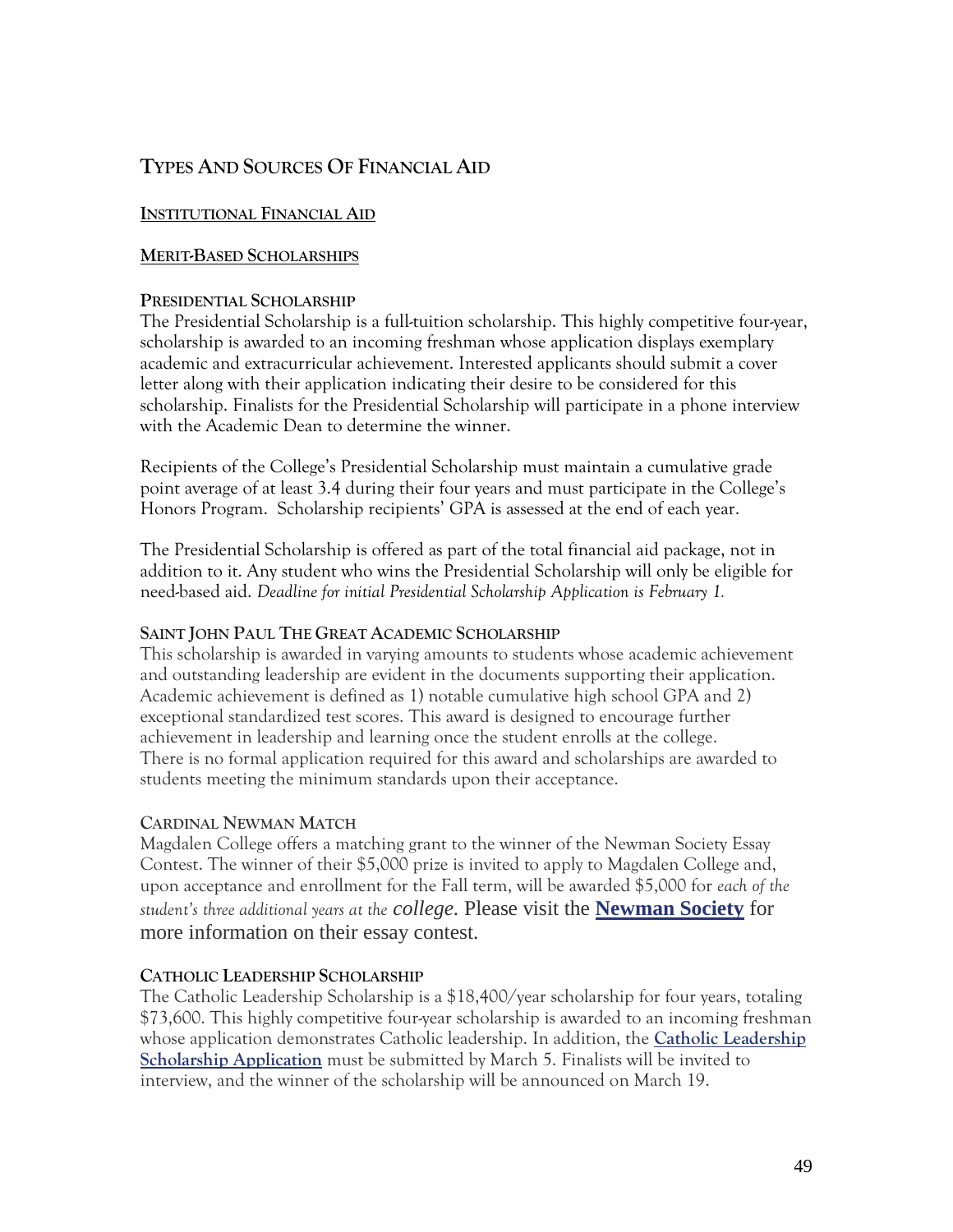# Types And Sources Of Financial Aid

## Institutional Financial Aid

## Merit-Based Scholarships

### Presidential Scholarship

The Presidential Scholarship is a full-tuition scholarship. This highly competitive four-year, scholarship is awarded to an incoming freshman whose application displays exemplary academic and extracurricular achievement. Interested applicants should submit a cover letter along with their application indicating their desire to be considered for this scholarship. Finalists for the Presidential Scholarship will participate in a phone interview with the Academic Dean to determine the winner.

Recipients of the College's Presidential Scholarship must maintain a cumulative grade point average of at least 3.4 during their four years and must participate in the College's Honors Program. Scholarship recipients' GPA is assessed at the end of each year.

The Presidential Scholarship is offered as part of the total financial aid package, not in addition to it. Any student who wins the Presidential Scholarship will only be eligible for need-based aid. *Deadline for initial Presidential Scholarship Application is February 1.*

### Saint John Paul The Great Academic Scholarship

This scholarship is awarded in varying amounts to students whose academic achievement and outstanding leadership are evident in the documents supporting their application. Academic achievement is defined as 1) notable cumulative high school GPA and 2) exceptional standardized test scores. This award is designed to encourage further achievement in leadership and learning once the student enrolls at the college. There is no formal application required for this award and scholarships are awarded to students meeting the minimum standards upon their acceptance.

### Cardinal Newman Match

Magdalen College offers a matching grant to the winner of the Newman Society Essay Contest. The winner of their $5,000 prize is invited to apply to Magdalen College and, upon acceptance and enrollment for the Fall term, will be awarded $5,000 for *each of the student's three additional years at the college.* Please visit the **Newman Society** for more information on their essay contest.

### Catholic Leadership Scholarship

The Catholic Leadership Scholarship is a $18,400/year scholarship for four years, totaling $73,600. This highly competitive four-year scholarship is awarded to an incoming freshman whose application demonstrates Catholic leadership. In addition, the **Catholic Leadership Scholarship Application** must be submitted by March 5. Finalists will be invited to interview, and the winner of the scholarship will be announced on March 19.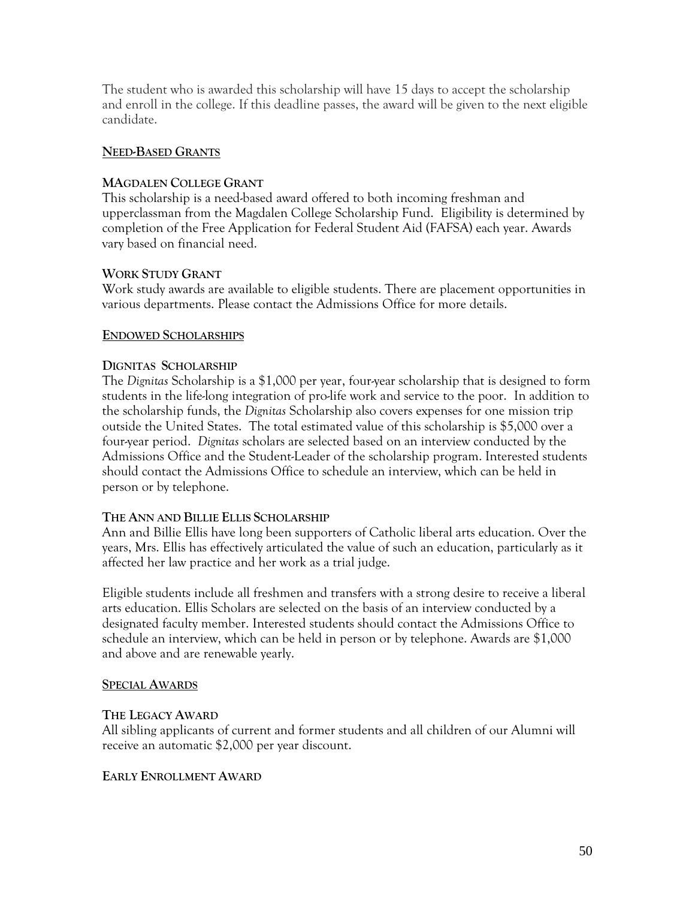The student who is awarded this scholarship will have 15 days to accept the scholarship and enroll in the college. If this deadline passes, the award will be given to the next eligible candidate.

## NEED-BASED GRANTS

### MAGDALEN COLLEGE GRANT

This scholarship is a need-based award offered to both incoming freshman and upperclassman from the Magdalen College Scholarship Fund. Eligibility is determined by completion of the Free Application for Federal Student Aid (FAFSA) each year. Awards vary based on financial need.

### WORK STUDY GRANT

Work study awards are available to eligible students. There are placement opportunities in various departments. Please contact the Admissions Office for more details.

## ENDOWED SCHOLARSHIPS

### DIGNITAS SCHOLARSHIP

The *Dignitas* Scholarship is a $1,000 per year, four-year scholarship that is designed to form students in the life-long integration of pro-life work and service to the poor. In addition to the scholarship funds, the *Dignitas* Scholarship also covers expenses for one mission trip outside the United States. The total estimated value of this scholarship is $5,000 over a four-year period. *Dignitas* scholars are selected based on an interview conducted by the Admissions Office and the Student-Leader of the scholarship program. Interested students should contact the Admissions Office to schedule an interview, which can be held in person or by telephone.

### THE ANN AND BILLIE ELLIS SCHOLARSHIP

Ann and Billie Ellis have long been supporters of Catholic liberal arts education. Over the years, Mrs. Ellis has effectively articulated the value of such an education, particularly as it affected her law practice and her work as a trial judge.

Eligible students include all freshmen and transfers with a strong desire to receive a liberal arts education. Ellis Scholars are selected on the basis of an interview conducted by a designated faculty member. Interested students should contact the Admissions Office to schedule an interview, which can be held in person or by telephone. Awards are $1,000 and above and are renewable yearly.

## SPECIAL AWARDS

### THE LEGACY AWARD

All sibling applicants of current and former students and all children of our Alumni will receive an automatic $2,000 per year discount.

### EARLY ENROLLMENT AWARD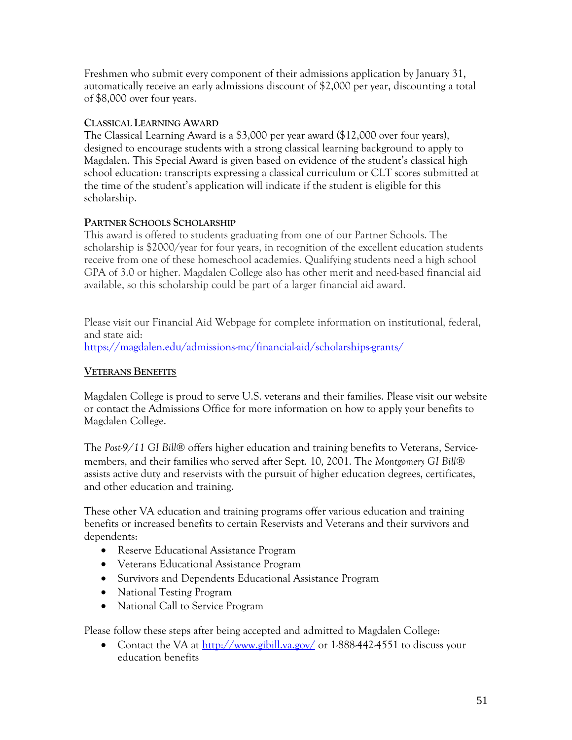Freshmen who submit every component of their admissions application by January 31, automatically receive an early admissions discount of $2,000 per year, discounting a total of $8,000 over four years.

#### Classical Learning Award

The Classical Learning Award is a $3,000 per year award ($12,000 over four years), designed to encourage students with a strong classical learning background to apply to Magdalen. This Special Award is given based on evidence of the student's classical high school education: transcripts expressing a classical curriculum or CLT scores submitted at the time of the student's application will indicate if the student is eligible for this scholarship.

#### Partner Schools Scholarship

This award is offered to students graduating from one of our Partner Schools. The scholarship is $2000/year for four years, in recognition of the excellent education students receive from one of these homeschool academies. Qualifying students need a high school GPA of 3.0 or higher. Magdalen College also has other merit and need-based financial aid available, so this scholarship could be part of a larger financial aid award.

Please visit our Financial Aid Webpage for complete information on institutional, federal, and state aid:
https://magdalen.edu/admissions-mc/financial-aid/scholarships-grants/

#### Veterans Benefits

Magdalen College is proud to serve U.S. veterans and their families. Please visit our website or contact the Admissions Office for more information on how to apply your benefits to Magdalen College.

The *Post-9/11 GI Bill*® offers higher education and training benefits to Veterans, Service-members, and their families who served after Sept. 10, 2001. The *Montgomery GI Bill*® assists active duty and reservists with the pursuit of higher education degrees, certificates, and other education and training.

These other VA education and training programs offer various education and training benefits or increased benefits to certain Reservists and Veterans and their survivors and dependents:

- Reserve Educational Assistance Program
- Veterans Educational Assistance Program
- Survivors and Dependents Educational Assistance Program
- National Testing Program
- National Call to Service Program

Please follow these steps after being accepted and admitted to Magdalen College:

- Contact the VA at http://www.gibill.va.gov/ or 1-888-442-4551 to discuss your education benefits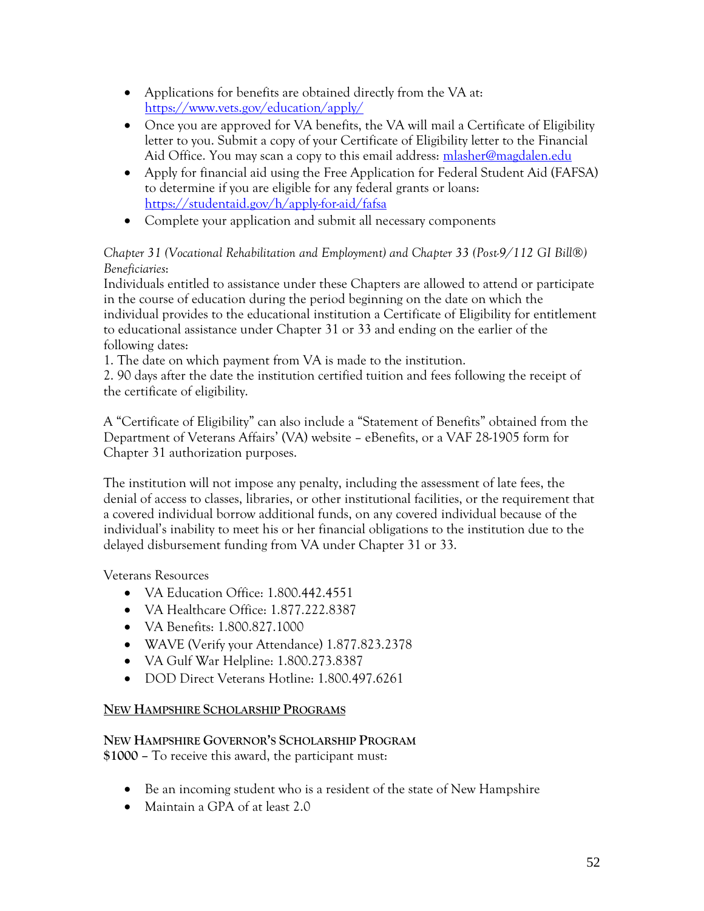- Applications for benefits are obtained directly from the VA at: [https://www.vets.gov/education/apply/](https://www.vets.gov/education/apply/)
- Once you are approved for VA benefits, the VA will mail a Certificate of Eligibility letter to you. Submit a copy of your Certificate of Eligibility letter to the Financial Aid Office. You may scan a copy to this email address: [mlasher@magdalen.edu](mailto:mlasher@magdalen.edu)
- Apply for financial aid using the Free Application for Federal Student Aid (FAFSA) to determine if you are eligible for any federal grants or loans: [https://studentaid.gov/h/apply-for-aid/fafsa](https://studentaid.gov/h/apply-for-aid/fafsa)
- Complete your application and submit all necessary components

*Chapter 31 (Vocational Rehabilitation and Employment) and Chapter 33 (Post-9/112 GI Bill®) Beneficiaries*:
Individuals entitled to assistance under these Chapters are allowed to attend or participate in the course of education during the period beginning on the date on which the individual provides to the educational institution a Certificate of Eligibility for entitlement to educational assistance under Chapter 31 or 33 and ending on the earlier of the following dates:
1. The date on which payment from VA is made to the institution.
2. 90 days after the date the institution certified tuition and fees following the receipt of the certificate of eligibility.

A "Certificate of Eligibility" can also include a "Statement of Benefits" obtained from the Department of Veterans Affairs' (VA) website – eBenefits, or a VAF 28-1905 form for Chapter 31 authorization purposes.

The institution will not impose any penalty, including the assessment of late fees, the denial of access to classes, libraries, or other institutional facilities, or the requirement that a covered individual borrow additional funds, on any covered individual because of the individual's inability to meet his or her financial obligations to the institution due to the delayed disbursement funding from VA under Chapter 31 or 33.

Veterans Resources

- VA Education Office: 1.800.442.4551
- VA Healthcare Office: 1.877.222.8387
- VA Benefits: 1.800.827.1000
- WAVE (Verify your Attendance) 1.877.823.2378
- VA Gulf War Helpline: 1.800.273.8387
- DOD Direct Veterans Hotline: 1.800.497.6261

## NEW HAMPSHIRE SCHOLARSHIP PROGRAMS

### NEW HAMPSHIRE GOVERNOR'S SCHOLARSHIP PROGRAM

**$1000** – To receive this award, the participant must:

- Be an incoming student who is a resident of the state of New Hampshire
- Maintain a GPA of at least 2.0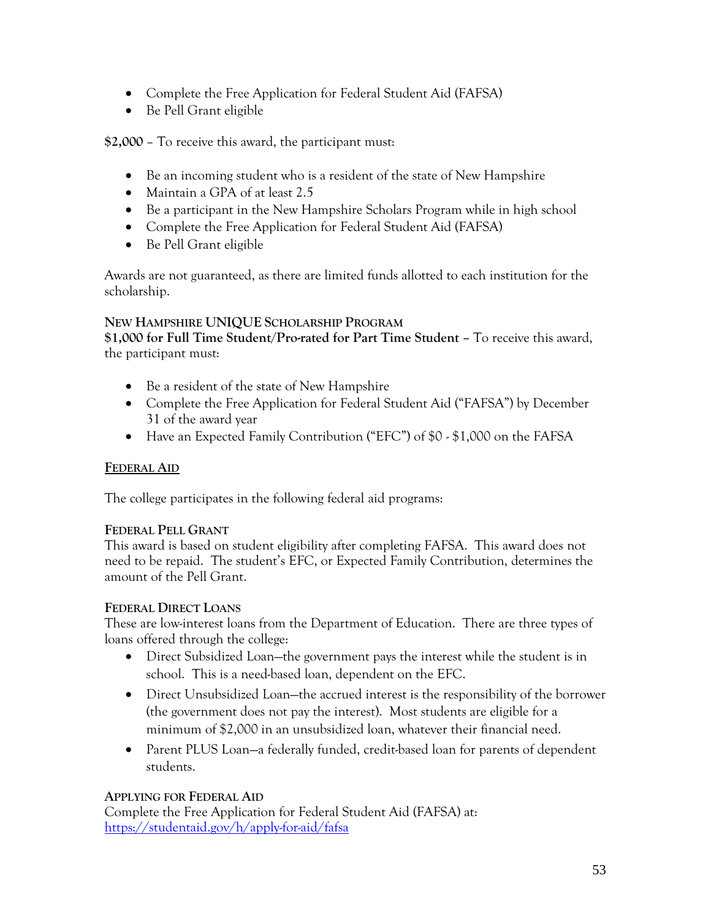- Complete the Free Application for Federal Student Aid (FAFSA)
- Be Pell Grant eligible

**$2,000** – To receive this award, the participant must:

- Be an incoming student who is a resident of the state of New Hampshire
- Maintain a GPA of at least 2.5
- Be a participant in the New Hampshire Scholars Program while in high school
- Complete the Free Application for Federal Student Aid (FAFSA)
- Be Pell Grant eligible

Awards are not guaranteed, as there are limited funds allotted to each institution for the scholarship.

#### New Hampshire UNIQUE Scholarship Program

**$1,000 for Full Time Student/Pro-rated for Part Time Student** – To receive this award, the participant must:

- Be a resident of the state of New Hampshire
- Complete the Free Application for Federal Student Aid ("FAFSA") by December 31 of the award year
- Have an Expected Family Contribution ("EFC") of $0 - $1,000 on the FAFSA

### Federal Aid

The college participates in the following federal aid programs:

#### Federal Pell Grant

This award is based on student eligibility after completing FAFSA. This award does not need to be repaid. The student's EFC, or Expected Family Contribution, determines the amount of the Pell Grant.

#### Federal Direct Loans

These are low-interest loans from the Department of Education. There are three types of loans offered through the college:

- Direct Subsidized Loan—the government pays the interest while the student is in school. This is a need-based loan, dependent on the EFC.
- Direct Unsubsidized Loan—the accrued interest is the responsibility of the borrower (the government does not pay the interest). Most students are eligible for a minimum of $2,000 in an unsubsidized loan, whatever their financial need.
- Parent PLUS Loan—a federally funded, credit-based loan for parents of dependent students.

#### Applying for Federal Aid

Complete the Free Application for Federal Student Aid (FAFSA) at: [https://studentaid.gov/h/apply-for-aid/fafsa](https://studentaid.gov/h/apply-for-aid/fafsa)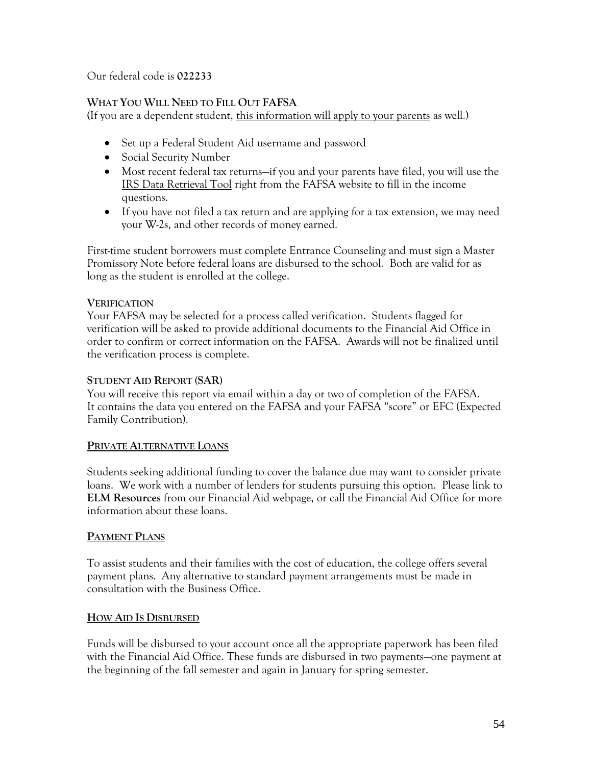Our federal code is **022233**

### WHAT YOU WILL NEED TO FILL OUT FAFSA

(If you are a dependent student, this information will apply to your parents as well.)

- Set up a Federal Student Aid username and password
- Social Security Number
- Most recent federal tax returns—if you and your parents have filed, you will use the IRS Data Retrieval Tool right from the FAFSA website to fill in the income questions.
- If you have not filed a tax return and are applying for a tax extension, we may need your W-2s, and other records of money earned.

First-time student borrowers must complete Entrance Counseling and must sign a Master Promissory Note before federal loans are disbursed to the school. Both are valid for as long as the student is enrolled at the college.

### VERIFICATION

Your FAFSA may be selected for a process called verification. Students flagged for verification will be asked to provide additional documents to the Financial Aid Office in order to confirm or correct information on the FAFSA. Awards will not be finalized until the verification process is complete.

### STUDENT AID REPORT (SAR)

You will receive this report via email within a day or two of completion of the FAFSA. It contains the data you entered on the FAFSA and your FAFSA "score" or EFC (Expected Family Contribution).

### PRIVATE ALTERNATIVE LOANS

Students seeking additional funding to cover the balance due may want to consider private loans. We work with a number of lenders for students pursuing this option. Please link to **ELM Resources** from our Financial Aid webpage, or call the Financial Aid Office for more information about these loans.

### PAYMENT PLANS

To assist students and their families with the cost of education, the college offers several payment plans. Any alternative to standard payment arrangements must be made in consultation with the Business Office.

### HOW AID IS DISBURSED

Funds will be disbursed to your account once all the appropriate paperwork has been filed with the Financial Aid Office. These funds are disbursed in two payments—one payment at the beginning of the fall semester and again in January for spring semester.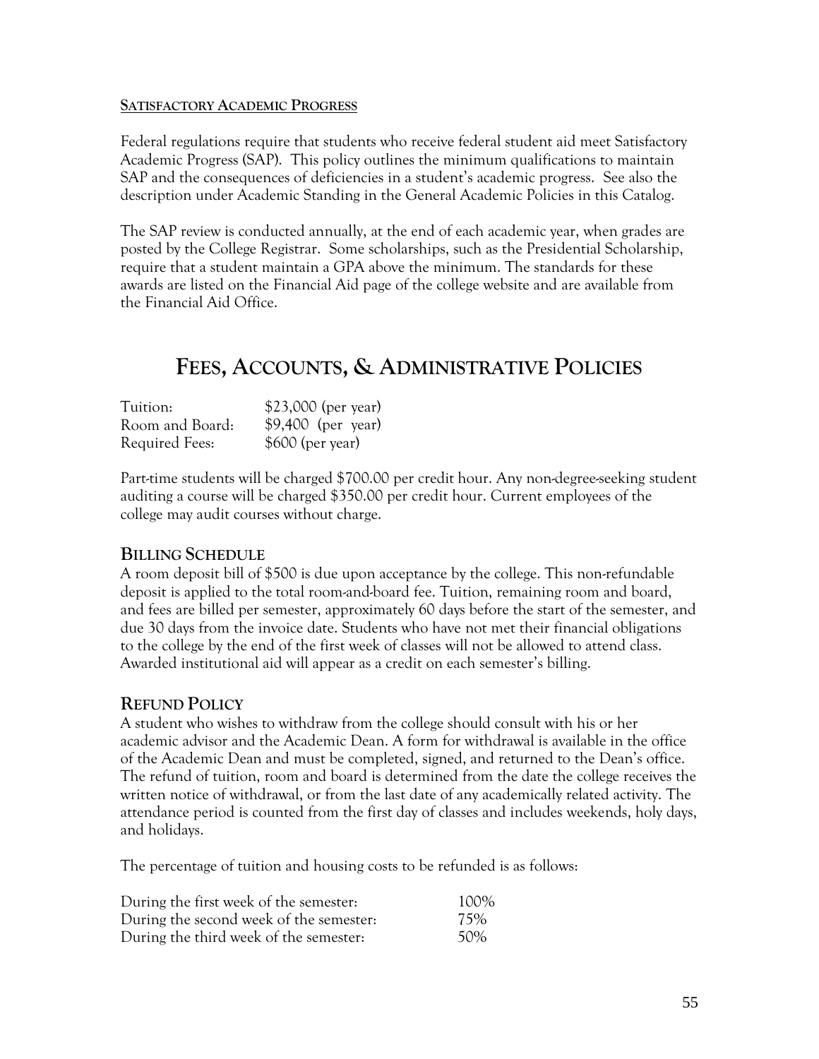**SATISFACTORY ACADEMIC PROGRESS**

Federal regulations require that students who receive federal student aid meet Satisfactory Academic Progress (SAP). This policy outlines the minimum qualifications to maintain SAP and the consequences of deficiencies in a student's academic progress. See also the description under Academic Standing in the General Academic Policies in this Catalog.

The SAP review is conducted annually, at the end of each academic year, when grades are posted by the College Registrar. Some scholarships, such as the Presidential Scholarship, require that a student maintain a GPA above the minimum. The standards for these awards are listed on the Financial Aid page of the college website and are available from the Financial Aid Office.

# FEES, ACCOUNTS, & ADMINISTRATIVE POLICIES

| | |
|---|---|
| Tuition: | $23,000 (per year) |
| Room and Board: | $9,400 (per year) |
| Required Fees: | $600 (per year) |

Part-time students will be charged $700.00 per credit hour. Any non-degree-seeking student auditing a course will be charged $350.00 per credit hour. Current employees of the college may audit courses without charge.

## BILLING SCHEDULE

A room deposit bill of $500 is due upon acceptance by the college. This non-refundable deposit is applied to the total room-and-board fee. Tuition, remaining room and board, and fees are billed per semester, approximately 60 days before the start of the semester, and due 30 days from the invoice date. Students who have not met their financial obligations to the college by the end of the first week of classes will not be allowed to attend class. Awarded institutional aid will appear as a credit on each semester's billing.

## REFUND POLICY

A student who wishes to withdraw from the college should consult with his or her academic advisor and the Academic Dean. A form for withdrawal is available in the office of the Academic Dean and must be completed, signed, and returned to the Dean's office. The refund of tuition, room and board is determined from the date the college receives the written notice of withdrawal, or from the last date of any academically related activity. The attendance period is counted from the first day of classes and includes weekends, holy days, and holidays.

The percentage of tuition and housing costs to be refunded is as follows:

| | |
|---|---|
| During the first week of the semester: | 100% |
| During the second week of the semester: | 75% |
| During the third week of the semester: | 50% |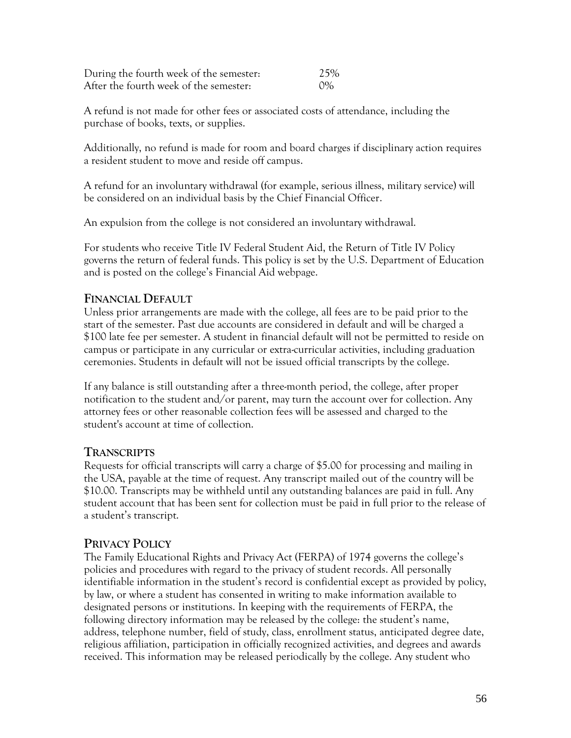| | |
|---|---|
| During the fourth week of the semester: | 25% |
| After the fourth week of the semester: | 0% |

A refund is not made for other fees or associated costs of attendance, including the purchase of books, texts, or supplies.

Additionally, no refund is made for room and board charges if disciplinary action requires a resident student to move and reside off campus.

A refund for an involuntary withdrawal (for example, serious illness, military service) will be considered on an individual basis by the Chief Financial Officer.

An expulsion from the college is not considered an involuntary withdrawal.

For students who receive Title IV Federal Student Aid, the Return of Title IV Policy governs the return of federal funds. This policy is set by the U.S. Department of Education and is posted on the college's Financial Aid webpage.

## FINANCIAL DEFAULT

Unless prior arrangements are made with the college, all fees are to be paid prior to the start of the semester. Past due accounts are considered in default and will be charged a $100 late fee per semester. A student in financial default will not be permitted to reside on campus or participate in any curricular or extra-curricular activities, including graduation ceremonies. Students in default will not be issued official transcripts by the college.

If any balance is still outstanding after a three-month period, the college, after proper notification to the student and/or parent, may turn the account over for collection. Any attorney fees or other reasonable collection fees will be assessed and charged to the student's account at time of collection.

## TRANSCRIPTS

Requests for official transcripts will carry a charge of $5.00 for processing and mailing in the USA, payable at the time of request. Any transcript mailed out of the country will be $10.00. Transcripts may be withheld until any outstanding balances are paid in full. Any student account that has been sent for collection must be paid in full prior to the release of a student's transcript.

## PRIVACY POLICY

The Family Educational Rights and Privacy Act (FERPA) of 1974 governs the college's policies and procedures with regard to the privacy of student records. All personally identifiable information in the student's record is confidential except as provided by policy, by law, or where a student has consented in writing to make information available to designated persons or institutions. In keeping with the requirements of FERPA, the following directory information may be released by the college: the student's name, address, telephone number, field of study, class, enrollment status, anticipated degree date, religious affiliation, participation in officially recognized activities, and degrees and awards received. This information may be released periodically by the college. Any student who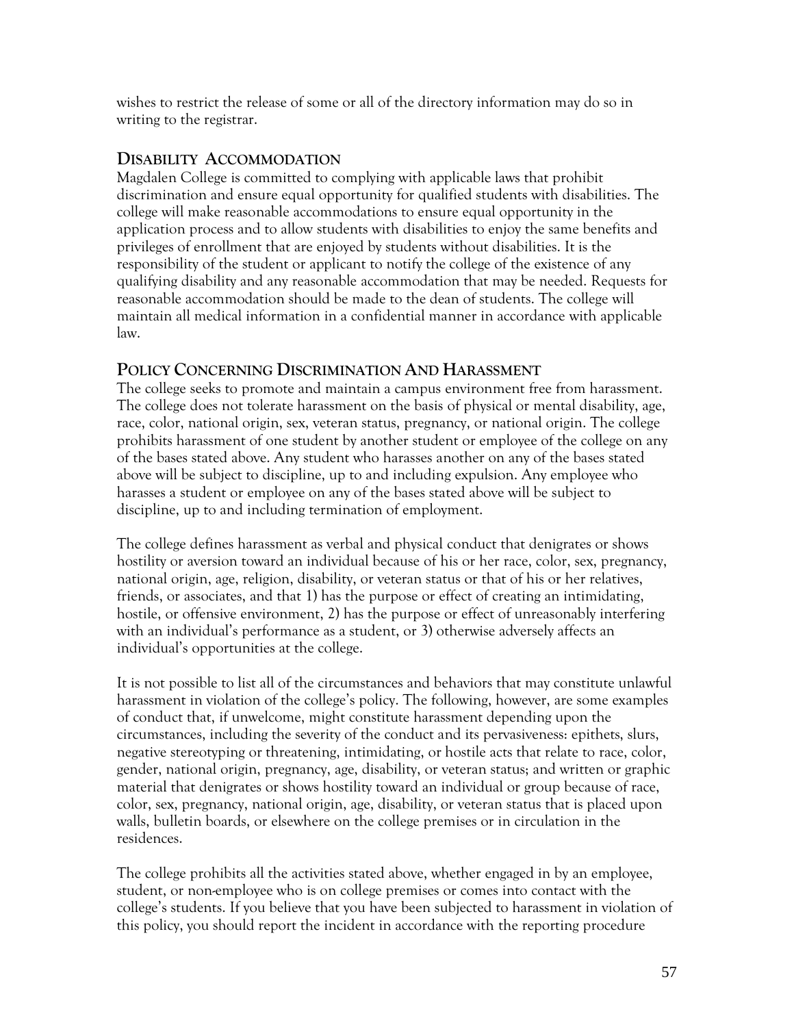wishes to restrict the release of some or all of the directory information may do so in writing to the registrar.

## Disability Accommodation

Magdalen College is committed to complying with applicable laws that prohibit discrimination and ensure equal opportunity for qualified students with disabilities. The college will make reasonable accommodations to ensure equal opportunity in the application process and to allow students with disabilities to enjoy the same benefits and privileges of enrollment that are enjoyed by students without disabilities. It is the responsibility of the student or applicant to notify the college of the existence of any qualifying disability and any reasonable accommodation that may be needed. Requests for reasonable accommodation should be made to the dean of students. The college will maintain all medical information in a confidential manner in accordance with applicable law.

## Policy Concerning Discrimination And Harassment

The college seeks to promote and maintain a campus environment free from harassment. The college does not tolerate harassment on the basis of physical or mental disability, age, race, color, national origin, sex, veteran status, pregnancy, or national origin. The college prohibits harassment of one student by another student or employee of the college on any of the bases stated above. Any student who harasses another on any of the bases stated above will be subject to discipline, up to and including expulsion. Any employee who harasses a student or employee on any of the bases stated above will be subject to discipline, up to and including termination of employment.

The college defines harassment as verbal and physical conduct that denigrates or shows hostility or aversion toward an individual because of his or her race, color, sex, pregnancy, national origin, age, religion, disability, or veteran status or that of his or her relatives, friends, or associates, and that 1) has the purpose or effect of creating an intimidating, hostile, or offensive environment, 2) has the purpose or effect of unreasonably interfering with an individual's performance as a student, or 3) otherwise adversely affects an individual's opportunities at the college.

It is not possible to list all of the circumstances and behaviors that may constitute unlawful harassment in violation of the college's policy. The following, however, are some examples of conduct that, if unwelcome, might constitute harassment depending upon the circumstances, including the severity of the conduct and its pervasiveness: epithets, slurs, negative stereotyping or threatening, intimidating, or hostile acts that relate to race, color, gender, national origin, pregnancy, age, disability, or veteran status; and written or graphic material that denigrates or shows hostility toward an individual or group because of race, color, sex, pregnancy, national origin, age, disability, or veteran status that is placed upon walls, bulletin boards, or elsewhere on the college premises or in circulation in the residences.

The college prohibits all the activities stated above, whether engaged in by an employee, student, or non-employee who is on college premises or comes into contact with the college's students. If you believe that you have been subjected to harassment in violation of this policy, you should report the incident in accordance with the reporting procedure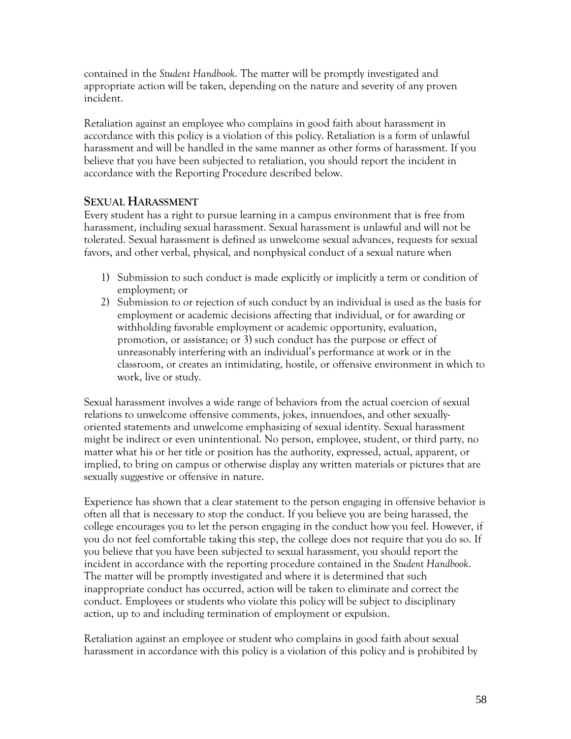contained in the *Student Handbook*. The matter will be promptly investigated and appropriate action will be taken, depending on the nature and severity of any proven incident.

Retaliation against an employee who complains in good faith about harassment in accordance with this policy is a violation of this policy. Retaliation is a form of unlawful harassment and will be handled in the same manner as other forms of harassment. If you believe that you have been subjected to retaliation, you should report the incident in accordance with the Reporting Procedure described below.

## SEXUAL HARASSMENT

Every student has a right to pursue learning in a campus environment that is free from harassment, including sexual harassment. Sexual harassment is unlawful and will not be tolerated. Sexual harassment is defined as unwelcome sexual advances, requests for sexual favors, and other verbal, physical, and nonphysical conduct of a sexual nature when

1) Submission to such conduct is made explicitly or implicitly a term or condition of employment; or
2) Submission to or rejection of such conduct by an individual is used as the basis for employment or academic decisions affecting that individual, or for awarding or withholding favorable employment or academic opportunity, evaluation, promotion, or assistance; or 3) such conduct has the purpose or effect of unreasonably interfering with an individual's performance at work or in the classroom, or creates an intimidating, hostile, or offensive environment in which to work, live or study.

Sexual harassment involves a wide range of behaviors from the actual coercion of sexual relations to unwelcome offensive comments, jokes, innuendoes, and other sexually-oriented statements and unwelcome emphasizing of sexual identity. Sexual harassment might be indirect or even unintentional. No person, employee, student, or third party, no matter what his or her title or position has the authority, expressed, actual, apparent, or implied, to bring on campus or otherwise display any written materials or pictures that are sexually suggestive or offensive in nature.

Experience has shown that a clear statement to the person engaging in offensive behavior is often all that is necessary to stop the conduct. If you believe you are being harassed, the college encourages you to let the person engaging in the conduct how you feel. However, if you do not feel comfortable taking this step, the college does not require that you do so. If you believe that you have been subjected to sexual harassment, you should report the incident in accordance with the reporting procedure contained in the *Student Handbook*. The matter will be promptly investigated and where it is determined that such inappropriate conduct has occurred, action will be taken to eliminate and correct the conduct. Employees or students who violate this policy will be subject to disciplinary action, up to and including termination of employment or expulsion.

Retaliation against an employee or student who complains in good faith about sexual harassment in accordance with this policy is a violation of this policy and is prohibited by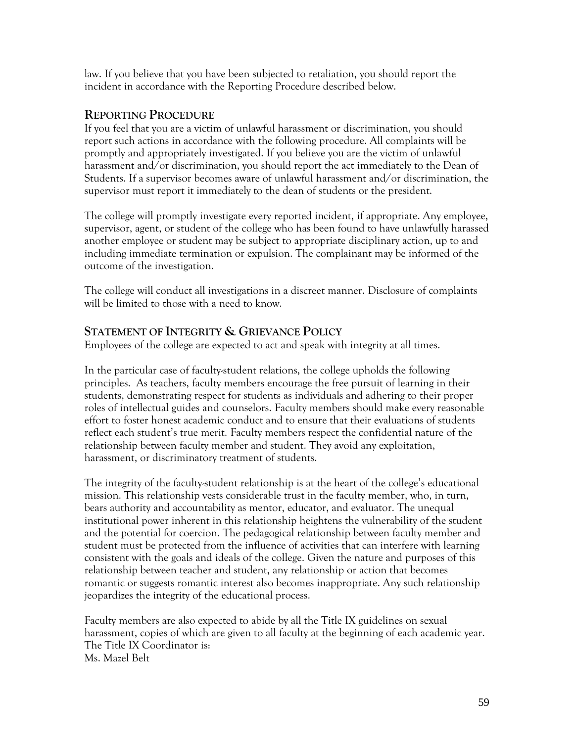law. If you believe that you have been subjected to retaliation, you should report the incident in accordance with the Reporting Procedure described below.

## Reporting Procedure

If you feel that you are a victim of unlawful harassment or discrimination, you should report such actions in accordance with the following procedure. All complaints will be promptly and appropriately investigated. If you believe you are the victim of unlawful harassment and/or discrimination, you should report the act immediately to the Dean of Students. If a supervisor becomes aware of unlawful harassment and/or discrimination, the supervisor must report it immediately to the dean of students or the president.

The college will promptly investigate every reported incident, if appropriate. Any employee, supervisor, agent, or student of the college who has been found to have unlawfully harassed another employee or student may be subject to appropriate disciplinary action, up to and including immediate termination or expulsion. The complainant may be informed of the outcome of the investigation.

The college will conduct all investigations in a discreet manner. Disclosure of complaints will be limited to those with a need to know.

## Statement of Integrity & Grievance Policy

Employees of the college are expected to act and speak with integrity at all times.

In the particular case of faculty-student relations, the college upholds the following principles. As teachers, faculty members encourage the free pursuit of learning in their students, demonstrating respect for students as individuals and adhering to their proper roles of intellectual guides and counselors. Faculty members should make every reasonable effort to foster honest academic conduct and to ensure that their evaluations of students reflect each student's true merit. Faculty members respect the confidential nature of the relationship between faculty member and student. They avoid any exploitation, harassment, or discriminatory treatment of students.

The integrity of the faculty-student relationship is at the heart of the college's educational mission. This relationship vests considerable trust in the faculty member, who, in turn, bears authority and accountability as mentor, educator, and evaluator. The unequal institutional power inherent in this relationship heightens the vulnerability of the student and the potential for coercion. The pedagogical relationship between faculty member and student must be protected from the influence of activities that can interfere with learning consistent with the goals and ideals of the college. Given the nature and purposes of this relationship between teacher and student, any relationship or action that becomes romantic or suggests romantic interest also becomes inappropriate. Any such relationship jeopardizes the integrity of the educational process.

Faculty members are also expected to abide by all the Title IX guidelines on sexual harassment, copies of which are given to all faculty at the beginning of each academic year. The Title IX Coordinator is:
Ms. Mazel Belt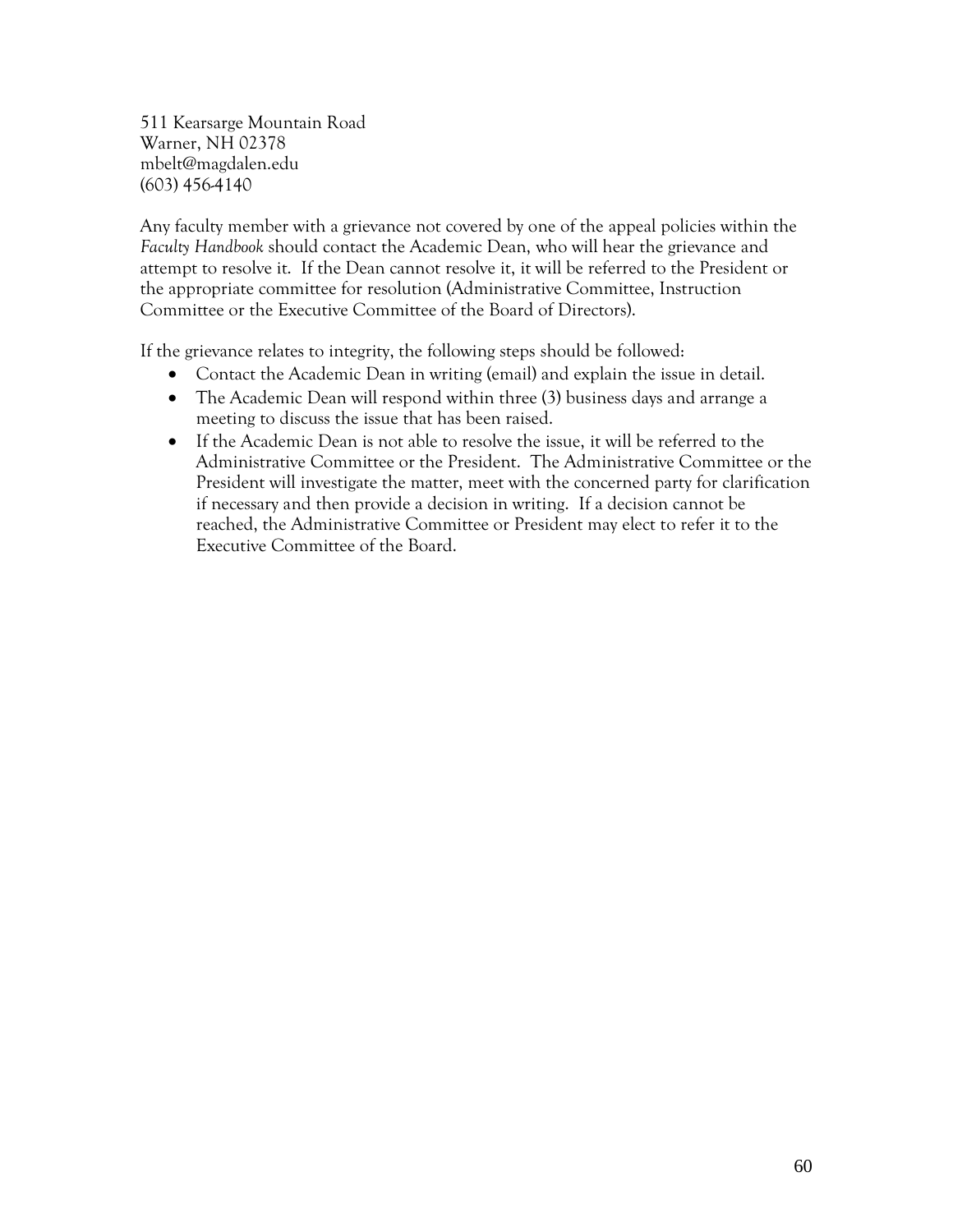511 Kearsarge Mountain Road
Warner, NH 02378
mbelt@magdalen.edu
(603) 456-4140

Any faculty member with a grievance not covered by one of the appeal policies within the *Faculty Handbook* should contact the Academic Dean, who will hear the grievance and attempt to resolve it. If the Dean cannot resolve it, it will be referred to the President or the appropriate committee for resolution (Administrative Committee, Instruction Committee or the Executive Committee of the Board of Directors).

If the grievance relates to integrity, the following steps should be followed:

- Contact the Academic Dean in writing (email) and explain the issue in detail.
- The Academic Dean will respond within three (3) business days and arrange a meeting to discuss the issue that has been raised.
- If the Academic Dean is not able to resolve the issue, it will be referred to the Administrative Committee or the President. The Administrative Committee or the President will investigate the matter, meet with the concerned party for clarification if necessary and then provide a decision in writing. If a decision cannot be reached, the Administrative Committee or President may elect to refer it to the Executive Committee of the Board.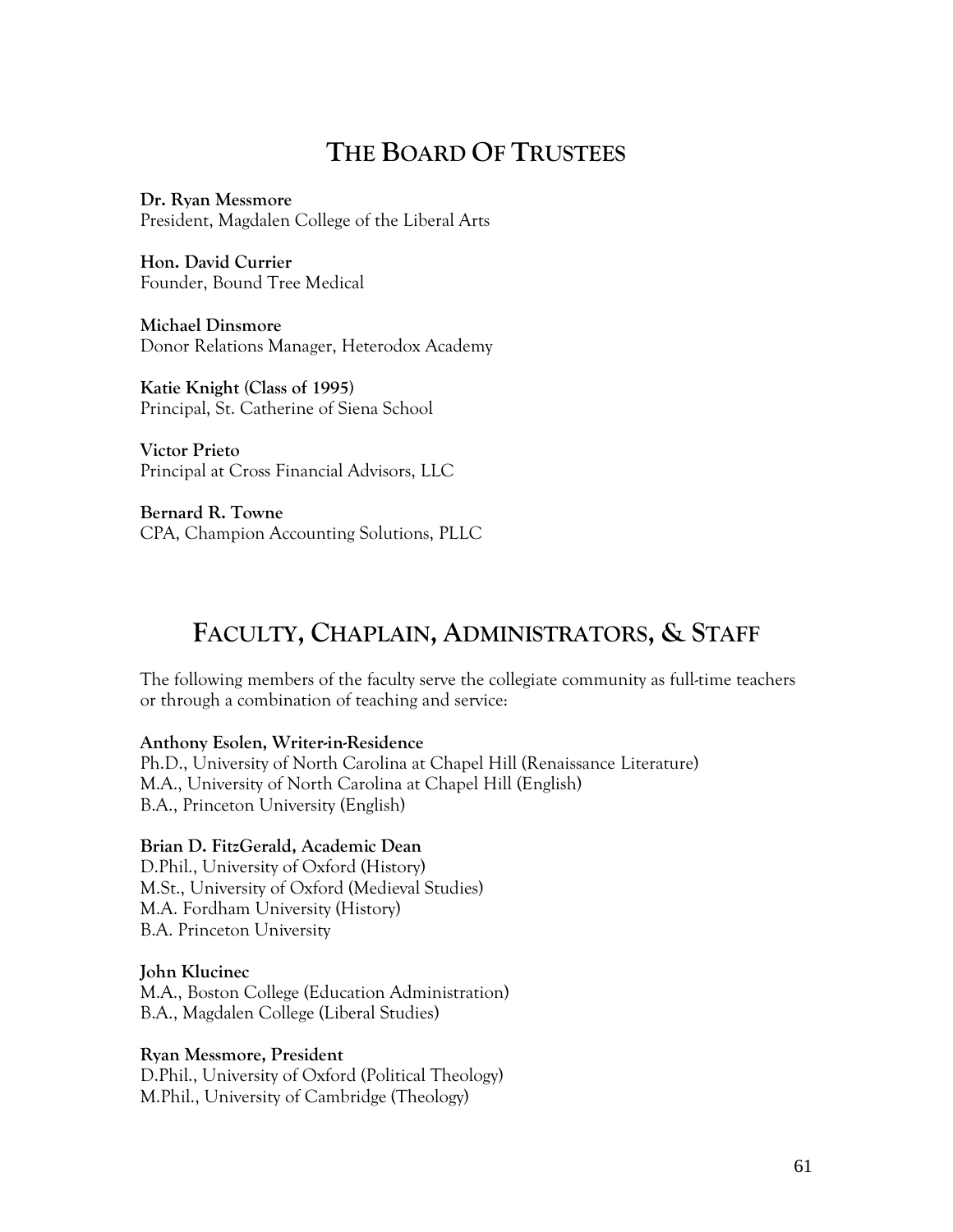# The Board Of Trustees

**Dr. Ryan Messmore**
President, Magdalen College of the Liberal Arts

**Hon. David Currier**
Founder, Bound Tree Medical

**Michael Dinsmore**
Donor Relations Manager, Heterodox Academy

**Katie Knight (Class of 1995)**
Principal, St. Catherine of Siena School

**Victor Prieto**
Principal at Cross Financial Advisors, LLC

**Bernard R. Towne**
CPA, Champion Accounting Solutions, PLLC

# Faculty, Chaplain, Administrators, & Staff

The following members of the faculty serve the collegiate community as full-time teachers or through a combination of teaching and service:

**Anthony Esolen, Writer-in-Residence**
Ph.D., University of North Carolina at Chapel Hill (Renaissance Literature)
M.A., University of North Carolina at Chapel Hill (English)
B.A., Princeton University (English)

**Brian D. FitzGerald, Academic Dean**
D.Phil., University of Oxford (History)
M.St., University of Oxford (Medieval Studies)
M.A. Fordham University (History)
B.A. Princeton University

**John Klucinec**
M.A., Boston College (Education Administration)
B.A., Magdalen College (Liberal Studies)

**Ryan Messmore, President**
D.Phil., University of Oxford (Political Theology)
M.Phil., University of Cambridge (Theology)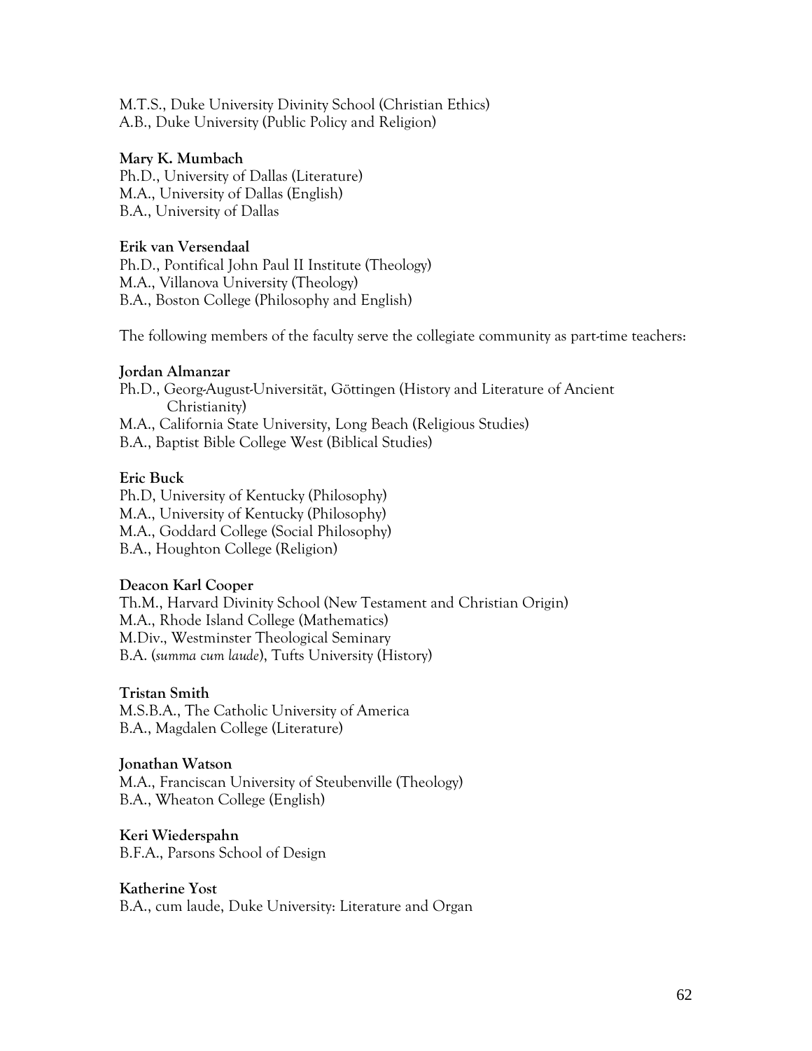M.T.S., Duke University Divinity School (Christian Ethics)
A.B., Duke University (Public Policy and Religion)

**Mary K. Mumbach**
Ph.D., University of Dallas (Literature)
M.A., University of Dallas (English)
B.A., University of Dallas

**Erik van Versendaal**
Ph.D., Pontifical John Paul II Institute (Theology)
M.A., Villanova University (Theology)
B.A., Boston College (Philosophy and English)

The following members of the faculty serve the collegiate community as part-time teachers:

**Jordan Almanzar**
Ph.D., Georg-August-Universität, Göttingen (History and Literature of Ancient Christianity)
M.A., California State University, Long Beach (Religious Studies)
B.A., Baptist Bible College West (Biblical Studies)

**Eric Buck**
Ph.D, University of Kentucky (Philosophy)
M.A., University of Kentucky (Philosophy)
M.A., Goddard College (Social Philosophy)
B.A., Houghton College (Religion)

**Deacon Karl Cooper**
Th.M., Harvard Divinity School (New Testament and Christian Origin)
M.A., Rhode Island College (Mathematics)
M.Div., Westminster Theological Seminary
B.A. (*summa cum laude*), Tufts University (History)

**Tristan Smith**
M.S.B.A., The Catholic University of America
B.A., Magdalen College (Literature)

**Jonathan Watson**
M.A., Franciscan University of Steubenville (Theology)
B.A., Wheaton College (English)

**Keri Wiederspahn**
B.F.A., Parsons School of Design

**Katherine Yost**
B.A., cum laude, Duke University: Literature and Organ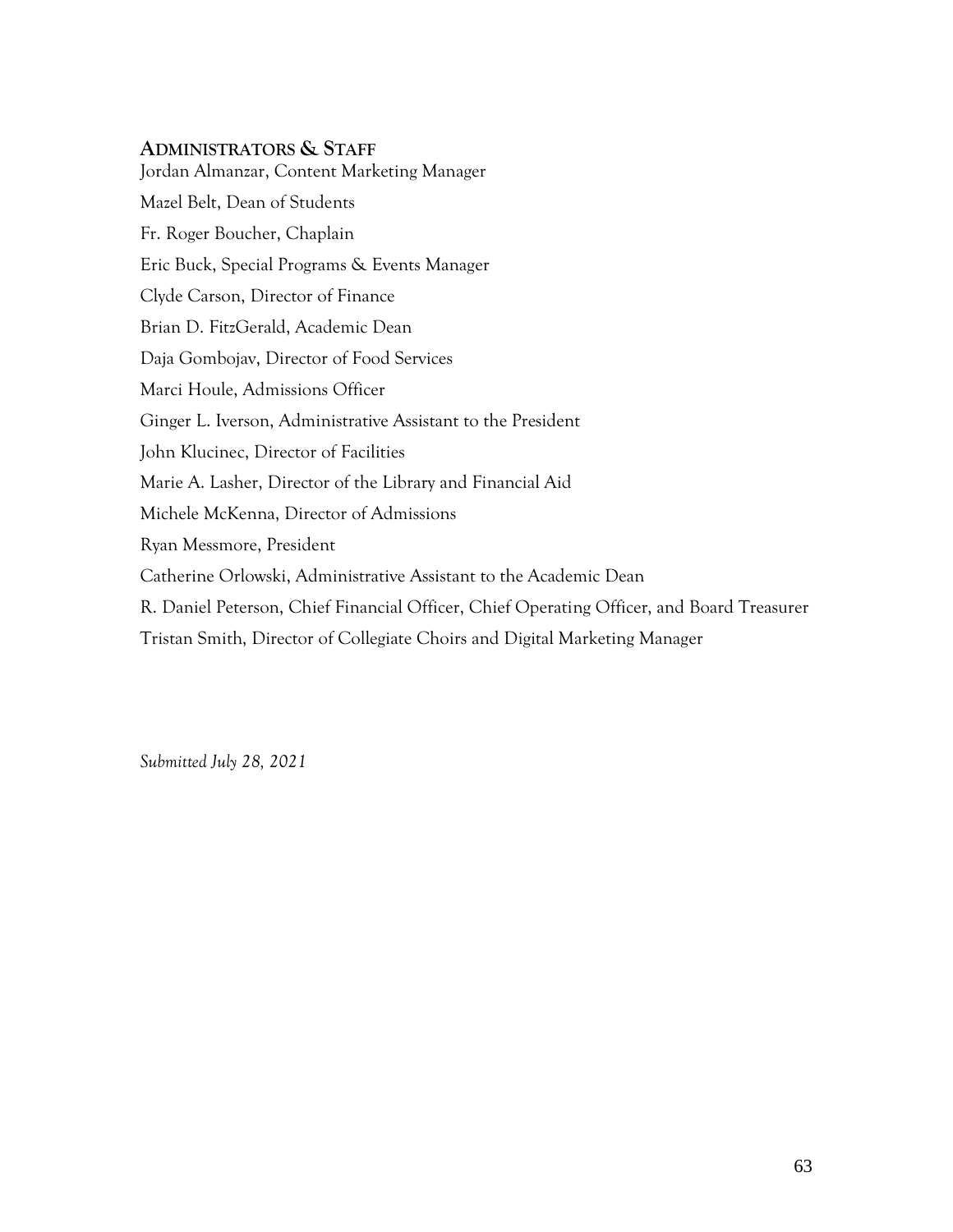## ADMINISTRATORS & STAFF

Jordan Almanzar, Content Marketing Manager

Mazel Belt, Dean of Students

Fr. Roger Boucher, Chaplain

Eric Buck, Special Programs & Events Manager

Clyde Carson, Director of Finance

Brian D. FitzGerald, Academic Dean

Daja Gombojav, Director of Food Services

Marci Houle, Admissions Officer

Ginger L. Iverson, Administrative Assistant to the President

John Klucinec, Director of Facilities

Marie A. Lasher, Director of the Library and Financial Aid

Michele McKenna, Director of Admissions

Ryan Messmore, President

Catherine Orlowski, Administrative Assistant to the Academic Dean

R. Daniel Peterson, Chief Financial Officer, Chief Operating Officer, and Board Treasurer

Tristan Smith, Director of Collegiate Choirs and Digital Marketing Manager

*Submitted July 28, 2021*